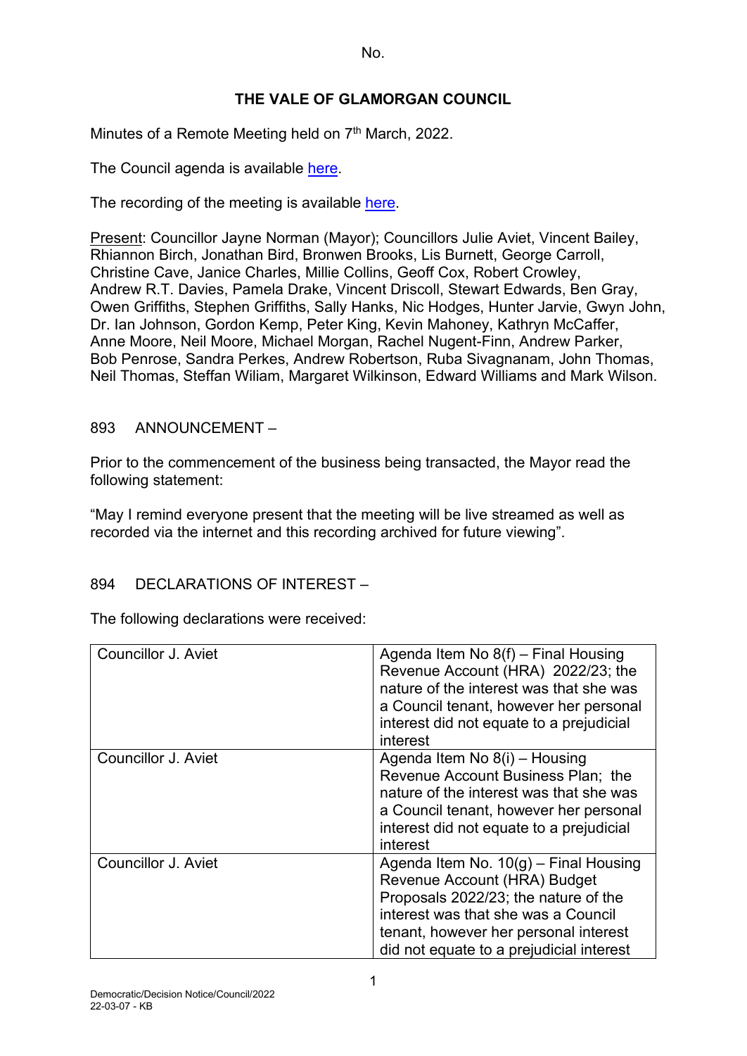No.

# THE VALE OF GLAMORGAN COUNCIL

Minutes of a Remote Meeting held on 7th March, 2022.

The Council agenda is available here.

The recording of the meeting is available here.

Present: Councillor Jayne Norman (Mayor); Councillors Julie Aviet, Vincent Bailey, Rhiannon Birch, Jonathan Bird, Bronwen Brooks, Lis Burnett, George Carroll, Christine Cave, Janice Charles, Millie Collins, Geoff Cox, Robert Crowley, Andrew R.T. Davies, Pamela Drake, Vincent Driscoll, Stewart Edwards, Ben Gray, Owen Griffiths, Stephen Griffiths, Sally Hanks, Nic Hodges, Hunter Jarvie, Gwyn John, Dr. Ian Johnson, Gordon Kemp, Peter King, Kevin Mahoney, Kathryn McCaffer, Anne Moore, Neil Moore, Michael Morgan, Rachel Nugent-Finn, Andrew Parker, Bob Penrose, Sandra Perkes, Andrew Robertson, Ruba Sivagnanam, John Thomas, Neil Thomas, Steffan Wiliam, Margaret Wilkinson, Edward Williams and Mark Wilson.

## 893 ANNOUNCEMENT –

Prior to the commencement of the business being transacted, the Mayor read the following statement:

"May I remind everyone present that the meeting will be live streamed as well as recorded via the internet and this recording archived for future viewing".

## 894 DECLARATIONS OF INTEREST –

The following declarations were received:

| | |
|---|---|
| Councillor J. Aviet | Agenda Item No 8(f) – Final Housing Revenue Account (HRA) 2022/23; the nature of the interest was that she was a Council tenant, however her personal interest did not equate to a prejudicial interest |
| Councillor J. Aviet | Agenda Item No 8(i) – Housing Revenue Account Business Plan; the nature of the interest was that she was a Council tenant, however her personal interest did not equate to a prejudicial interest |
| Councillor J. Aviet | Agenda Item No. 10(g) – Final Housing Revenue Account (HRA) Budget Proposals 2022/23; the nature of the interest was that she was a Council tenant, however her personal interest did not equate to a prejudicial interest |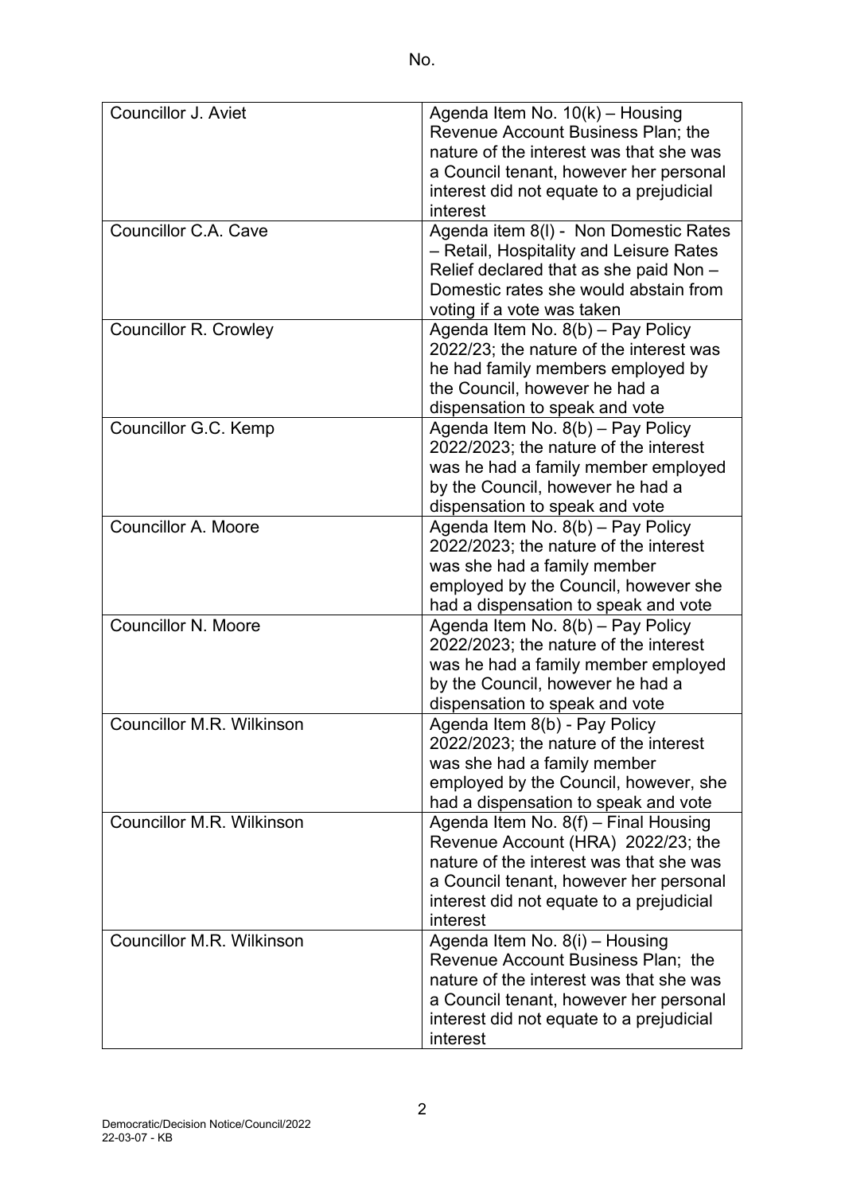No.

| Councillor J. Aviet | Agenda Item No. 10(k) – Housing Revenue Account Business Plan; the nature of the interest was that she was a Council tenant, however her personal interest did not equate to a prejudicial interest |
|---|---|
| Councillor C.A. Cave | Agenda item 8(l) - Non Domestic Rates – Retail, Hospitality and Leisure Rates Relief declared that as she paid Non – Domestic rates she would abstain from voting if a vote was taken |
| Councillor R. Crowley | Agenda Item No. 8(b) – Pay Policy 2022/23; the nature of the interest was he had family members employed by the Council, however he had a dispensation to speak and vote |
| Councillor G.C. Kemp | Agenda Item No. 8(b) – Pay Policy 2022/2023; the nature of the interest was he had a family member employed by the Council, however he had a dispensation to speak and vote |
| Councillor A. Moore | Agenda Item No. 8(b) – Pay Policy 2022/2023; the nature of the interest was she had a family member employed by the Council, however she had a dispensation to speak and vote |
| Councillor N. Moore | Agenda Item No. 8(b) – Pay Policy 2022/2023; the nature of the interest was he had a family member employed by the Council, however he had a dispensation to speak and vote |
| Councillor M.R. Wilkinson | Agenda Item 8(b) - Pay Policy 2022/2023; the nature of the interest was she had a family member employed by the Council, however, she had a dispensation to speak and vote |
| Councillor M.R. Wilkinson | Agenda Item No. 8(f) – Final Housing Revenue Account (HRA) 2022/23; the nature of the interest was that she was a Council tenant, however her personal interest did not equate to a prejudicial interest |
| Councillor M.R. Wilkinson | Agenda Item No. 8(i) – Housing Revenue Account Business Plan; the nature of the interest was that she was a Council tenant, however her personal interest did not equate to a prejudicial interest |

Democratic/Decision Notice/Council/2022
22-03-07 - KB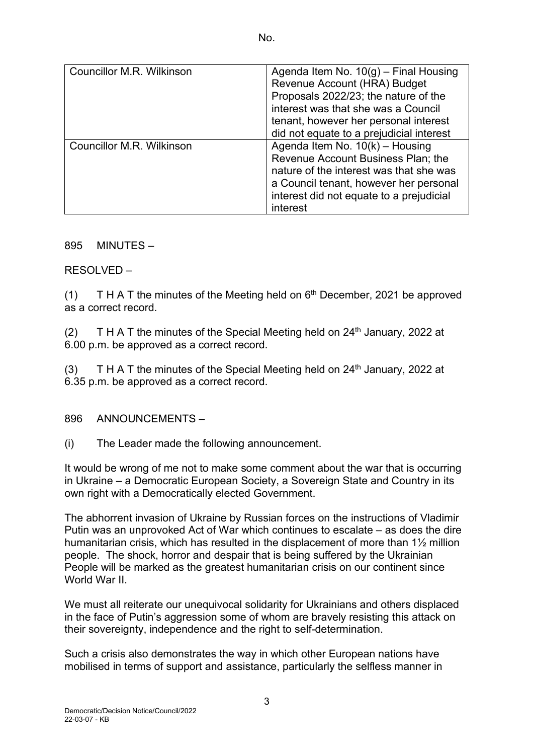| Councillor M.R. Wilkinson | Agenda Item No. 10(g) – Final Housing Revenue Account (HRA) Budget Proposals 2022/23; the nature of the interest was that she was a Council tenant, however her personal interest did not equate to a prejudicial interest |
|---|---|
| Councillor M.R. Wilkinson | Agenda Item No. 10(k) – Housing Revenue Account Business Plan; the nature of the interest was that she was a Council tenant, however her personal interest did not equate to a prejudicial interest |

895 MINUTES –

RESOLVED –

(1) T H A T the minutes of the Meeting held on 6th December, 2021 be approved as a correct record.

(2) T H A T the minutes of the Special Meeting held on 24th January, 2022 at 6.00 p.m. be approved as a correct record.

(3) T H A T the minutes of the Special Meeting held on 24th January, 2022 at 6.35 p.m. be approved as a correct record.

896 ANNOUNCEMENTS –

(i) The Leader made the following announcement.

It would be wrong of me not to make some comment about the war that is occurring in Ukraine – a Democratic European Society, a Sovereign State and Country in its own right with a Democratically elected Government.

The abhorrent invasion of Ukraine by Russian forces on the instructions of Vladimir Putin was an unprovoked Act of War which continues to escalate – as does the dire humanitarian crisis, which has resulted in the displacement of more than 1½ million people. The shock, horror and despair that is being suffered by the Ukrainian People will be marked as the greatest humanitarian crisis on our continent since World War II.

We must all reiterate our unequivocal solidarity for Ukrainians and others displaced in the face of Putin's aggression some of whom are bravely resisting this attack on their sovereignty, independence and the right to self-determination.

Such a crisis also demonstrates the way in which other European nations have mobilised in terms of support and assistance, particularly the selfless manner in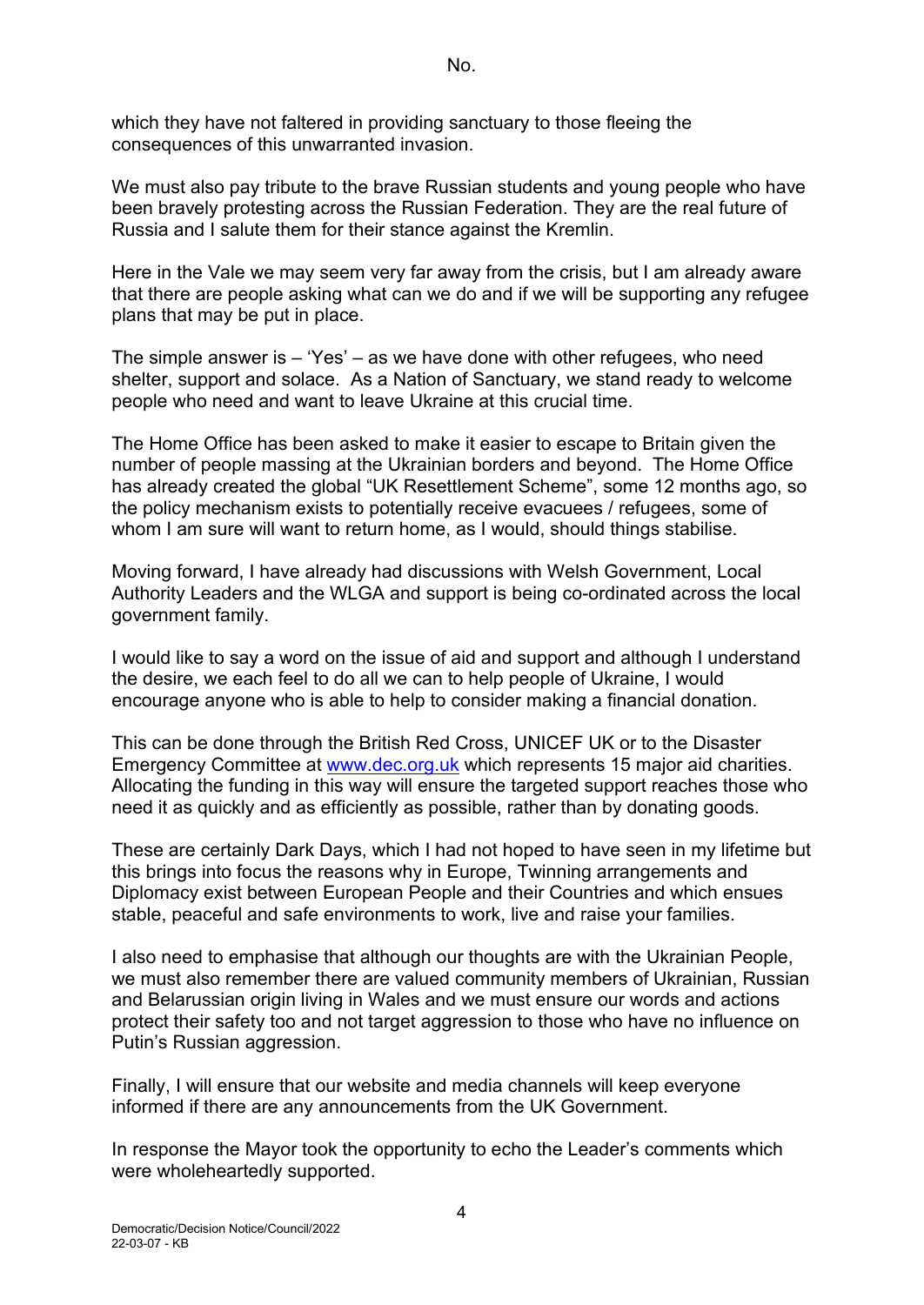which they have not faltered in providing sanctuary to those fleeing the consequences of this unwarranted invasion.

We must also pay tribute to the brave Russian students and young people who have been bravely protesting across the Russian Federation. They are the real future of Russia and I salute them for their stance against the Kremlin.

Here in the Vale we may seem very far away from the crisis, but I am already aware that there are people asking what can we do and if we will be supporting any refugee plans that may be put in place.

The simple answer is – 'Yes' – as we have done with other refugees, who need shelter, support and solace. As a Nation of Sanctuary, we stand ready to welcome people who need and want to leave Ukraine at this crucial time.

The Home Office has been asked to make it easier to escape to Britain given the number of people massing at the Ukrainian borders and beyond. The Home Office has already created the global "UK Resettlement Scheme", some 12 months ago, so the policy mechanism exists to potentially receive evacuees / refugees, some of whom I am sure will want to return home, as I would, should things stabilise.

Moving forward, I have already had discussions with Welsh Government, Local Authority Leaders and the WLGA and support is being co-ordinated across the local government family.

I would like to say a word on the issue of aid and support and although I understand the desire, we each feel to do all we can to help people of Ukraine, I would encourage anyone who is able to help to consider making a financial donation.

This can be done through the British Red Cross, UNICEF UK or to the Disaster Emergency Committee at [www.dec.org.uk](http://www.dec.org.uk) which represents 15 major aid charities. Allocating the funding in this way will ensure the targeted support reaches those who need it as quickly and as efficiently as possible, rather than by donating goods.

These are certainly Dark Days, which I had not hoped to have seen in my lifetime but this brings into focus the reasons why in Europe, Twinning arrangements and Diplomacy exist between European People and their Countries and which ensues stable, peaceful and safe environments to work, live and raise your families.

I also need to emphasise that although our thoughts are with the Ukrainian People, we must also remember there are valued community members of Ukrainian, Russian and Belarussian origin living in Wales and we must ensure our words and actions protect their safety too and not target aggression to those who have no influence on Putin's Russian aggression.

Finally, I will ensure that our website and media channels will keep everyone informed if there are any announcements from the UK Government.

In response the Mayor took the opportunity to echo the Leader's comments which were wholeheartedly supported.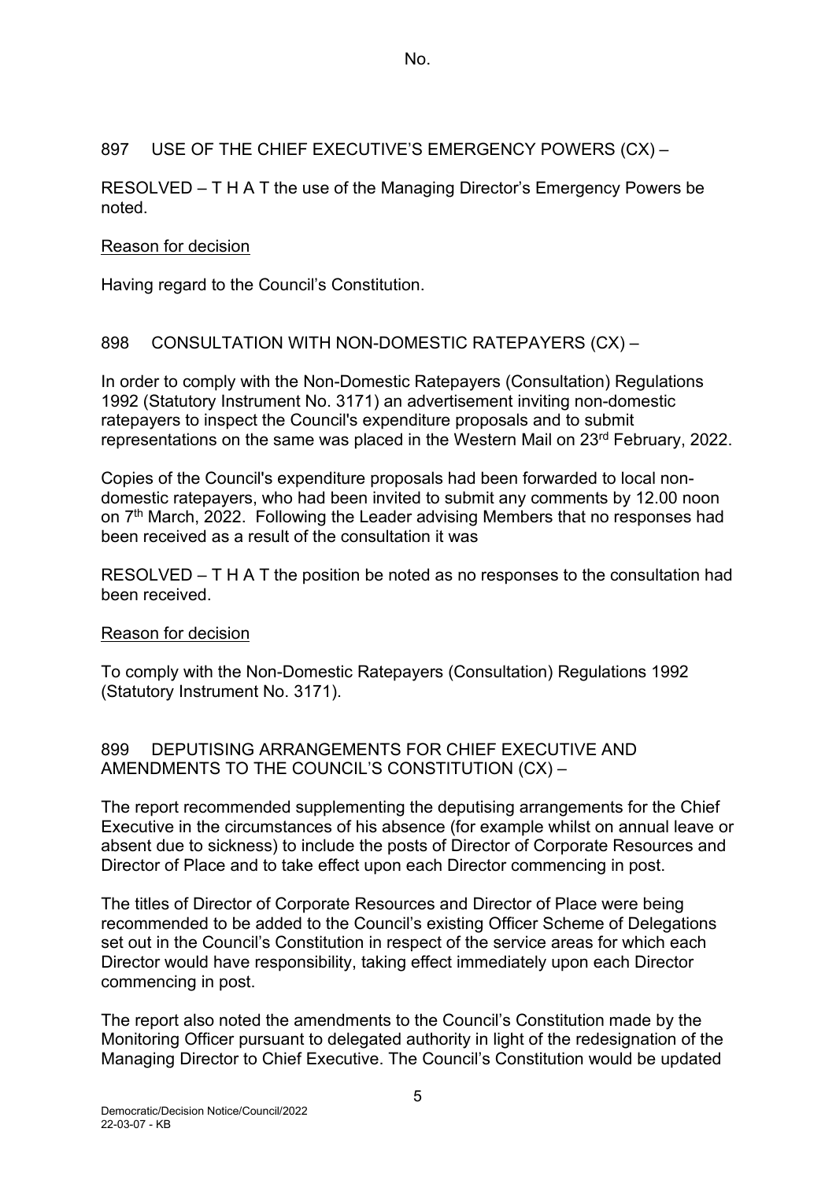No.

897 USE OF THE CHIEF EXECUTIVE'S EMERGENCY POWERS (CX) –

RESOLVED – T H A T the use of the Managing Director's Emergency Powers be noted.

Reason for decision

Having regard to the Council's Constitution.

898 CONSULTATION WITH NON-DOMESTIC RATEPAYERS (CX) –

In order to comply with the Non-Domestic Ratepayers (Consultation) Regulations 1992 (Statutory Instrument No. 3171) an advertisement inviting non-domestic ratepayers to inspect the Council's expenditure proposals and to submit representations on the same was placed in the Western Mail on 23rd February, 2022.

Copies of the Council's expenditure proposals had been forwarded to local non-domestic ratepayers, who had been invited to submit any comments by 12.00 noon on 7th March, 2022. Following the Leader advising Members that no responses had been received as a result of the consultation it was

RESOLVED – T H A T the position be noted as no responses to the consultation had been received.

Reason for decision

To comply with the Non-Domestic Ratepayers (Consultation) Regulations 1992 (Statutory Instrument No. 3171).

899 DEPUTISING ARRANGEMENTS FOR CHIEF EXECUTIVE AND AMENDMENTS TO THE COUNCIL'S CONSTITUTION (CX) –

The report recommended supplementing the deputising arrangements for the Chief Executive in the circumstances of his absence (for example whilst on annual leave or absent due to sickness) to include the posts of Director of Corporate Resources and Director of Place and to take effect upon each Director commencing in post.

The titles of Director of Corporate Resources and Director of Place were being recommended to be added to the Council's existing Officer Scheme of Delegations set out in the Council's Constitution in respect of the service areas for which each Director would have responsibility, taking effect immediately upon each Director commencing in post.

The report also noted the amendments to the Council's Constitution made by the Monitoring Officer pursuant to delegated authority in light of the redesignation of the Managing Director to Chief Executive. The Council's Constitution would be updated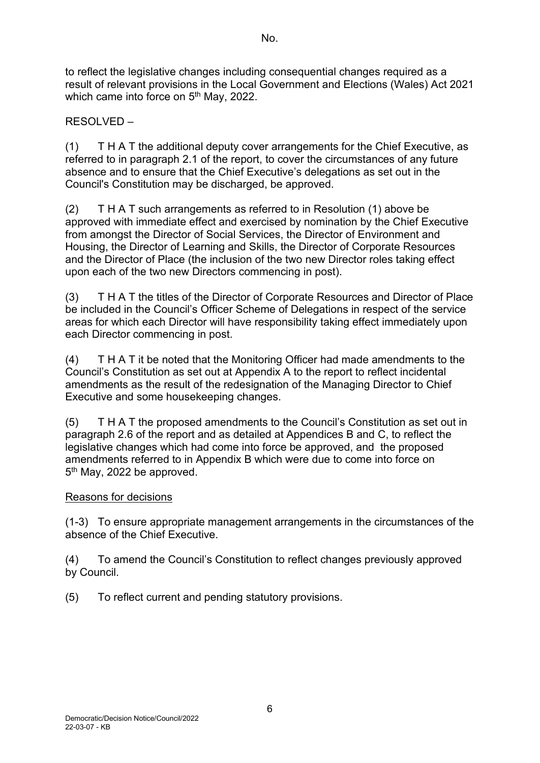to reflect the legislative changes including consequential changes required as a result of relevant provisions in the Local Government and Elections (Wales) Act 2021 which came into force on 5th May, 2022.

RESOLVED –

(1) T H A T the additional deputy cover arrangements for the Chief Executive, as referred to in paragraph 2.1 of the report, to cover the circumstances of any future absence and to ensure that the Chief Executive's delegations as set out in the Council's Constitution may be discharged, be approved.

(2) T H A T such arrangements as referred to in Resolution (1) above be approved with immediate effect and exercised by nomination by the Chief Executive from amongst the Director of Social Services, the Director of Environment and Housing, the Director of Learning and Skills, the Director of Corporate Resources and the Director of Place (the inclusion of the two new Director roles taking effect upon each of the two new Directors commencing in post).

(3) T H A T the titles of the Director of Corporate Resources and Director of Place be included in the Council's Officer Scheme of Delegations in respect of the service areas for which each Director will have responsibility taking effect immediately upon each Director commencing in post.

(4) T H A T it be noted that the Monitoring Officer had made amendments to the Council's Constitution as set out at Appendix A to the report to reflect incidental amendments as the result of the redesignation of the Managing Director to Chief Executive and some housekeeping changes.

(5) T H A T the proposed amendments to the Council's Constitution as set out in paragraph 2.6 of the report and as detailed at Appendices B and C, to reflect the legislative changes which had come into force be approved, and the proposed amendments referred to in Appendix B which were due to come into force on 5th May, 2022 be approved.

<u>Reasons for decisions</u>

(1-3) To ensure appropriate management arrangements in the circumstances of the absence of the Chief Executive.

(4) To amend the Council's Constitution to reflect changes previously approved by Council.

(5) To reflect current and pending statutory provisions.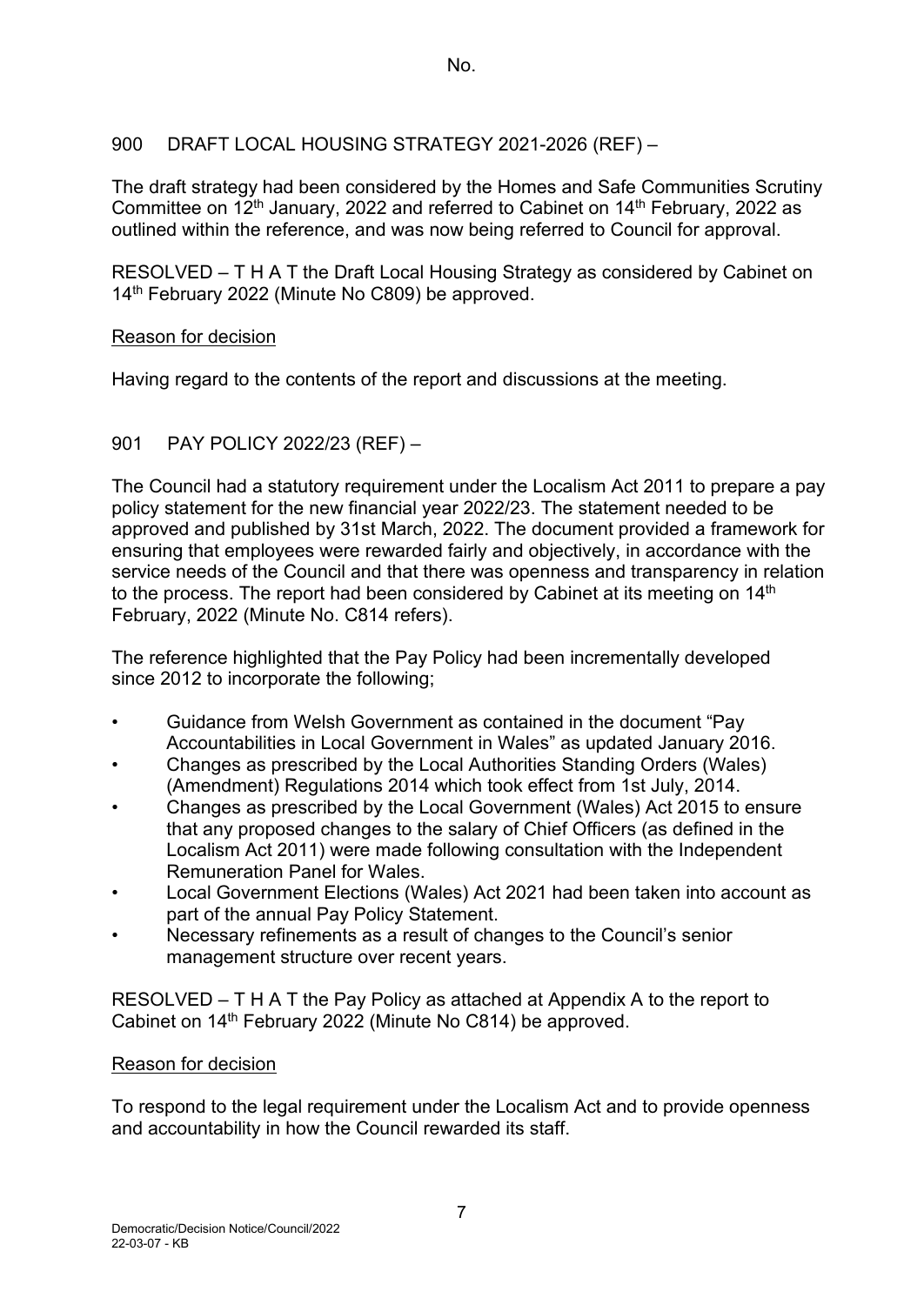No.

## 900 DRAFT LOCAL HOUSING STRATEGY 2021-2026 (REF) –

The draft strategy had been considered by the Homes and Safe Communities Scrutiny Committee on 12th January, 2022 and referred to Cabinet on 14th February, 2022 as outlined within the reference, and was now being referred to Council for approval.

RESOLVED – T H A T the Draft Local Housing Strategy as considered by Cabinet on 14th February 2022 (Minute No C809) be approved.

Reason for decision

Having regard to the contents of the report and discussions at the meeting.

## 901 PAY POLICY 2022/23 (REF) –

The Council had a statutory requirement under the Localism Act 2011 to prepare a pay policy statement for the new financial year 2022/23. The statement needed to be approved and published by 31st March, 2022. The document provided a framework for ensuring that employees were rewarded fairly and objectively, in accordance with the service needs of the Council and that there was openness and transparency in relation to the process. The report had been considered by Cabinet at its meeting on 14th February, 2022 (Minute No. C814 refers).

The reference highlighted that the Pay Policy had been incrementally developed since 2012 to incorporate the following;

- Guidance from Welsh Government as contained in the document "Pay Accountabilities in Local Government in Wales" as updated January 2016.
- Changes as prescribed by the Local Authorities Standing Orders (Wales) (Amendment) Regulations 2014 which took effect from 1st July, 2014.
- Changes as prescribed by the Local Government (Wales) Act 2015 to ensure that any proposed changes to the salary of Chief Officers (as defined in the Localism Act 2011) were made following consultation with the Independent Remuneration Panel for Wales.
- Local Government Elections (Wales) Act 2021 had been taken into account as part of the annual Pay Policy Statement.
- Necessary refinements as a result of changes to the Council's senior management structure over recent years.

RESOLVED – T H A T the Pay Policy as attached at Appendix A to the report to Cabinet on 14th February 2022 (Minute No C814) be approved.

Reason for decision

To respond to the legal requirement under the Localism Act and to provide openness and accountability in how the Council rewarded its staff.

Democratic/Decision Notice/Council/2022
22-03-07 - KB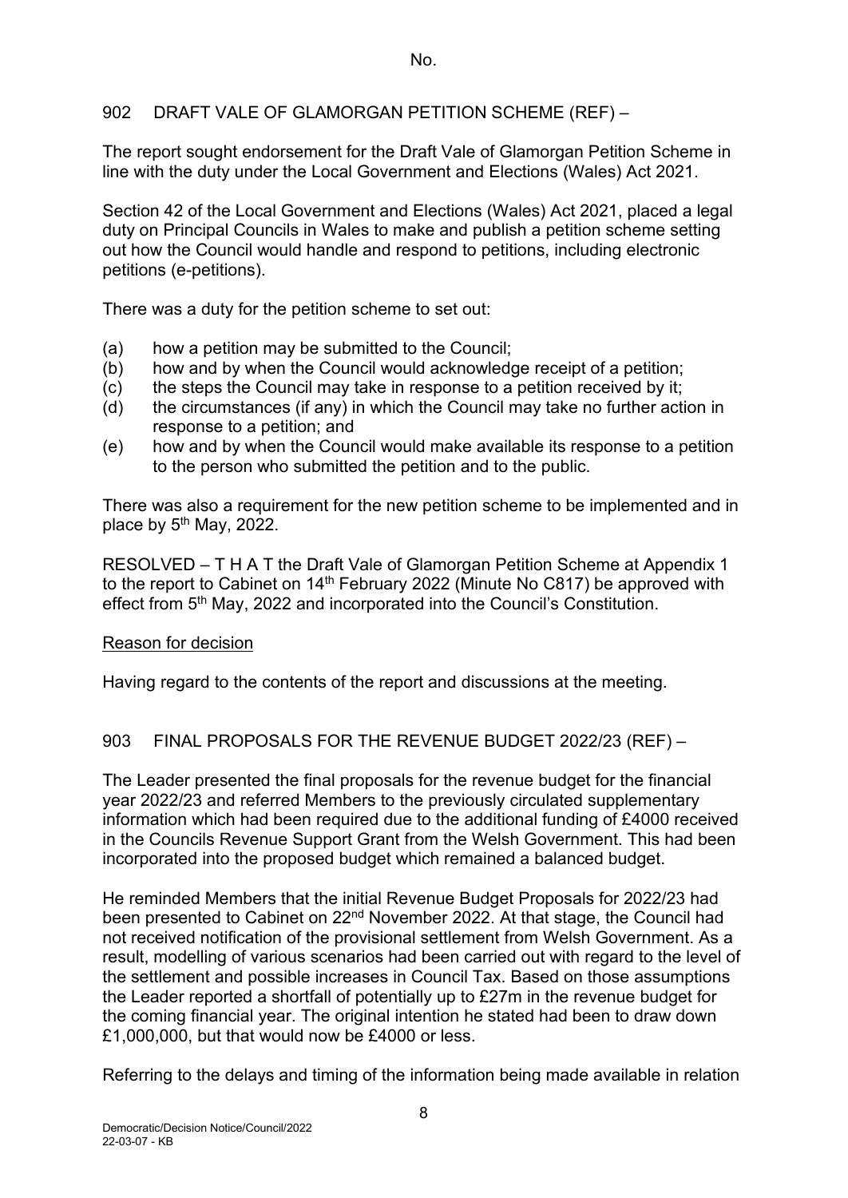No.

## 902 DRAFT VALE OF GLAMORGAN PETITION SCHEME (REF) –

The report sought endorsement for the Draft Vale of Glamorgan Petition Scheme in line with the duty under the Local Government and Elections (Wales) Act 2021.

Section 42 of the Local Government and Elections (Wales) Act 2021, placed a legal duty on Principal Councils in Wales to make and publish a petition scheme setting out how the Council would handle and respond to petitions, including electronic petitions (e-petitions).

There was a duty for the petition scheme to set out:

(a) how a petition may be submitted to the Council;
(b) how and by when the Council would acknowledge receipt of a petition;
(c) the steps the Council may take in response to a petition received by it;
(d) the circumstances (if any) in which the Council may take no further action in response to a petition; and
(e) how and by when the Council would make available its response to a petition to the person who submitted the petition and to the public.

There was also a requirement for the new petition scheme to be implemented and in place by 5th May, 2022.

RESOLVED – T H A T the Draft Vale of Glamorgan Petition Scheme at Appendix 1 to the report to Cabinet on 14th February 2022 (Minute No C817) be approved with effect from 5th May, 2022 and incorporated into the Council's Constitution.

Reason for decision

Having regard to the contents of the report and discussions at the meeting.

## 903 FINAL PROPOSALS FOR THE REVENUE BUDGET 2022/23 (REF) –

The Leader presented the final proposals for the revenue budget for the financial year 2022/23 and referred Members to the previously circulated supplementary information which had been required due to the additional funding of £4000 received in the Councils Revenue Support Grant from the Welsh Government. This had been incorporated into the proposed budget which remained a balanced budget.

He reminded Members that the initial Revenue Budget Proposals for 2022/23 had been presented to Cabinet on 22nd November 2022. At that stage, the Council had not received notification of the provisional settlement from Welsh Government. As a result, modelling of various scenarios had been carried out with regard to the level of the settlement and possible increases in Council Tax. Based on those assumptions the Leader reported a shortfall of potentially up to £27m in the revenue budget for the coming financial year. The original intention he stated had been to draw down £1,000,000, but that would now be £4000 or less.

Referring to the delays and timing of the information being made available in relation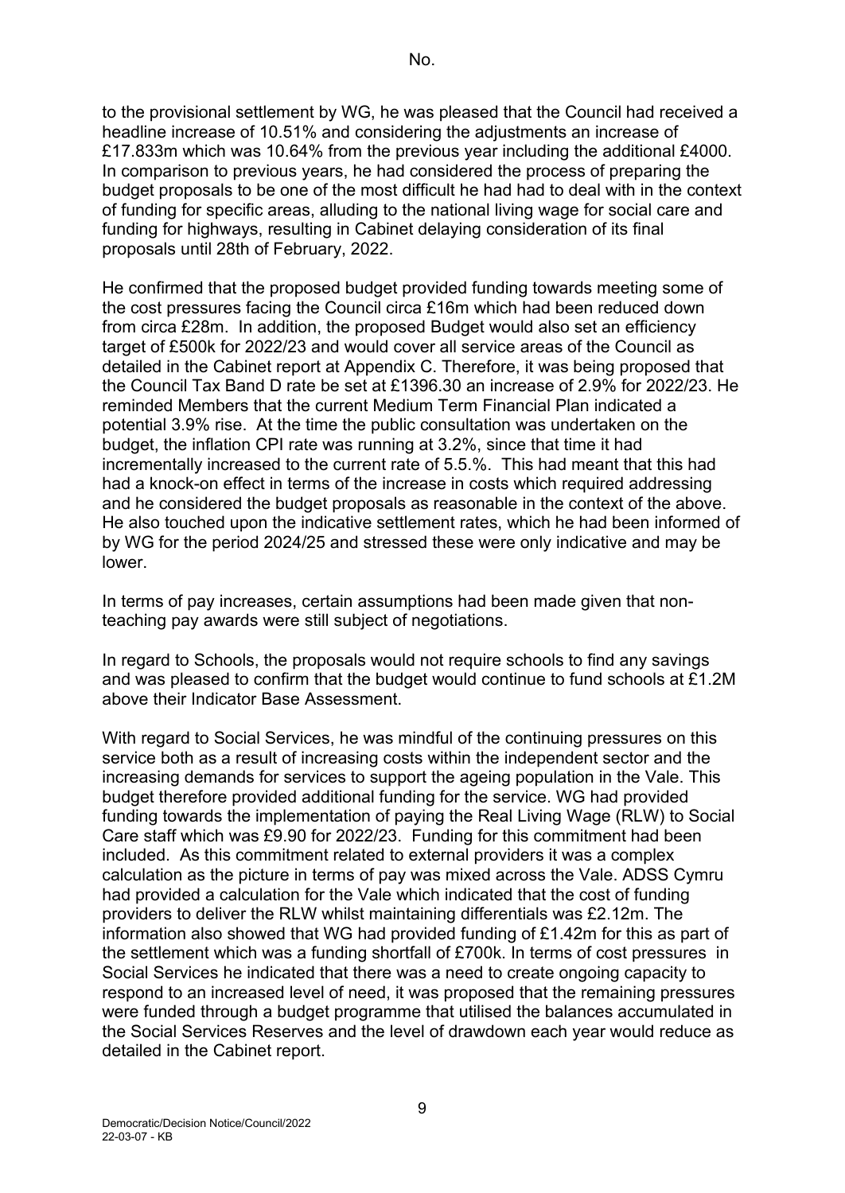to the provisional settlement by WG, he was pleased that the Council had received a headline increase of 10.51% and considering the adjustments an increase of £17.833m which was 10.64% from the previous year including the additional £4000. In comparison to previous years, he had considered the process of preparing the budget proposals to be one of the most difficult he had had to deal with in the context of funding for specific areas, alluding to the national living wage for social care and funding for highways, resulting in Cabinet delaying consideration of its final proposals until 28th of February, 2022.

He confirmed that the proposed budget provided funding towards meeting some of the cost pressures facing the Council circa £16m which had been reduced down from circa £28m. In addition, the proposed Budget would also set an efficiency target of £500k for 2022/23 and would cover all service areas of the Council as detailed in the Cabinet report at Appendix C. Therefore, it was being proposed that the Council Tax Band D rate be set at £1396.30 an increase of 2.9% for 2022/23. He reminded Members that the current Medium Term Financial Plan indicated a potential 3.9% rise. At the time the public consultation was undertaken on the budget, the inflation CPI rate was running at 3.2%, since that time it had incrementally increased to the current rate of 5.5.%. This had meant that this had had a knock-on effect in terms of the increase in costs which required addressing and he considered the budget proposals as reasonable in the context of the above. He also touched upon the indicative settlement rates, which he had been informed of by WG for the period 2024/25 and stressed these were only indicative and may be lower.

In terms of pay increases, certain assumptions had been made given that non-teaching pay awards were still subject of negotiations.

In regard to Schools, the proposals would not require schools to find any savings and was pleased to confirm that the budget would continue to fund schools at £1.2M above their Indicator Base Assessment.

With regard to Social Services, he was mindful of the continuing pressures on this service both as a result of increasing costs within the independent sector and the increasing demands for services to support the ageing population in the Vale. This budget therefore provided additional funding for the service. WG had provided funding towards the implementation of paying the Real Living Wage (RLW) to Social Care staff which was £9.90 for 2022/23. Funding for this commitment had been included. As this commitment related to external providers it was a complex calculation as the picture in terms of pay was mixed across the Vale. ADSS Cymru had provided a calculation for the Vale which indicated that the cost of funding providers to deliver the RLW whilst maintaining differentials was £2.12m. The information also showed that WG had provided funding of £1.42m for this as part of the settlement which was a funding shortfall of £700k. In terms of cost pressures in Social Services he indicated that there was a need to create ongoing capacity to respond to an increased level of need, it was proposed that the remaining pressures were funded through a budget programme that utilised the balances accumulated in the Social Services Reserves and the level of drawdown each year would reduce as detailed in the Cabinet report.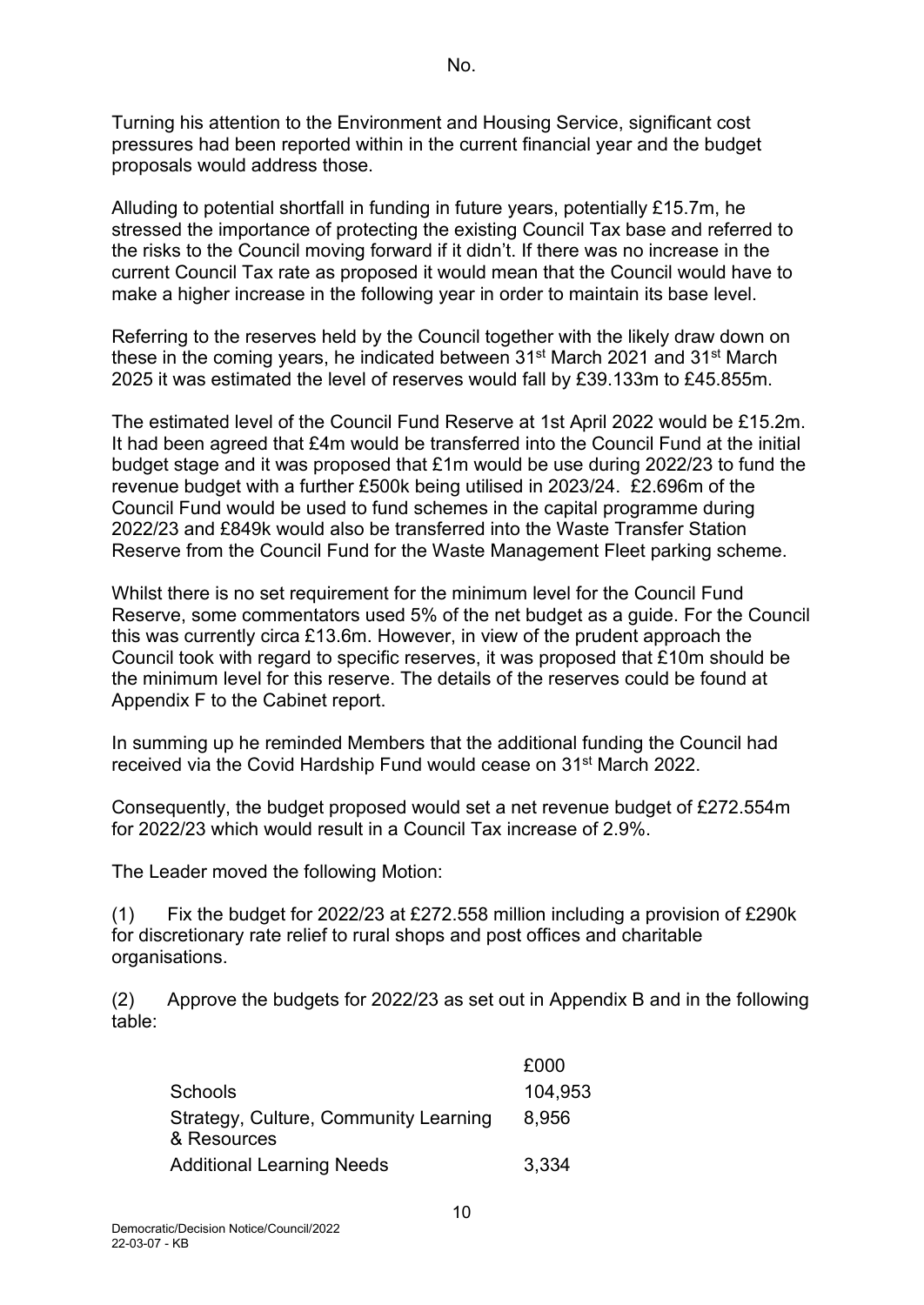Turning his attention to the Environment and Housing Service, significant cost pressures had been reported within in the current financial year and the budget proposals would address those.

Alluding to potential shortfall in funding in future years, potentially £15.7m, he stressed the importance of protecting the existing Council Tax base and referred to the risks to the Council moving forward if it didn't. If there was no increase in the current Council Tax rate as proposed it would mean that the Council would have to make a higher increase in the following year in order to maintain its base level.

Referring to the reserves held by the Council together with the likely draw down on these in the coming years, he indicated between 31st March 2021 and 31st March 2025 it was estimated the level of reserves would fall by £39.133m to £45.855m.

The estimated level of the Council Fund Reserve at 1st April 2022 would be £15.2m. It had been agreed that £4m would be transferred into the Council Fund at the initial budget stage and it was proposed that £1m would be use during 2022/23 to fund the revenue budget with a further £500k being utilised in 2023/24. £2.696m of the Council Fund would be used to fund schemes in the capital programme during 2022/23 and £849k would also be transferred into the Waste Transfer Station Reserve from the Council Fund for the Waste Management Fleet parking scheme.

Whilst there is no set requirement for the minimum level for the Council Fund Reserve, some commentators used 5% of the net budget as a guide. For the Council this was currently circa £13.6m. However, in view of the prudent approach the Council took with regard to specific reserves, it was proposed that £10m should be the minimum level for this reserve. The details of the reserves could be found at Appendix F to the Cabinet report.

In summing up he reminded Members that the additional funding the Council had received via the Covid Hardship Fund would cease on 31st March 2022.

Consequently, the budget proposed would set a net revenue budget of £272.554m for 2022/23 which would result in a Council Tax increase of 2.9%.

The Leader moved the following Motion:

(1) Fix the budget for 2022/23 at £272.558 million including a provision of £290k for discretionary rate relief to rural shops and post offices and charitable organisations.

(2) Approve the budgets for 2022/23 as set out in Appendix B and in the following table:

| | £000 |
|---|---|
| Schools | 104,953 |
| Strategy, Culture, Community Learning & Resources | 8,956 |
| Additional Learning Needs | 3,334 |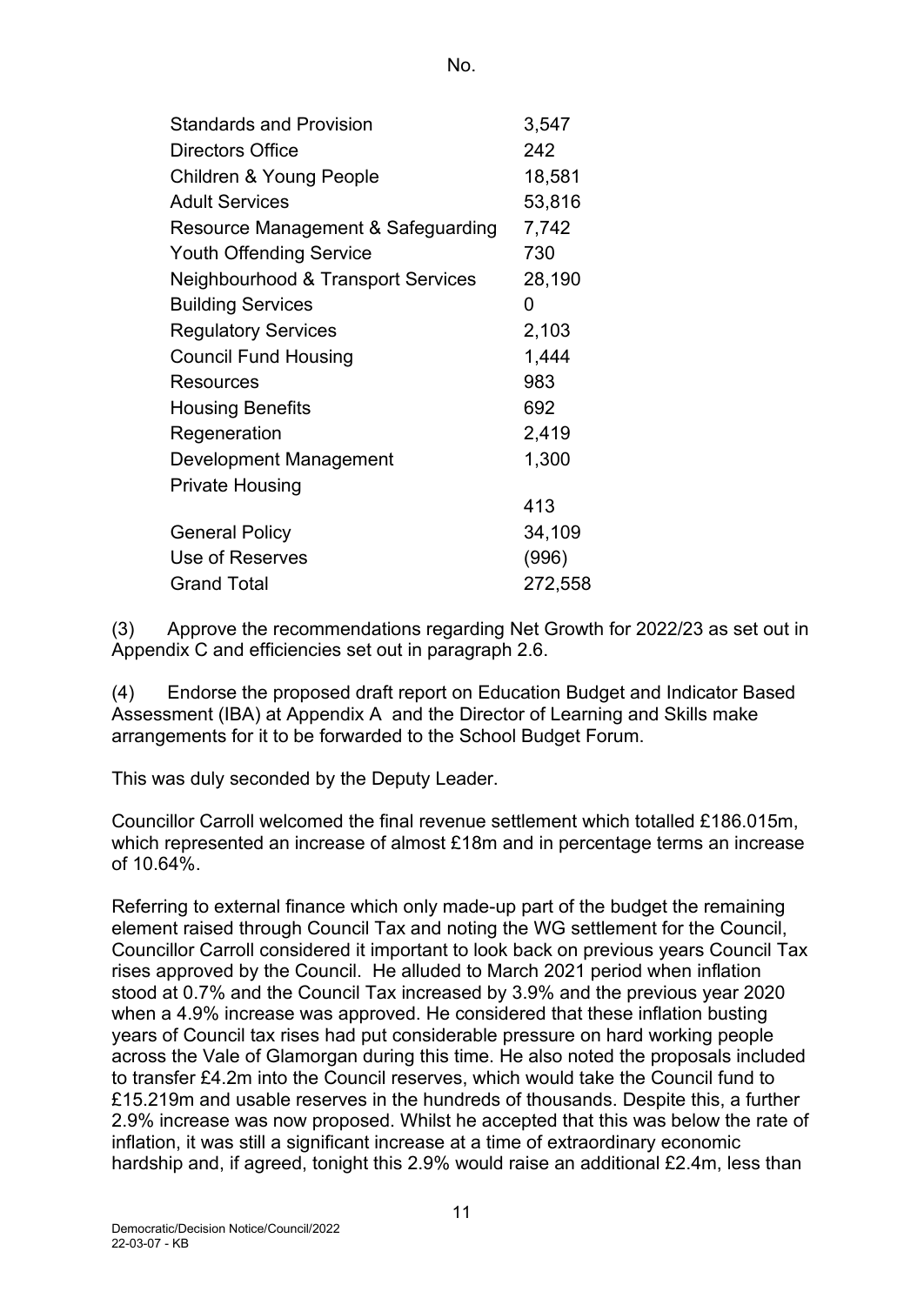No.

| | |
|---|---|
| Standards and Provision | 3,547 |
| Directors Office | 242 |
| Children & Young People | 18,581 |
| Adult Services | 53,816 |
| Resource Management & Safeguarding | 7,742 |
| Youth Offending Service | 730 |
| Neighbourhood & Transport Services | 28,190 |
| Building Services | 0 |
| Regulatory Services | 2,103 |
| Council Fund Housing | 1,444 |
| Resources | 983 |
| Housing Benefits | 692 |
| Regeneration | 2,419 |
| Development Management | 1,300 |
| Private Housing | 413 |
| General Policy | 34,109 |
| Use of Reserves | (996) |
| Grand Total | 272,558 |

(3) Approve the recommendations regarding Net Growth for 2022/23 as set out in Appendix C and efficiencies set out in paragraph 2.6.

(4) Endorse the proposed draft report on Education Budget and Indicator Based Assessment (IBA) at Appendix A and the Director of Learning and Skills make arrangements for it to be forwarded to the School Budget Forum.

This was duly seconded by the Deputy Leader.

Councillor Carroll welcomed the final revenue settlement which totalled £186.015m, which represented an increase of almost £18m and in percentage terms an increase of 10.64%.

Referring to external finance which only made-up part of the budget the remaining element raised through Council Tax and noting the WG settlement for the Council, Councillor Carroll considered it important to look back on previous years Council Tax rises approved by the Council. He alluded to March 2021 period when inflation stood at 0.7% and the Council Tax increased by 3.9% and the previous year 2020 when a 4.9% increase was approved. He considered that these inflation busting years of Council tax rises had put considerable pressure on hard working people across the Vale of Glamorgan during this time. He also noted the proposals included to transfer £4.2m into the Council reserves, which would take the Council fund to £15.219m and usable reserves in the hundreds of thousands. Despite this, a further 2.9% increase was now proposed. Whilst he accepted that this was below the rate of inflation, it was still a significant increase at a time of extraordinary economic hardship and, if agreed, tonight this 2.9% would raise an additional £2.4m, less than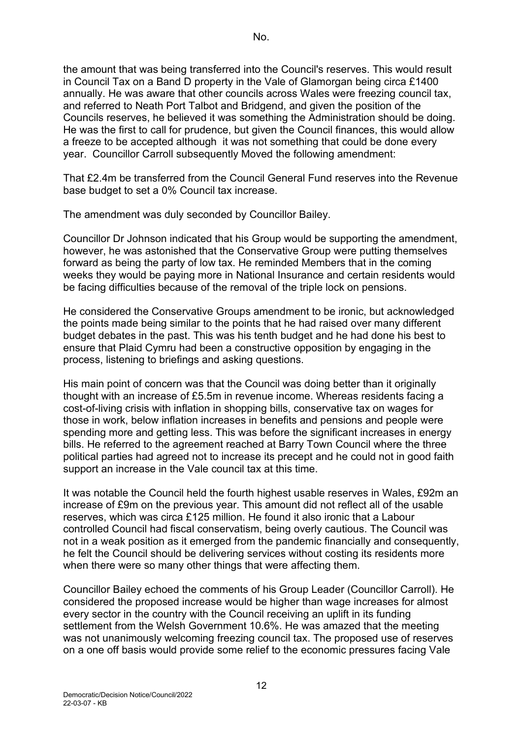the amount that was being transferred into the Council's reserves. This would result in Council Tax on a Band D property in the Vale of Glamorgan being circa £1400 annually. He was aware that other councils across Wales were freezing council tax, and referred to Neath Port Talbot and Bridgend, and given the position of the Councils reserves, he believed it was something the Administration should be doing. He was the first to call for prudence, but given the Council finances, this would allow a freeze to be accepted although it was not something that could be done every year. Councillor Carroll subsequently Moved the following amendment:

That £2.4m be transferred from the Council General Fund reserves into the Revenue base budget to set a 0% Council tax increase.

The amendment was duly seconded by Councillor Bailey.

Councillor Dr Johnson indicated that his Group would be supporting the amendment, however, he was astonished that the Conservative Group were putting themselves forward as being the party of low tax. He reminded Members that in the coming weeks they would be paying more in National Insurance and certain residents would be facing difficulties because of the removal of the triple lock on pensions.

He considered the Conservative Groups amendment to be ironic, but acknowledged the points made being similar to the points that he had raised over many different budget debates in the past. This was his tenth budget and he had done his best to ensure that Plaid Cymru had been a constructive opposition by engaging in the process, listening to briefings and asking questions.

His main point of concern was that the Council was doing better than it originally thought with an increase of £5.5m in revenue income. Whereas residents facing a cost-of-living crisis with inflation in shopping bills, conservative tax on wages for those in work, below inflation increases in benefits and pensions and people were spending more and getting less. This was before the significant increases in energy bills. He referred to the agreement reached at Barry Town Council where the three political parties had agreed not to increase its precept and he could not in good faith support an increase in the Vale council tax at this time.

It was notable the Council held the fourth highest usable reserves in Wales, £92m an increase of £9m on the previous year. This amount did not reflect all of the usable reserves, which was circa £125 million. He found it also ironic that a Labour controlled Council had fiscal conservatism, being overly cautious. The Council was not in a weak position as it emerged from the pandemic financially and consequently, he felt the Council should be delivering services without costing its residents more when there were so many other things that were affecting them.

Councillor Bailey echoed the comments of his Group Leader (Councillor Carroll). He considered the proposed increase would be higher than wage increases for almost every sector in the country with the Council receiving an uplift in its funding settlement from the Welsh Government 10.6%. He was amazed that the meeting was not unanimously welcoming freezing council tax. The proposed use of reserves on a one off basis would provide some relief to the economic pressures facing Vale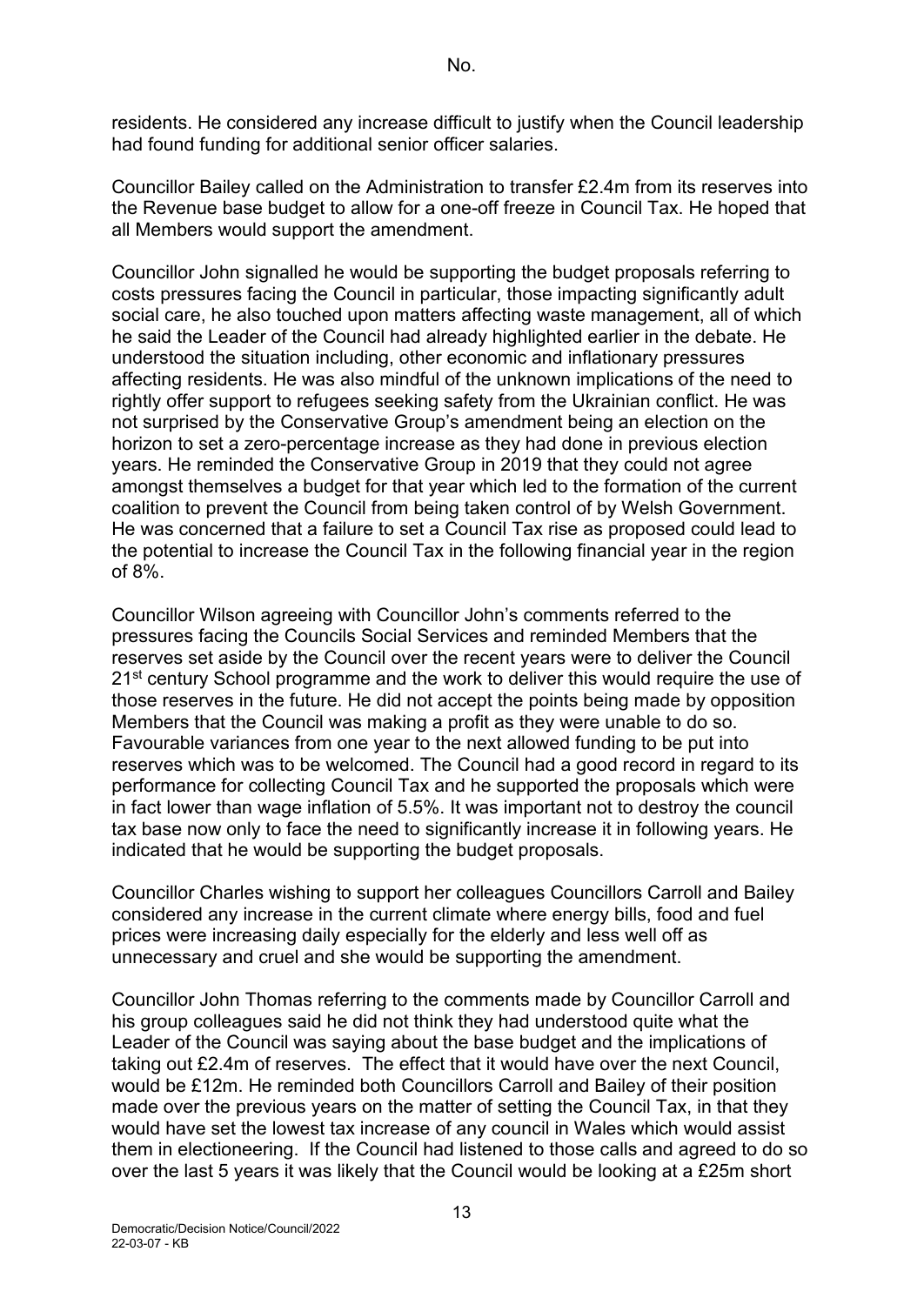residents. He considered any increase difficult to justify when the Council leadership had found funding for additional senior officer salaries.

Councillor Bailey called on the Administration to transfer £2.4m from its reserves into the Revenue base budget to allow for a one-off freeze in Council Tax. He hoped that all Members would support the amendment.

Councillor John signalled he would be supporting the budget proposals referring to costs pressures facing the Council in particular, those impacting significantly adult social care, he also touched upon matters affecting waste management, all of which he said the Leader of the Council had already highlighted earlier in the debate. He understood the situation including, other economic and inflationary pressures affecting residents. He was also mindful of the unknown implications of the need to rightly offer support to refugees seeking safety from the Ukrainian conflict. He was not surprised by the Conservative Group's amendment being an election on the horizon to set a zero-percentage increase as they had done in previous election years. He reminded the Conservative Group in 2019 that they could not agree amongst themselves a budget for that year which led to the formation of the current coalition to prevent the Council from being taken control of by Welsh Government. He was concerned that a failure to set a Council Tax rise as proposed could lead to the potential to increase the Council Tax in the following financial year in the region of 8%.

Councillor Wilson agreeing with Councillor John's comments referred to the pressures facing the Councils Social Services and reminded Members that the reserves set aside by the Council over the recent years were to deliver the Council 21st century School programme and the work to deliver this would require the use of those reserves in the future. He did not accept the points being made by opposition Members that the Council was making a profit as they were unable to do so. Favourable variances from one year to the next allowed funding to be put into reserves which was to be welcomed. The Council had a good record in regard to its performance for collecting Council Tax and he supported the proposals which were in fact lower than wage inflation of 5.5%. It was important not to destroy the council tax base now only to face the need to significantly increase it in following years. He indicated that he would be supporting the budget proposals.

Councillor Charles wishing to support her colleagues Councillors Carroll and Bailey considered any increase in the current climate where energy bills, food and fuel prices were increasing daily especially for the elderly and less well off as unnecessary and cruel and she would be supporting the amendment.

Councillor John Thomas referring to the comments made by Councillor Carroll and his group colleagues said he did not think they had understood quite what the Leader of the Council was saying about the base budget and the implications of taking out £2.4m of reserves. The effect that it would have over the next Council, would be £12m. He reminded both Councillors Carroll and Bailey of their position made over the previous years on the matter of setting the Council Tax, in that they would have set the lowest tax increase of any council in Wales which would assist them in electioneering. If the Council had listened to those calls and agreed to do so over the last 5 years it was likely that the Council would be looking at a £25m short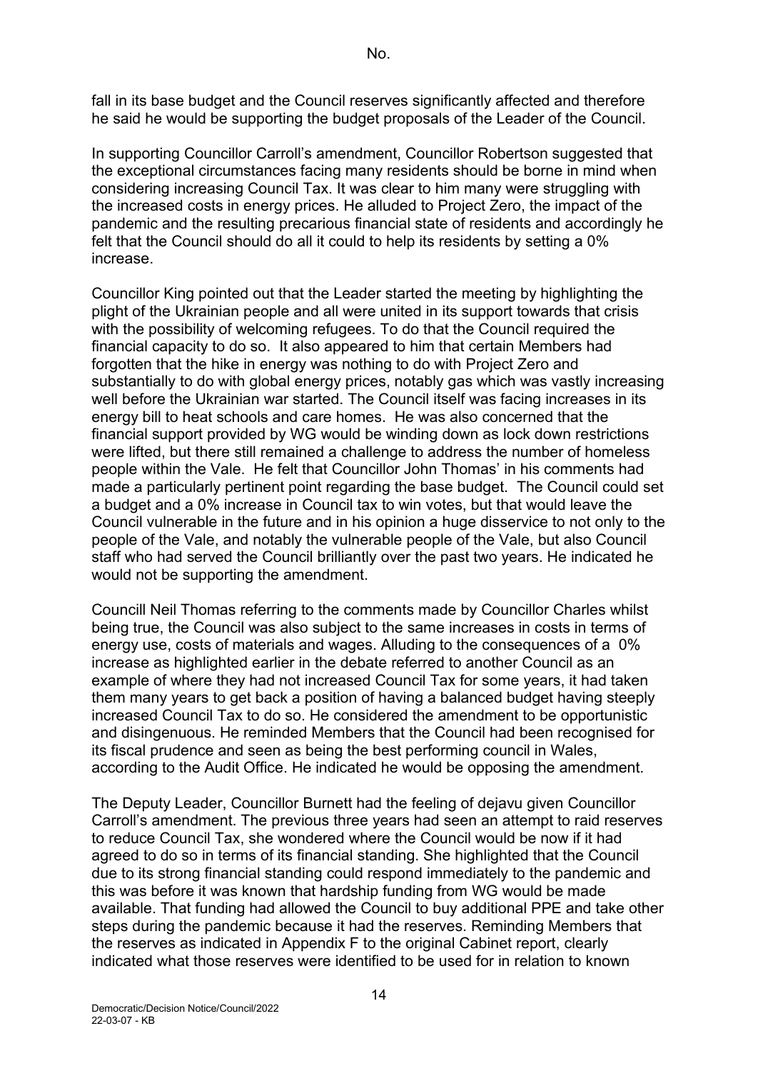fall in its base budget and the Council reserves significantly affected and therefore he said he would be supporting the budget proposals of the Leader of the Council.

In supporting Councillor Carroll's amendment, Councillor Robertson suggested that the exceptional circumstances facing many residents should be borne in mind when considering increasing Council Tax. It was clear to him many were struggling with the increased costs in energy prices. He alluded to Project Zero, the impact of the pandemic and the resulting precarious financial state of residents and accordingly he felt that the Council should do all it could to help its residents by setting a 0% increase.

Councillor King pointed out that the Leader started the meeting by highlighting the plight of the Ukrainian people and all were united in its support towards that crisis with the possibility of welcoming refugees. To do that the Council required the financial capacity to do so. It also appeared to him that certain Members had forgotten that the hike in energy was nothing to do with Project Zero and substantially to do with global energy prices, notably gas which was vastly increasing well before the Ukrainian war started. The Council itself was facing increases in its energy bill to heat schools and care homes. He was also concerned that the financial support provided by WG would be winding down as lock down restrictions were lifted, but there still remained a challenge to address the number of homeless people within the Vale. He felt that Councillor John Thomas' in his comments had made a particularly pertinent point regarding the base budget. The Council could set a budget and a 0% increase in Council tax to win votes, but that would leave the Council vulnerable in the future and in his opinion a huge disservice to not only to the people of the Vale, and notably the vulnerable people of the Vale, but also Council staff who had served the Council brilliantly over the past two years. He indicated he would not be supporting the amendment.

Councill Neil Thomas referring to the comments made by Councillor Charles whilst being true, the Council was also subject to the same increases in costs in terms of energy use, costs of materials and wages. Alluding to the consequences of a 0% increase as highlighted earlier in the debate referred to another Council as an example of where they had not increased Council Tax for some years, it had taken them many years to get back a position of having a balanced budget having steeply increased Council Tax to do so. He considered the amendment to be opportunistic and disingenuous. He reminded Members that the Council had been recognised for its fiscal prudence and seen as being the best performing council in Wales, according to the Audit Office. He indicated he would be opposing the amendment.

The Deputy Leader, Councillor Burnett had the feeling of dejavu given Councillor Carroll's amendment. The previous three years had seen an attempt to raid reserves to reduce Council Tax, she wondered where the Council would be now if it had agreed to do so in terms of its financial standing. She highlighted that the Council due to its strong financial standing could respond immediately to the pandemic and this was before it was known that hardship funding from WG would be made available. That funding had allowed the Council to buy additional PPE and take other steps during the pandemic because it had the reserves. Reminding Members that the reserves as indicated in Appendix F to the original Cabinet report, clearly indicated what those reserves were identified to be used for in relation to known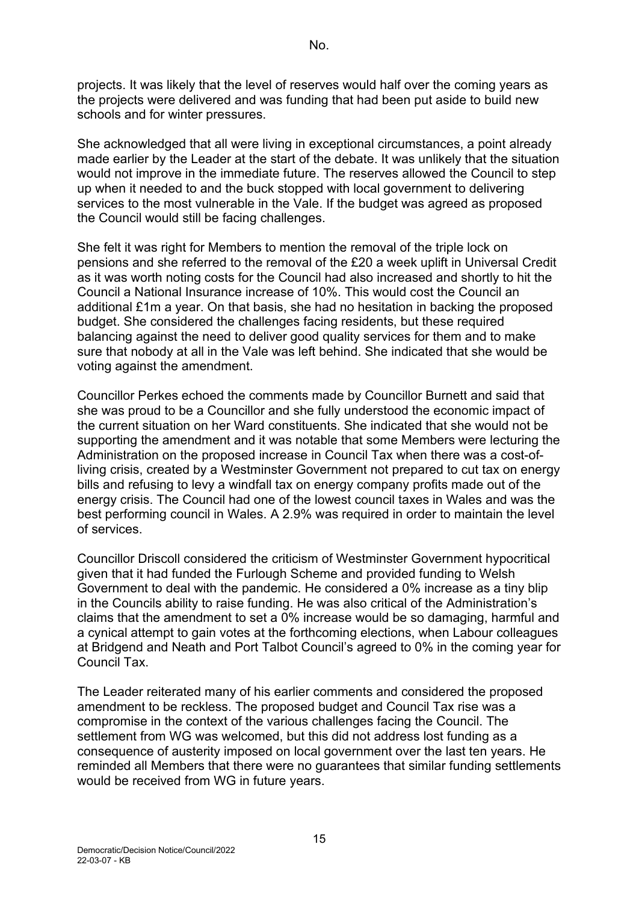projects. It was likely that the level of reserves would half over the coming years as the projects were delivered and was funding that had been put aside to build new schools and for winter pressures.

She acknowledged that all were living in exceptional circumstances, a point already made earlier by the Leader at the start of the debate. It was unlikely that the situation would not improve in the immediate future. The reserves allowed the Council to step up when it needed to and the buck stopped with local government to delivering services to the most vulnerable in the Vale. If the budget was agreed as proposed the Council would still be facing challenges.

She felt it was right for Members to mention the removal of the triple lock on pensions and she referred to the removal of the £20 a week uplift in Universal Credit as it was worth noting costs for the Council had also increased and shortly to hit the Council a National Insurance increase of 10%. This would cost the Council an additional £1m a year. On that basis, she had no hesitation in backing the proposed budget. She considered the challenges facing residents, but these required balancing against the need to deliver good quality services for them and to make sure that nobody at all in the Vale was left behind. She indicated that she would be voting against the amendment.

Councillor Perkes echoed the comments made by Councillor Burnett and said that she was proud to be a Councillor and she fully understood the economic impact of the current situation on her Ward constituents. She indicated that she would not be supporting the amendment and it was notable that some Members were lecturing the Administration on the proposed increase in Council Tax when there was a cost-of-living crisis, created by a Westminster Government not prepared to cut tax on energy bills and refusing to levy a windfall tax on energy company profits made out of the energy crisis. The Council had one of the lowest council taxes in Wales and was the best performing council in Wales. A 2.9% was required in order to maintain the level of services.

Councillor Driscoll considered the criticism of Westminster Government hypocritical given that it had funded the Furlough Scheme and provided funding to Welsh Government to deal with the pandemic. He considered a 0% increase as a tiny blip in the Councils ability to raise funding. He was also critical of the Administration's claims that the amendment to set a 0% increase would be so damaging, harmful and a cynical attempt to gain votes at the forthcoming elections, when Labour colleagues at Bridgend and Neath and Port Talbot Council's agreed to 0% in the coming year for Council Tax.

The Leader reiterated many of his earlier comments and considered the proposed amendment to be reckless. The proposed budget and Council Tax rise was a compromise in the context of the various challenges facing the Council. The settlement from WG was welcomed, but this did not address lost funding as a consequence of austerity imposed on local government over the last ten years. He reminded all Members that there were no guarantees that similar funding settlements would be received from WG in future years.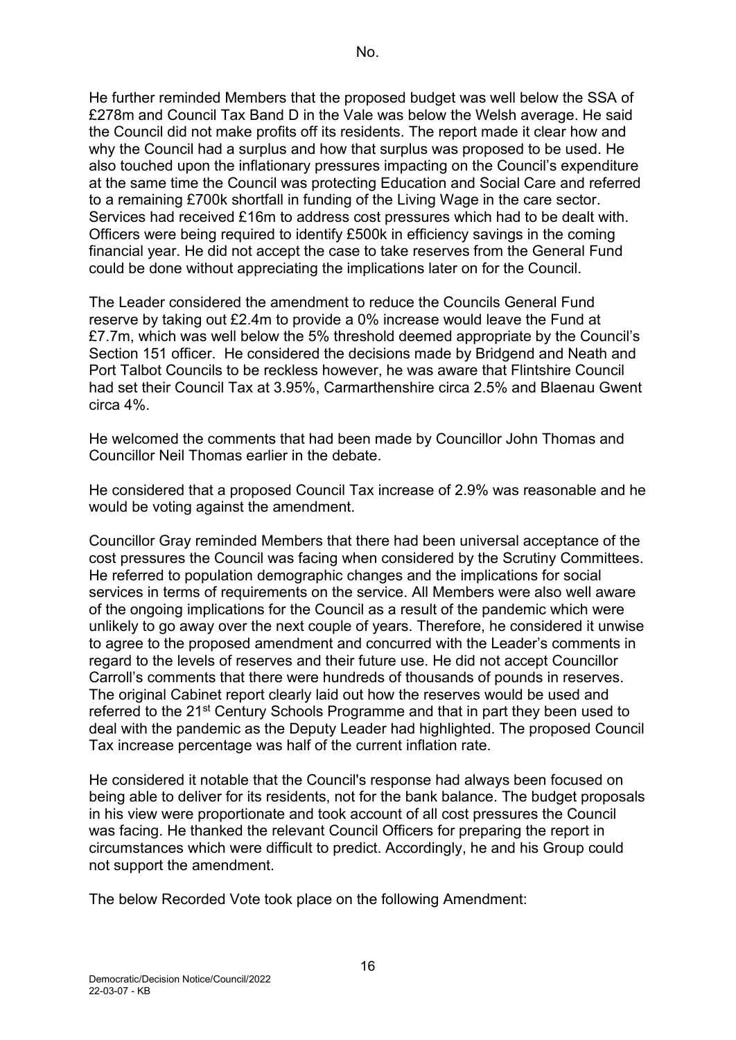He further reminded Members that the proposed budget was well below the SSA of £278m and Council Tax Band D in the Vale was below the Welsh average. He said the Council did not make profits off its residents. The report made it clear how and why the Council had a surplus and how that surplus was proposed to be used. He also touched upon the inflationary pressures impacting on the Council's expenditure at the same time the Council was protecting Education and Social Care and referred to a remaining £700k shortfall in funding of the Living Wage in the care sector. Services had received £16m to address cost pressures which had to be dealt with. Officers were being required to identify £500k in efficiency savings in the coming financial year. He did not accept the case to take reserves from the General Fund could be done without appreciating the implications later on for the Council.

The Leader considered the amendment to reduce the Councils General Fund reserve by taking out £2.4m to provide a 0% increase would leave the Fund at £7.7m, which was well below the 5% threshold deemed appropriate by the Council's Section 151 officer. He considered the decisions made by Bridgend and Neath and Port Talbot Councils to be reckless however, he was aware that Flintshire Council had set their Council Tax at 3.95%, Carmarthenshire circa 2.5% and Blaenau Gwent circa 4%.

He welcomed the comments that had been made by Councillor John Thomas and Councillor Neil Thomas earlier in the debate.

He considered that a proposed Council Tax increase of 2.9% was reasonable and he would be voting against the amendment.

Councillor Gray reminded Members that there had been universal acceptance of the cost pressures the Council was facing when considered by the Scrutiny Committees. He referred to population demographic changes and the implications for social services in terms of requirements on the service. All Members were also well aware of the ongoing implications for the Council as a result of the pandemic which were unlikely to go away over the next couple of years. Therefore, he considered it unwise to agree to the proposed amendment and concurred with the Leader's comments in regard to the levels of reserves and their future use. He did not accept Councillor Carroll's comments that there were hundreds of thousands of pounds in reserves. The original Cabinet report clearly laid out how the reserves would be used and referred to the 21st Century Schools Programme and that in part they been used to deal with the pandemic as the Deputy Leader had highlighted. The proposed Council Tax increase percentage was half of the current inflation rate.

He considered it notable that the Council's response had always been focused on being able to deliver for its residents, not for the bank balance. The budget proposals in his view were proportionate and took account of all cost pressures the Council was facing. He thanked the relevant Council Officers for preparing the report in circumstances which were difficult to predict. Accordingly, he and his Group could not support the amendment.

The below Recorded Vote took place on the following Amendment: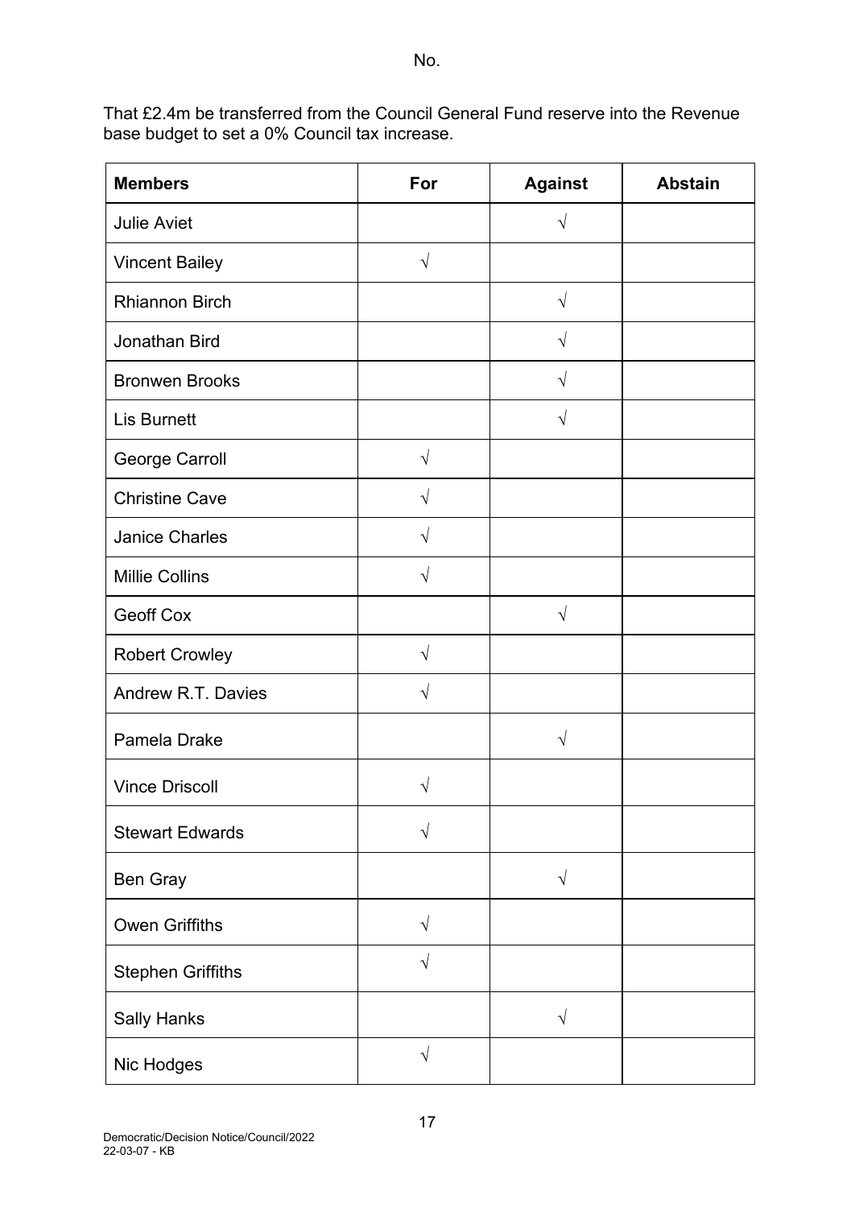No.

That £2.4m be transferred from the Council General Fund reserve into the Revenue base budget to set a 0% Council tax increase.

| Members | For | Against | Abstain |
|---|---|---|---|
| Julie Aviet | | √ | |
| Vincent Bailey | √ | | |
| Rhiannon Birch | | √ | |
| Jonathan Bird | | √ | |
| Bronwen Brooks | | √ | |
| Lis Burnett | | √ | |
| George Carroll | √ | | |
| Christine Cave | √ | | |
| Janice Charles | √ | | |
| Millie Collins | √ | | |
| Geoff Cox | | √ | |
| Robert Crowley | √ | | |
| Andrew R.T. Davies | √ | | |
| Pamela Drake | | √ | |
| Vince Driscoll | √ | | |
| Stewart Edwards | √ | | |
| Ben Gray | | √ | |
| Owen Griffiths | √ | | |
| Stephen Griffiths | √ | | |
| Sally Hanks | | √ | |
| Nic Hodges | √ | | |

Democratic/Decision Notice/Council/2022
22-03-07 - KB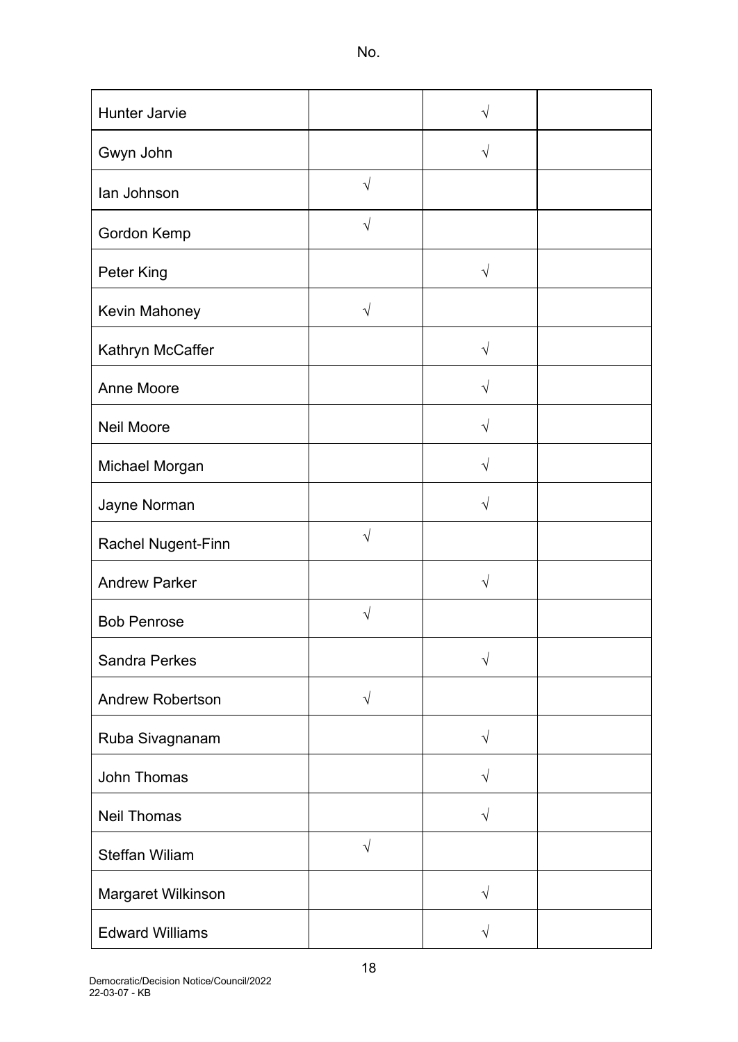No.

| | | | |
|---|---|---|---|
| Hunter Jarvie | | √ | |
| Gwyn John | | √ | |
| Ian Johnson | √ | | |
| Gordon Kemp | √ | | |
| Peter King | | √ | |
| Kevin Mahoney | √ | | |
| Kathryn McCaffer | | √ | |
| Anne Moore | | √ | |
| Neil Moore | | √ | |
| Michael Morgan | | √ | |
| Jayne Norman | | √ | |
| Rachel Nugent-Finn | √ | | |
| Andrew Parker | | √ | |
| Bob Penrose | √ | | |
| Sandra Perkes | | √ | |
| Andrew Robertson | √ | | |
| Ruba Sivagnanam | | √ | |
| John Thomas | | √ | |
| Neil Thomas | | √ | |
| Steffan Wiliam | √ | | |
| Margaret Wilkinson | | √ | |
| Edward Williams | | √ | |

Democratic/Decision Notice/Council/2022
22-03-07 - KB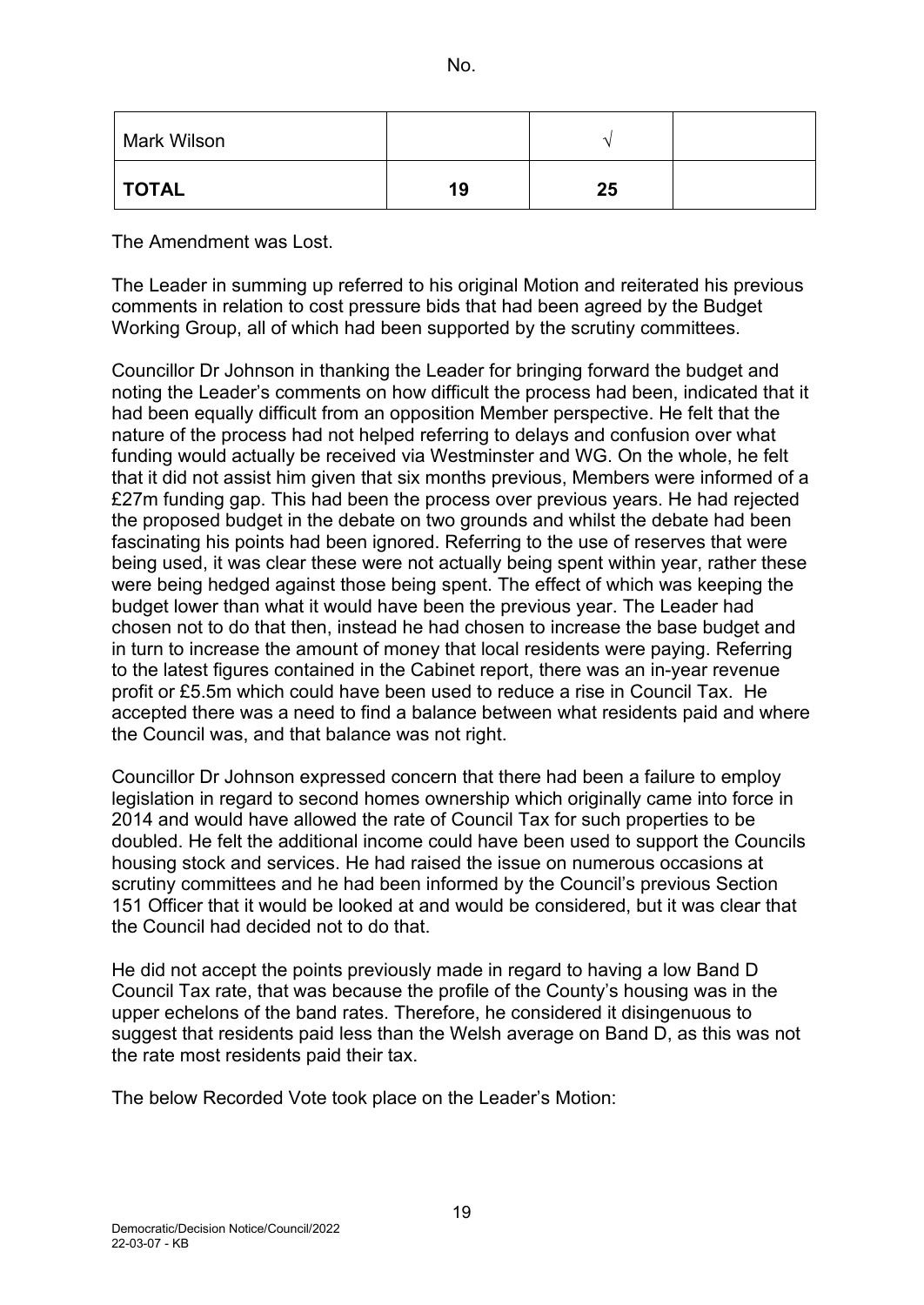No.

| Mark Wilson | | √ | |
|---|---|---|---|
| **TOTAL** | **19** | **25** | |

The Amendment was Lost.

The Leader in summing up referred to his original Motion and reiterated his previous comments in relation to cost pressure bids that had been agreed by the Budget Working Group, all of which had been supported by the scrutiny committees.

Councillor Dr Johnson in thanking the Leader for bringing forward the budget and noting the Leader's comments on how difficult the process had been, indicated that it had been equally difficult from an opposition Member perspective. He felt that the nature of the process had not helped referring to delays and confusion over what funding would actually be received via Westminster and WG. On the whole, he felt that it did not assist him given that six months previous, Members were informed of a £27m funding gap. This had been the process over previous years. He had rejected the proposed budget in the debate on two grounds and whilst the debate had been fascinating his points had been ignored. Referring to the use of reserves that were being used, it was clear these were not actually being spent within year, rather these were being hedged against those being spent. The effect of which was keeping the budget lower than what it would have been the previous year. The Leader had chosen not to do that then, instead he had chosen to increase the base budget and in turn to increase the amount of money that local residents were paying. Referring to the latest figures contained in the Cabinet report, there was an in-year revenue profit or £5.5m which could have been used to reduce a rise in Council Tax. He accepted there was a need to find a balance between what residents paid and where the Council was, and that balance was not right.

Councillor Dr Johnson expressed concern that there had been a failure to employ legislation in regard to second homes ownership which originally came into force in 2014 and would have allowed the rate of Council Tax for such properties to be doubled. He felt the additional income could have been used to support the Councils housing stock and services. He had raised the issue on numerous occasions at scrutiny committees and he had been informed by the Council's previous Section 151 Officer that it would be looked at and would be considered, but it was clear that the Council had decided not to do that.

He did not accept the points previously made in regard to having a low Band D Council Tax rate, that was because the profile of the County's housing was in the upper echelons of the band rates. Therefore, he considered it disingenuous to suggest that residents paid less than the Welsh average on Band D, as this was not the rate most residents paid their tax.

The below Recorded Vote took place on the Leader's Motion: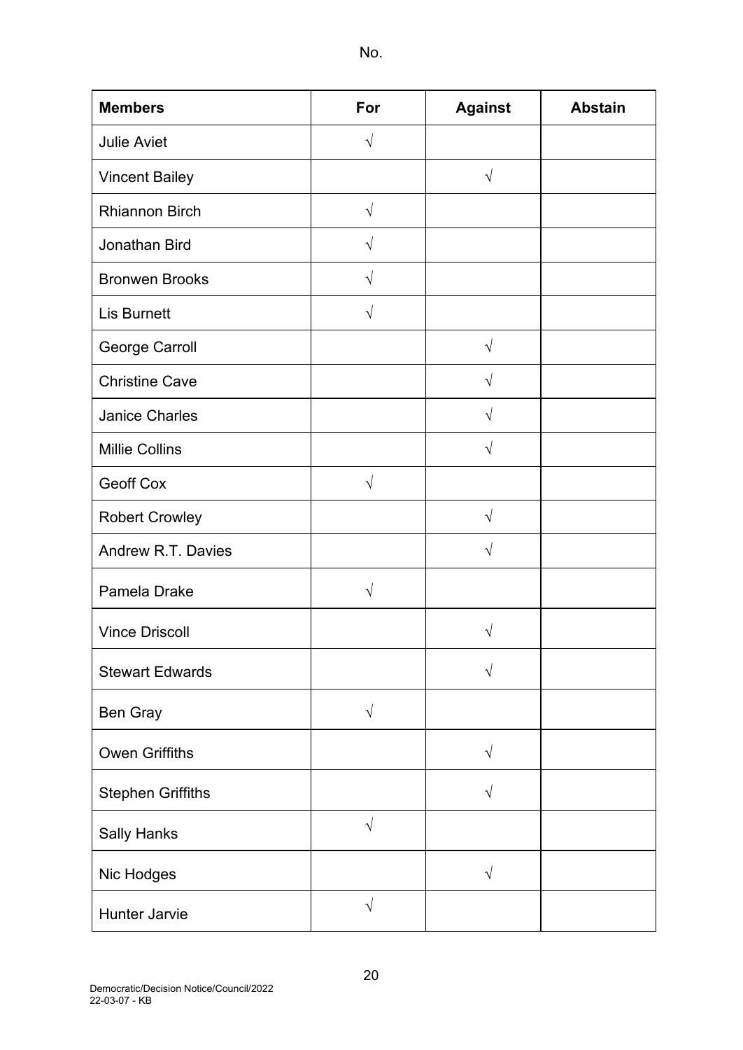No.

| Members | For | Against | Abstain |
|---|---|---|---|
| Julie Aviet | √ | | |
| Vincent Bailey | | √ | |
| Rhiannon Birch | √ | | |
| Jonathan Bird | √ | | |
| Bronwen Brooks | √ | | |
| Lis Burnett | √ | | |
| George Carroll | | √ | |
| Christine Cave | | √ | |
| Janice Charles | | √ | |
| Millie Collins | | √ | |
| Geoff Cox | √ | | |
| Robert Crowley | | √ | |
| Andrew R.T. Davies | | √ | |
| Pamela Drake | √ | | |
| Vince Driscoll | | √ | |
| Stewart Edwards | | √ | |
| Ben Gray | √ | | |
| Owen Griffiths | | √ | |
| Stephen Griffiths | | √ | |
| Sally Hanks | √ | | |
| Nic Hodges | | √ | |
| Hunter Jarvie | √ | | |

Democratic/Decision Notice/Council/2022
22-03-07 - KB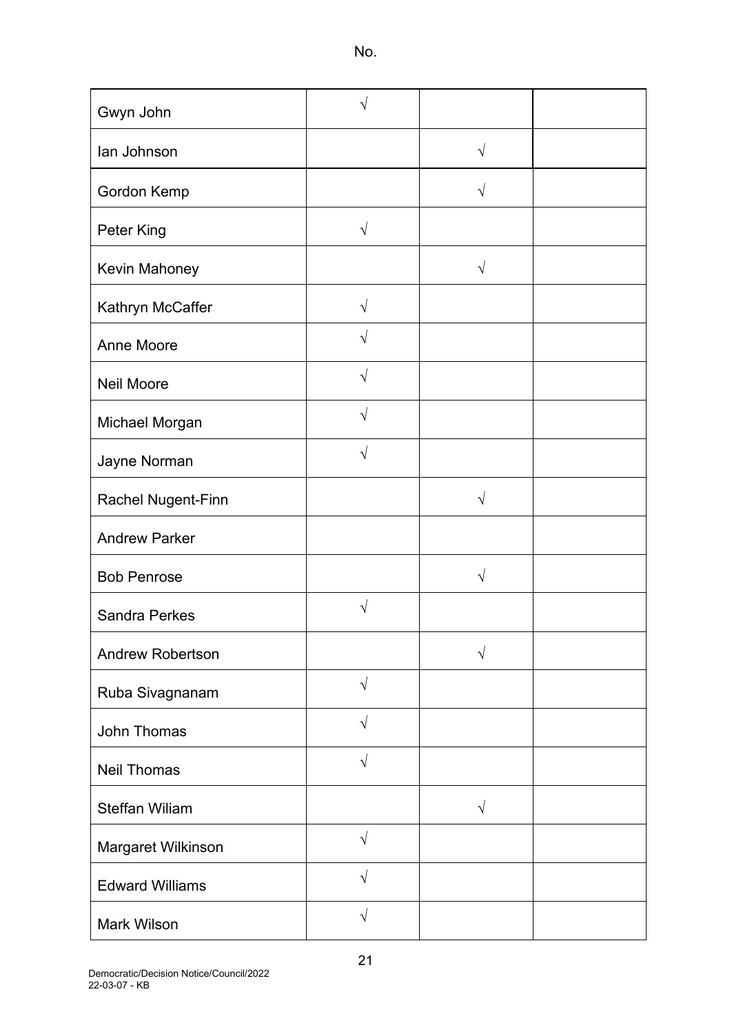No.

| | | | |
|---|---|---|---|
| Gwyn John | √ | | |
| Ian Johnson | | √ | |
| Gordon Kemp | | √ | |
| Peter King | √ | | |
| Kevin Mahoney | | √ | |
| Kathryn McCaffer | √ | | |
| Anne Moore | √ | | |
| Neil Moore | √ | | |
| Michael Morgan | √ | | |
| Jayne Norman | √ | | |
| Rachel Nugent-Finn | | √ | |
| Andrew Parker | | | |
| Bob Penrose | | √ | |
| Sandra Perkes | √ | | |
| Andrew Robertson | | √ | |
| Ruba Sivagnanam | √ | | |
| John Thomas | √ | | |
| Neil Thomas | √ | | |
| Steffan Wiliam | | √ | |
| Margaret Wilkinson | √ | | |
| Edward Williams | √ | | |
| Mark Wilson | √ | | |

Democratic/Decision Notice/Council/2022
22-03-07 - KB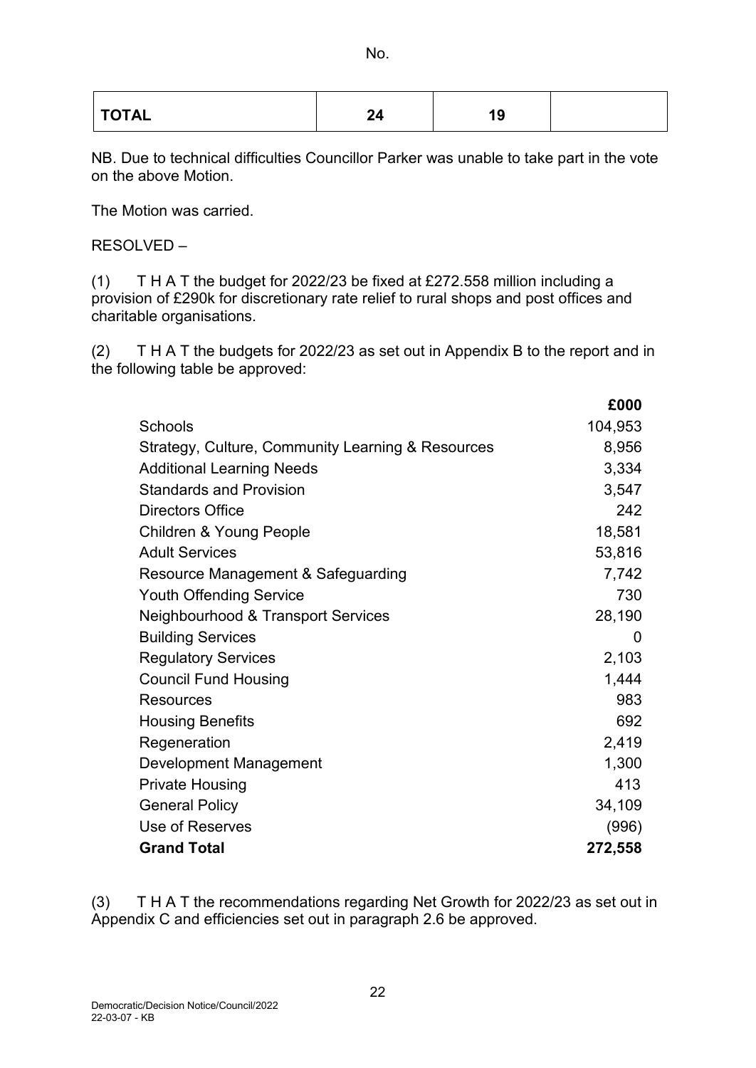No.

| TOTAL | 24 | 19 | |
|---|---|---|---|

NB. Due to technical difficulties Councillor Parker was unable to take part in the vote on the above Motion.

The Motion was carried.

RESOLVED –

(1) T H A T the budget for 2022/23 be fixed at £272.558 million including a provision of £290k for discretionary rate relief to rural shops and post offices and charitable organisations.

(2) T H A T the budgets for 2022/23 as set out in Appendix B to the report and in the following table be approved:

| | £000 |
|---|---|
| Schools | 104,953 |
| Strategy, Culture, Community Learning & Resources | 8,956 |
| Additional Learning Needs | 3,334 |
| Standards and Provision | 3,547 |
| Directors Office | 242 |
| Children & Young People | 18,581 |
| Adult Services | 53,816 |
| Resource Management & Safeguarding | 7,742 |
| Youth Offending Service | 730 |
| Neighbourhood & Transport Services | 28,190 |
| Building Services | 0 |
| Regulatory Services | 2,103 |
| Council Fund Housing | 1,444 |
| Resources | 983 |
| Housing Benefits | 692 |
| Regeneration | 2,419 |
| Development Management | 1,300 |
| Private Housing | 413 |
| General Policy | 34,109 |
| Use of Reserves | (996) |
| **Grand Total** | **272,558** |

(3) T H A T the recommendations regarding Net Growth for 2022/23 as set out in Appendix C and efficiencies set out in paragraph 2.6 be approved.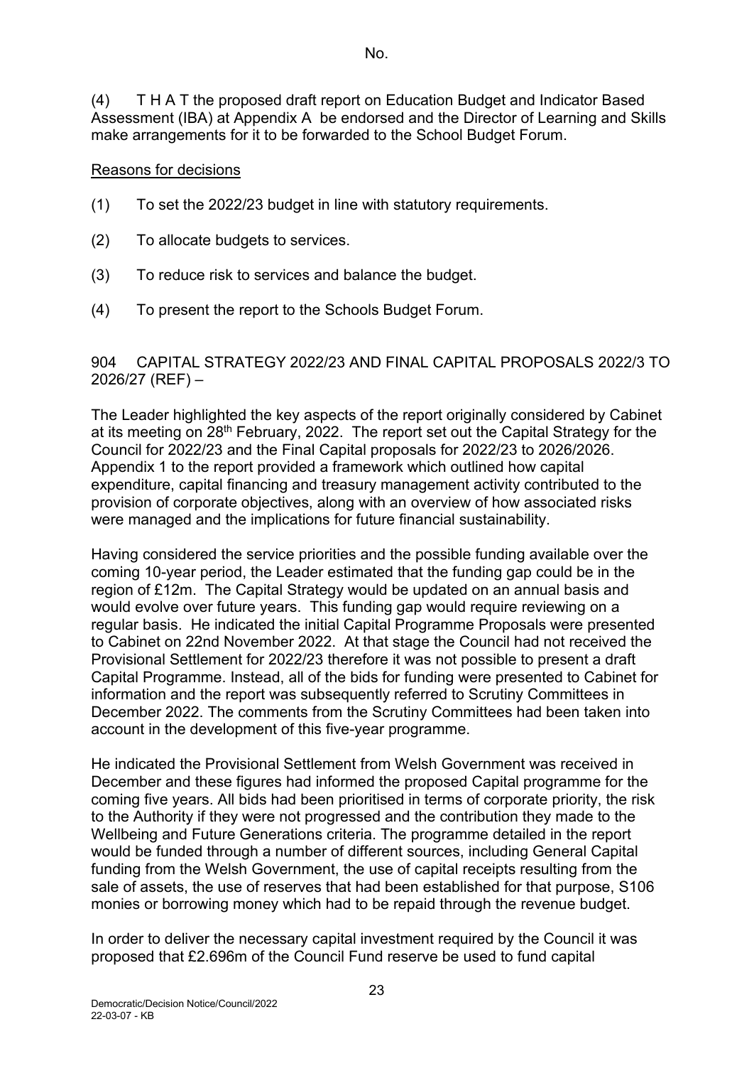No.

(4) T H A T the proposed draft report on Education Budget and Indicator Based Assessment (IBA) at Appendix A be endorsed and the Director of Learning and Skills make arrangements for it to be forwarded to the School Budget Forum.

Reasons for decisions

(1) To set the 2022/23 budget in line with statutory requirements.

(2) To allocate budgets to services.

(3) To reduce risk to services and balance the budget.

(4) To present the report to the Schools Budget Forum.

904 CAPITAL STRATEGY 2022/23 AND FINAL CAPITAL PROPOSALS 2022/3 TO 2026/27 (REF) –

The Leader highlighted the key aspects of the report originally considered by Cabinet at its meeting on 28th February, 2022. The report set out the Capital Strategy for the Council for 2022/23 and the Final Capital proposals for 2022/23 to 2026/2026. Appendix 1 to the report provided a framework which outlined how capital expenditure, capital financing and treasury management activity contributed to the provision of corporate objectives, along with an overview of how associated risks were managed and the implications for future financial sustainability.

Having considered the service priorities and the possible funding available over the coming 10-year period, the Leader estimated that the funding gap could be in the region of £12m. The Capital Strategy would be updated on an annual basis and would evolve over future years. This funding gap would require reviewing on a regular basis. He indicated the initial Capital Programme Proposals were presented to Cabinet on 22nd November 2022. At that stage the Council had not received the Provisional Settlement for 2022/23 therefore it was not possible to present a draft Capital Programme. Instead, all of the bids for funding were presented to Cabinet for information and the report was subsequently referred to Scrutiny Committees in December 2022. The comments from the Scrutiny Committees had been taken into account in the development of this five-year programme.

He indicated the Provisional Settlement from Welsh Government was received in December and these figures had informed the proposed Capital programme for the coming five years. All bids had been prioritised in terms of corporate priority, the risk to the Authority if they were not progressed and the contribution they made to the Wellbeing and Future Generations criteria. The programme detailed in the report would be funded through a number of different sources, including General Capital funding from the Welsh Government, the use of capital receipts resulting from the sale of assets, the use of reserves that had been established for that purpose, S106 monies or borrowing money which had to be repaid through the revenue budget.

In order to deliver the necessary capital investment required by the Council it was proposed that £2.696m of the Council Fund reserve be used to fund capital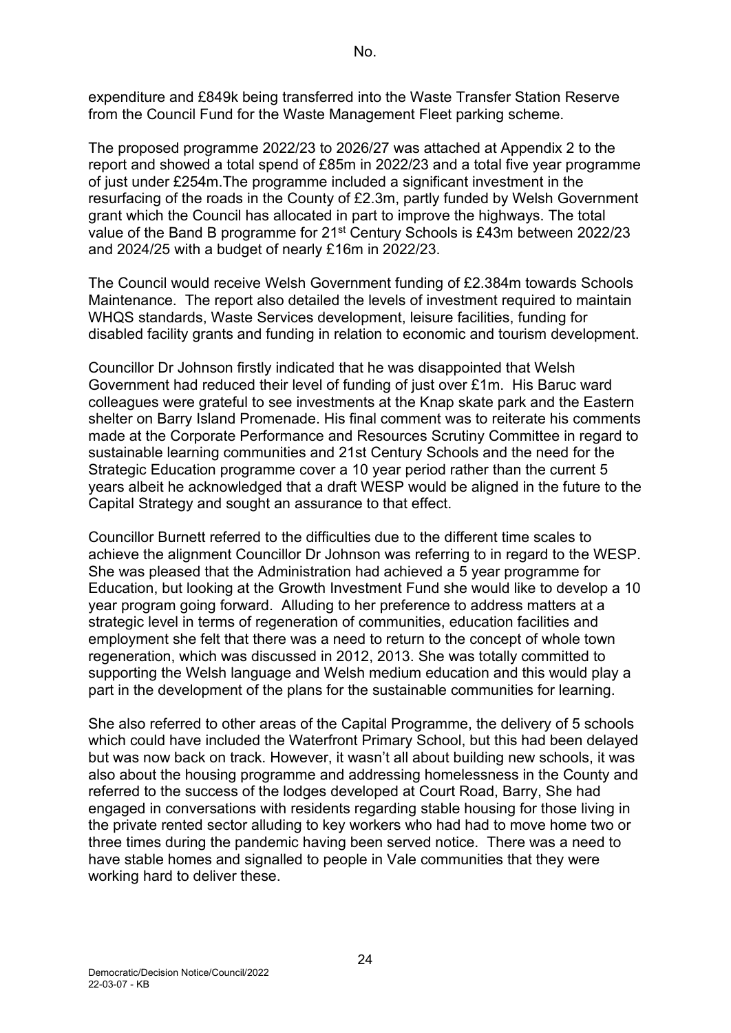expenditure and £849k being transferred into the Waste Transfer Station Reserve from the Council Fund for the Waste Management Fleet parking scheme.

The proposed programme 2022/23 to 2026/27 was attached at Appendix 2 to the report and showed a total spend of £85m in 2022/23 and a total five year programme of just under £254m.The programme included a significant investment in the resurfacing of the roads in the County of £2.3m, partly funded by Welsh Government grant which the Council has allocated in part to improve the highways. The total value of the Band B programme for 21st Century Schools is £43m between 2022/23 and 2024/25 with a budget of nearly £16m in 2022/23.

The Council would receive Welsh Government funding of £2.384m towards Schools Maintenance. The report also detailed the levels of investment required to maintain WHQS standards, Waste Services development, leisure facilities, funding for disabled facility grants and funding in relation to economic and tourism development.

Councillor Dr Johnson firstly indicated that he was disappointed that Welsh Government had reduced their level of funding of just over £1m. His Baruc ward colleagues were grateful to see investments at the Knap skate park and the Eastern shelter on Barry Island Promenade. His final comment was to reiterate his comments made at the Corporate Performance and Resources Scrutiny Committee in regard to sustainable learning communities and 21st Century Schools and the need for the Strategic Education programme cover a 10 year period rather than the current 5 years albeit he acknowledged that a draft WESP would be aligned in the future to the Capital Strategy and sought an assurance to that effect.

Councillor Burnett referred to the difficulties due to the different time scales to achieve the alignment Councillor Dr Johnson was referring to in regard to the WESP. She was pleased that the Administration had achieved a 5 year programme for Education, but looking at the Growth Investment Fund she would like to develop a 10 year program going forward. Alluding to her preference to address matters at a strategic level in terms of regeneration of communities, education facilities and employment she felt that there was a need to return to the concept of whole town regeneration, which was discussed in 2012, 2013. She was totally committed to supporting the Welsh language and Welsh medium education and this would play a part in the development of the plans for the sustainable communities for learning.

She also referred to other areas of the Capital Programme, the delivery of 5 schools which could have included the Waterfront Primary School, but this had been delayed but was now back on track. However, it wasn't all about building new schools, it was also about the housing programme and addressing homelessness in the County and referred to the success of the lodges developed at Court Road, Barry, She had engaged in conversations with residents regarding stable housing for those living in the private rented sector alluding to key workers who had had to move home two or three times during the pandemic having been served notice. There was a need to have stable homes and signalled to people in Vale communities that they were working hard to deliver these.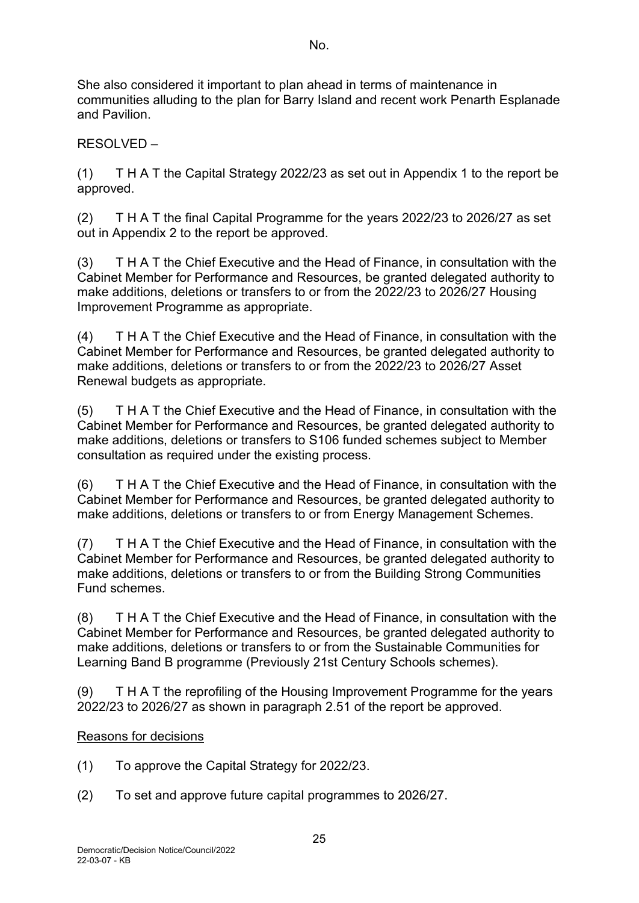She also considered it important to plan ahead in terms of maintenance in communities alluding to the plan for Barry Island and recent work Penarth Esplanade and Pavilion.

RESOLVED –

(1) T H A T the Capital Strategy 2022/23 as set out in Appendix 1 to the report be approved.

(2) T H A T the final Capital Programme for the years 2022/23 to 2026/27 as set out in Appendix 2 to the report be approved.

(3) T H A T the Chief Executive and the Head of Finance, in consultation with the Cabinet Member for Performance and Resources, be granted delegated authority to make additions, deletions or transfers to or from the 2022/23 to 2026/27 Housing Improvement Programme as appropriate.

(4) T H A T the Chief Executive and the Head of Finance, in consultation with the Cabinet Member for Performance and Resources, be granted delegated authority to make additions, deletions or transfers to or from the 2022/23 to 2026/27 Asset Renewal budgets as appropriate.

(5) T H A T the Chief Executive and the Head of Finance, in consultation with the Cabinet Member for Performance and Resources, be granted delegated authority to make additions, deletions or transfers to S106 funded schemes subject to Member consultation as required under the existing process.

(6) T H A T the Chief Executive and the Head of Finance, in consultation with the Cabinet Member for Performance and Resources, be granted delegated authority to make additions, deletions or transfers to or from Energy Management Schemes.

(7) T H A T the Chief Executive and the Head of Finance, in consultation with the Cabinet Member for Performance and Resources, be granted delegated authority to make additions, deletions or transfers to or from the Building Strong Communities Fund schemes.

(8) T H A T the Chief Executive and the Head of Finance, in consultation with the Cabinet Member for Performance and Resources, be granted delegated authority to make additions, deletions or transfers to or from the Sustainable Communities for Learning Band B programme (Previously 21st Century Schools schemes).

(9) T H A T the reprofiling of the Housing Improvement Programme for the years 2022/23 to 2026/27 as shown in paragraph 2.51 of the report be approved.

Reasons for decisions

(1) To approve the Capital Strategy for 2022/23.

(2) To set and approve future capital programmes to 2026/27.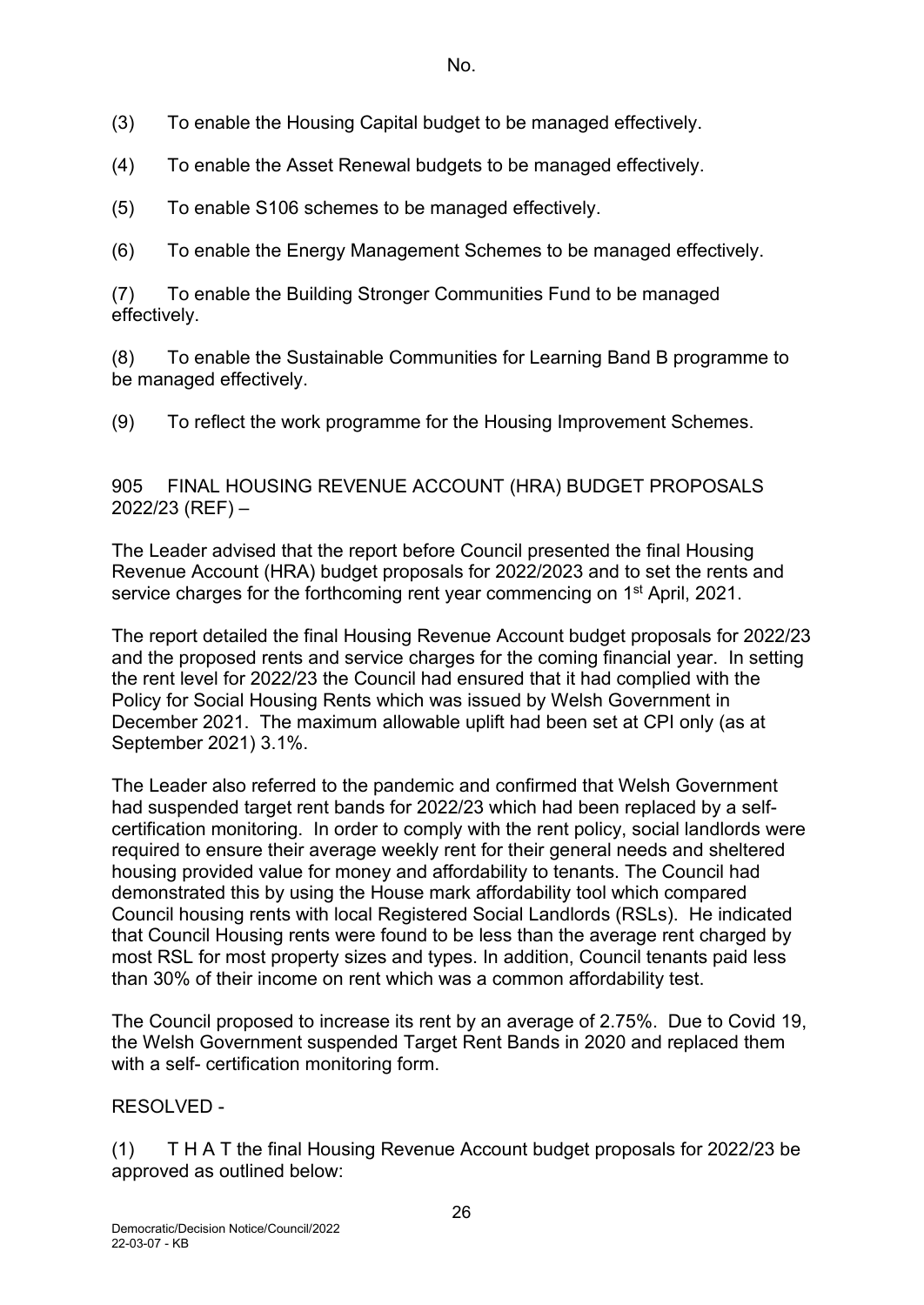No.

(3) To enable the Housing Capital budget to be managed effectively.

(4) To enable the Asset Renewal budgets to be managed effectively.

(5) To enable S106 schemes to be managed effectively.

(6) To enable the Energy Management Schemes to be managed effectively.

(7) To enable the Building Stronger Communities Fund to be managed effectively.

(8) To enable the Sustainable Communities for Learning Band B programme to be managed effectively.

(9) To reflect the work programme for the Housing Improvement Schemes.

905 FINAL HOUSING REVENUE ACCOUNT (HRA) BUDGET PROPOSALS 2022/23 (REF) –

The Leader advised that the report before Council presented the final Housing Revenue Account (HRA) budget proposals for 2022/2023 and to set the rents and service charges for the forthcoming rent year commencing on 1st April, 2021.

The report detailed the final Housing Revenue Account budget proposals for 2022/23 and the proposed rents and service charges for the coming financial year. In setting the rent level for 2022/23 the Council had ensured that it had complied with the Policy for Social Housing Rents which was issued by Welsh Government in December 2021. The maximum allowable uplift had been set at CPI only (as at September 2021) 3.1%.

The Leader also referred to the pandemic and confirmed that Welsh Government had suspended target rent bands for 2022/23 which had been replaced by a self-certification monitoring. In order to comply with the rent policy, social landlords were required to ensure their average weekly rent for their general needs and sheltered housing provided value for money and affordability to tenants. The Council had demonstrated this by using the House mark affordability tool which compared Council housing rents with local Registered Social Landlords (RSLs). He indicated that Council Housing rents were found to be less than the average rent charged by most RSL for most property sizes and types. In addition, Council tenants paid less than 30% of their income on rent which was a common affordability test.

The Council proposed to increase its rent by an average of 2.75%. Due to Covid 19, the Welsh Government suspended Target Rent Bands in 2020 and replaced them with a self- certification monitoring form.

RESOLVED -

(1) T H A T the final Housing Revenue Account budget proposals for 2022/23 be approved as outlined below: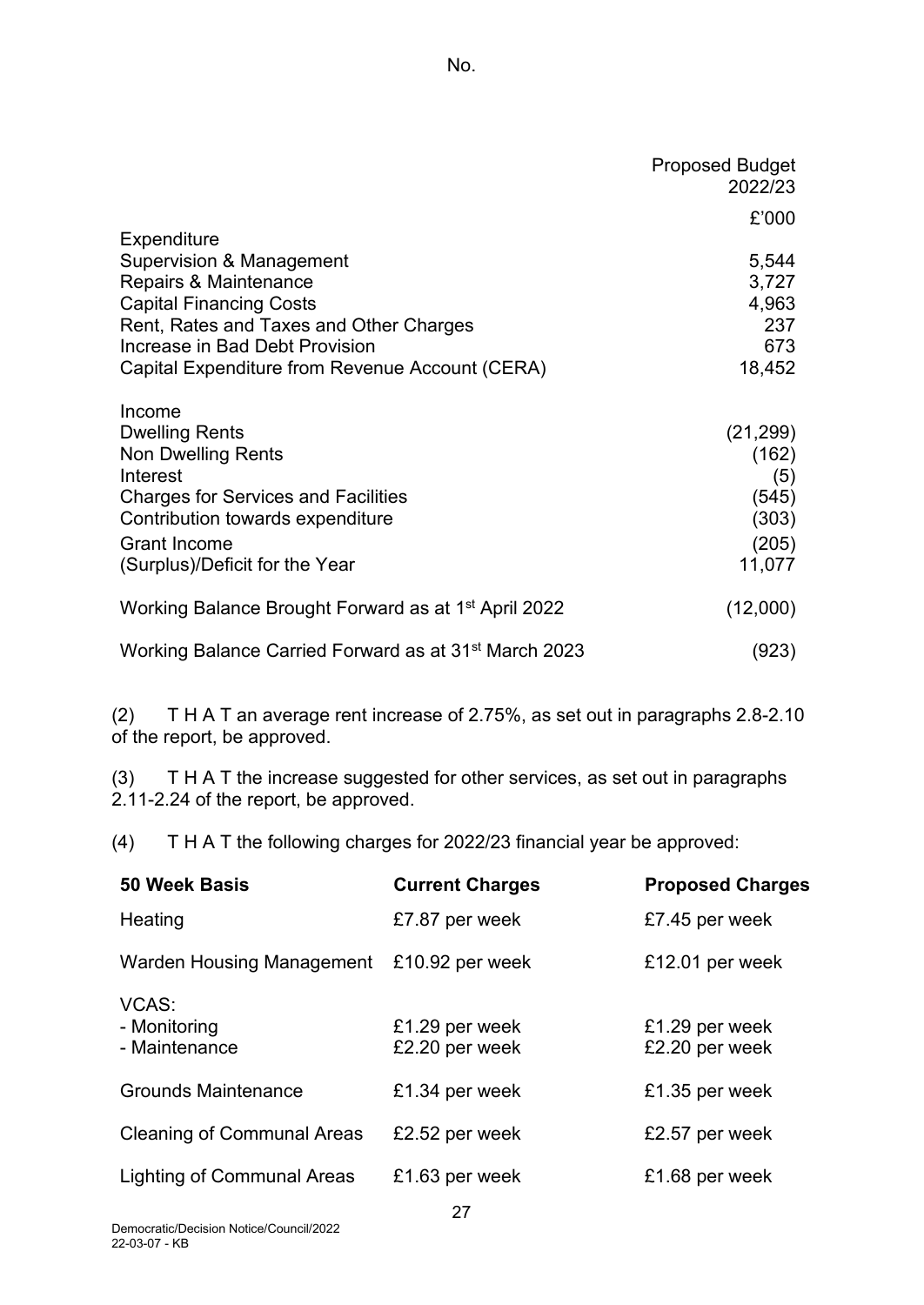No.

| | Proposed Budget 2022/23 |
|---|---|
| | £'000 |
| **Expenditure** | |
| Supervision & Management | 5,544 |
| Repairs & Maintenance | 3,727 |
| Capital Financing Costs | 4,963 |
| Rent, Rates and Taxes and Other Charges | 237 |
| Increase in Bad Debt Provision | 673 |
| Capital Expenditure from Revenue Account (CERA) | 18,452 |
| **Income** | |
| Dwelling Rents | (21,299) |
| Non Dwelling Rents | (162) |
| Interest | (5) |
| Charges for Services and Facilities | (545) |
| Contribution towards expenditure | (303) |
| Grant Income | (205) |
| (Surplus)/Deficit for the Year | 11,077 |
| Working Balance Brought Forward as at 1st April 2022 | (12,000) |
| Working Balance Carried Forward as at 31st March 2023 | (923) |

(2) T H A T an average rent increase of 2.75%, as set out in paragraphs 2.8-2.10 of the report, be approved.

(3) T H A T the increase suggested for other services, as set out in paragraphs 2.11-2.24 of the report, be approved.

(4) T H A T the following charges for 2022/23 financial year be approved:

| 50 Week Basis | Current Charges | Proposed Charges |
|---|---|---|
| Heating | £7.87 per week | £7.45 per week |
| Warden Housing Management | £10.92 per week | £12.01 per week |
| VCAS: | | |
| - Monitoring | £1.29 per week | £1.29 per week |
| - Maintenance | £2.20 per week | £2.20 per week |
| Grounds Maintenance | £1.34 per week | £1.35 per week |
| Cleaning of Communal Areas | £2.52 per week | £2.57 per week |
| Lighting of Communal Areas | £1.63 per week | £1.68 per week |

Democratic/Decision Notice/Council/2022
22-03-07 - KB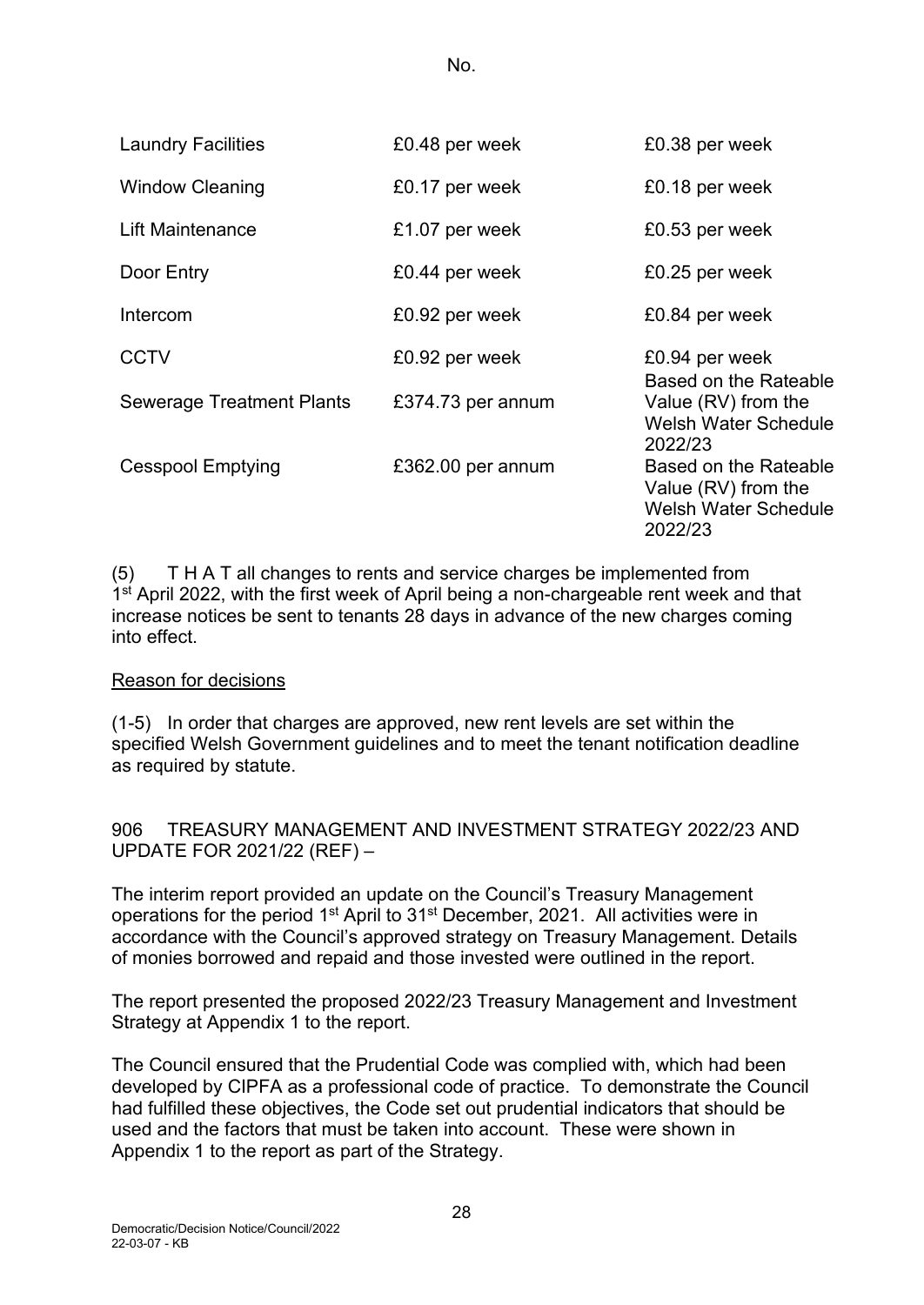No.

| | | |
|---|---|---|
| Laundry Facilities | £0.48 per week | £0.38 per week |
| Window Cleaning | £0.17 per week | £0.18 per week |
| Lift Maintenance | £1.07 per week | £0.53 per week |
| Door Entry | £0.44 per week | £0.25 per week |
| Intercom | £0.92 per week | £0.84 per week |
| CCTV | £0.92 per week | £0.94 per week |
| Sewerage Treatment Plants | £374.73 per annum | Based on the Rateable Value (RV) from the Welsh Water Schedule 2022/23 |
| Cesspool Emptying | £362.00 per annum | Based on the Rateable Value (RV) from the Welsh Water Schedule 2022/23 |

(5) T H A T all changes to rents and service charges be implemented from 1st April 2022, with the first week of April being a non-chargeable rent week and that increase notices be sent to tenants 28 days in advance of the new charges coming into effect.

Reason for decisions

(1-5) In order that charges are approved, new rent levels are set within the specified Welsh Government guidelines and to meet the tenant notification deadline as required by statute.

906 TREASURY MANAGEMENT AND INVESTMENT STRATEGY 2022/23 AND UPDATE FOR 2021/22 (REF) –

The interim report provided an update on the Council's Treasury Management operations for the period 1st April to 31st December, 2021. All activities were in accordance with the Council's approved strategy on Treasury Management. Details of monies borrowed and repaid and those invested were outlined in the report.

The report presented the proposed 2022/23 Treasury Management and Investment Strategy at Appendix 1 to the report.

The Council ensured that the Prudential Code was complied with, which had been developed by CIPFA as a professional code of practice. To demonstrate the Council had fulfilled these objectives, the Code set out prudential indicators that should be used and the factors that must be taken into account. These were shown in Appendix 1 to the report as part of the Strategy.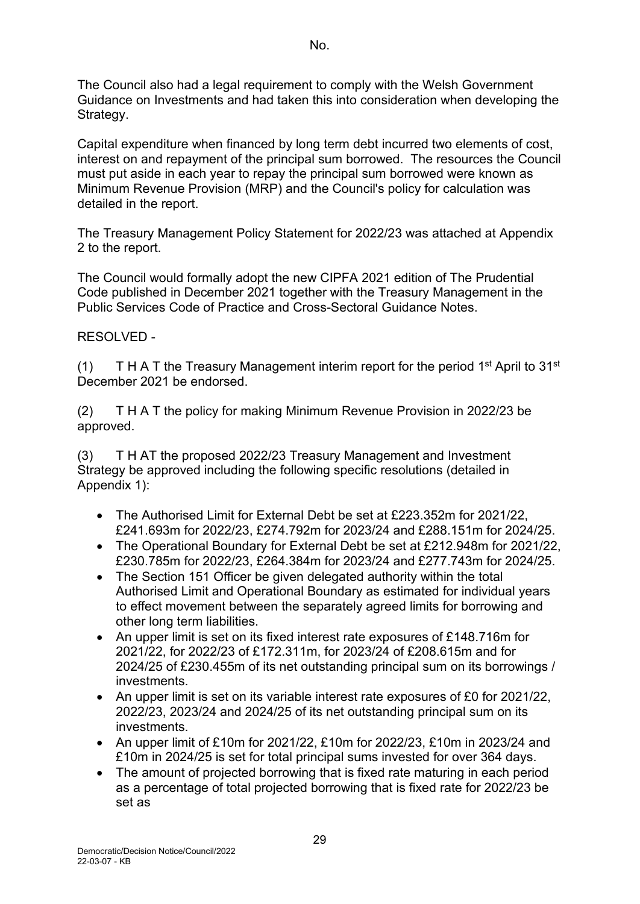The Council also had a legal requirement to comply with the Welsh Government Guidance on Investments and had taken this into consideration when developing the Strategy.

Capital expenditure when financed by long term debt incurred two elements of cost, interest on and repayment of the principal sum borrowed. The resources the Council must put aside in each year to repay the principal sum borrowed were known as Minimum Revenue Provision (MRP) and the Council's policy for calculation was detailed in the report.

The Treasury Management Policy Statement for 2022/23 was attached at Appendix 2 to the report.

The Council would formally adopt the new CIPFA 2021 edition of The Prudential Code published in December 2021 together with the Treasury Management in the Public Services Code of Practice and Cross-Sectoral Guidance Notes.

RESOLVED -

(1) T H A T the Treasury Management interim report for the period 1st April to 31st December 2021 be endorsed.

(2) T H A T the policy for making Minimum Revenue Provision in 2022/23 be approved.

(3) T H AT the proposed 2022/23 Treasury Management and Investment Strategy be approved including the following specific resolutions (detailed in Appendix 1):

- The Authorised Limit for External Debt be set at £223.352m for 2021/22, £241.693m for 2022/23, £274.792m for 2023/24 and £288.151m for 2024/25.
- The Operational Boundary for External Debt be set at £212.948m for 2021/22, £230.785m for 2022/23, £264.384m for 2023/24 and £277.743m for 2024/25.
- The Section 151 Officer be given delegated authority within the total Authorised Limit and Operational Boundary as estimated for individual years to effect movement between the separately agreed limits for borrowing and other long term liabilities.
- An upper limit is set on its fixed interest rate exposures of £148.716m for 2021/22, for 2022/23 of £172.311m, for 2023/24 of £208.615m and for 2024/25 of £230.455m of its net outstanding principal sum on its borrowings / investments.
- An upper limit is set on its variable interest rate exposures of £0 for 2021/22, 2022/23, 2023/24 and 2024/25 of its net outstanding principal sum on its investments.
- An upper limit of £10m for 2021/22, £10m for 2022/23, £10m in 2023/24 and £10m in 2024/25 is set for total principal sums invested for over 364 days.
- The amount of projected borrowing that is fixed rate maturing in each period as a percentage of total projected borrowing that is fixed rate for 2022/23 be set as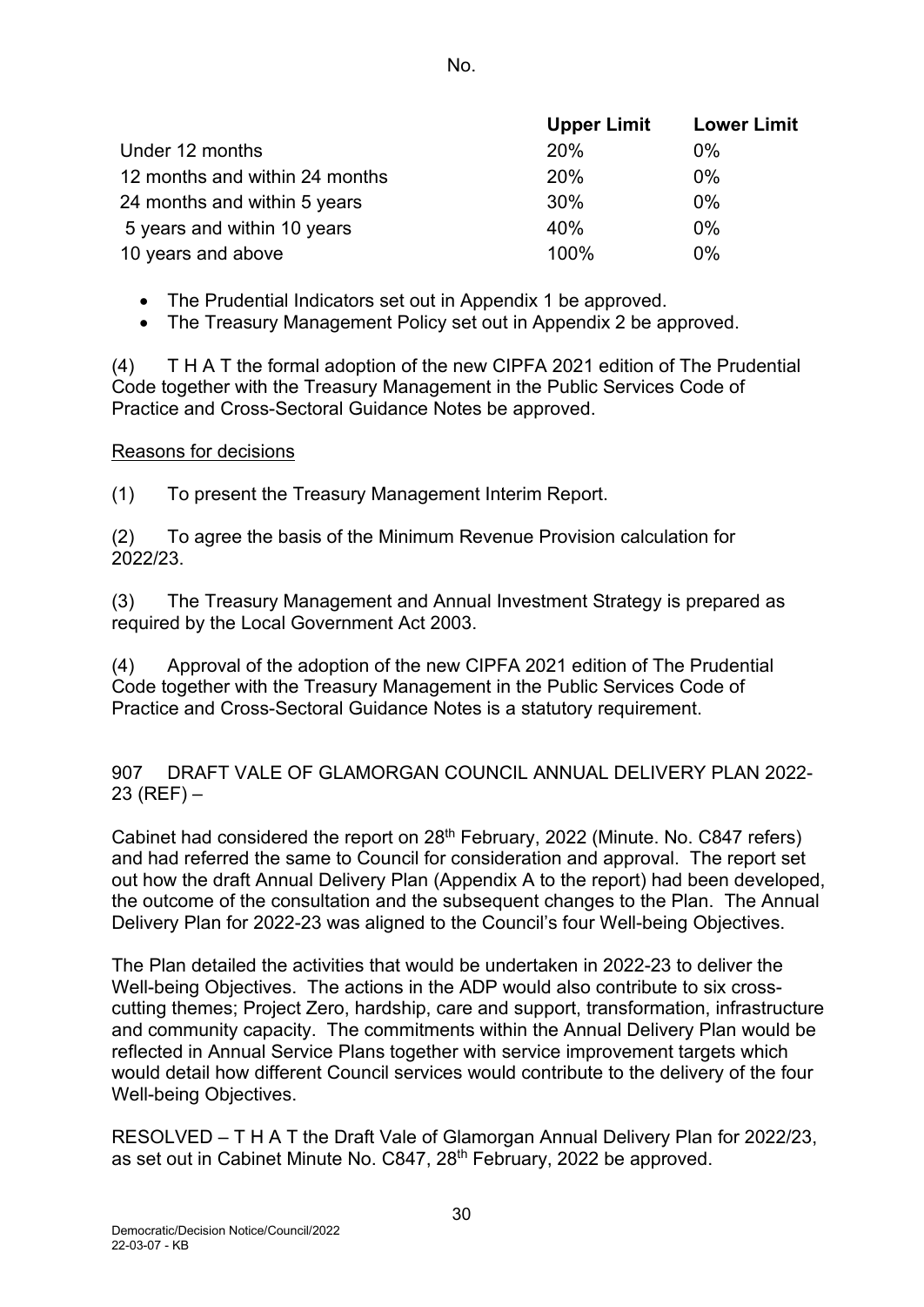No.

| | Upper Limit | Lower Limit |
|---|---|---|
| Under 12 months | 20% | 0% |
| 12 months and within 24 months | 20% | 0% |
| 24 months and within 5 years | 30% | 0% |
| 5 years and within 10 years | 40% | 0% |
| 10 years and above | 100% | 0% |

- The Prudential Indicators set out in Appendix 1 be approved.
- The Treasury Management Policy set out in Appendix 2 be approved.

(4) T H A T the formal adoption of the new CIPFA 2021 edition of The Prudential Code together with the Treasury Management in the Public Services Code of Practice and Cross-Sectoral Guidance Notes be approved.

Reasons for decisions

(1) To present the Treasury Management Interim Report.

(2) To agree the basis of the Minimum Revenue Provision calculation for 2022/23.

(3) The Treasury Management and Annual Investment Strategy is prepared as required by the Local Government Act 2003.

(4) Approval of the adoption of the new CIPFA 2021 edition of The Prudential Code together with the Treasury Management in the Public Services Code of Practice and Cross-Sectoral Guidance Notes is a statutory requirement.

907 DRAFT VALE OF GLAMORGAN COUNCIL ANNUAL DELIVERY PLAN 2022-23 (REF) –

Cabinet had considered the report on 28th February, 2022 (Minute. No. C847 refers) and had referred the same to Council for consideration and approval. The report set out how the draft Annual Delivery Plan (Appendix A to the report) had been developed, the outcome of the consultation and the subsequent changes to the Plan. The Annual Delivery Plan for 2022-23 was aligned to the Council's four Well-being Objectives.

The Plan detailed the activities that would be undertaken in 2022-23 to deliver the Well-being Objectives. The actions in the ADP would also contribute to six cross-cutting themes; Project Zero, hardship, care and support, transformation, infrastructure and community capacity. The commitments within the Annual Delivery Plan would be reflected in Annual Service Plans together with service improvement targets which would detail how different Council services would contribute to the delivery of the four Well-being Objectives.

RESOLVED – T H A T the Draft Vale of Glamorgan Annual Delivery Plan for 2022/23, as set out in Cabinet Minute No. C847, 28th February, 2022 be approved.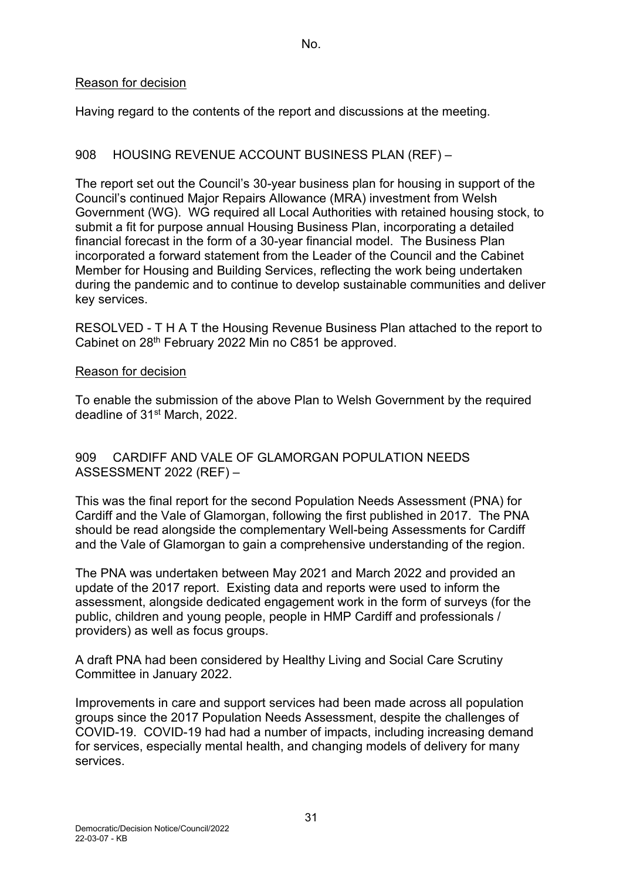No.

Reason for decision

Having regard to the contents of the report and discussions at the meeting.

908 HOUSING REVENUE ACCOUNT BUSINESS PLAN (REF) –

The report set out the Council's 30-year business plan for housing in support of the Council's continued Major Repairs Allowance (MRA) investment from Welsh Government (WG). WG required all Local Authorities with retained housing stock, to submit a fit for purpose annual Housing Business Plan, incorporating a detailed financial forecast in the form of a 30-year financial model. The Business Plan incorporated a forward statement from the Leader of the Council and the Cabinet Member for Housing and Building Services, reflecting the work being undertaken during the pandemic and to continue to develop sustainable communities and deliver key services.

RESOLVED - T H A T the Housing Revenue Business Plan attached to the report to Cabinet on 28th February 2022 Min no C851 be approved.

Reason for decision

To enable the submission of the above Plan to Welsh Government by the required deadline of 31st March, 2022.

909 CARDIFF AND VALE OF GLAMORGAN POPULATION NEEDS ASSESSMENT 2022 (REF) –

This was the final report for the second Population Needs Assessment (PNA) for Cardiff and the Vale of Glamorgan, following the first published in 2017. The PNA should be read alongside the complementary Well-being Assessments for Cardiff and the Vale of Glamorgan to gain a comprehensive understanding of the region.

The PNA was undertaken between May 2021 and March 2022 and provided an update of the 2017 report. Existing data and reports were used to inform the assessment, alongside dedicated engagement work in the form of surveys (for the public, children and young people, people in HMP Cardiff and professionals / providers) as well as focus groups.

A draft PNA had been considered by Healthy Living and Social Care Scrutiny Committee in January 2022.

Improvements in care and support services had been made across all population groups since the 2017 Population Needs Assessment, despite the challenges of COVID-19. COVID-19 had had a number of impacts, including increasing demand for services, especially mental health, and changing models of delivery for many services.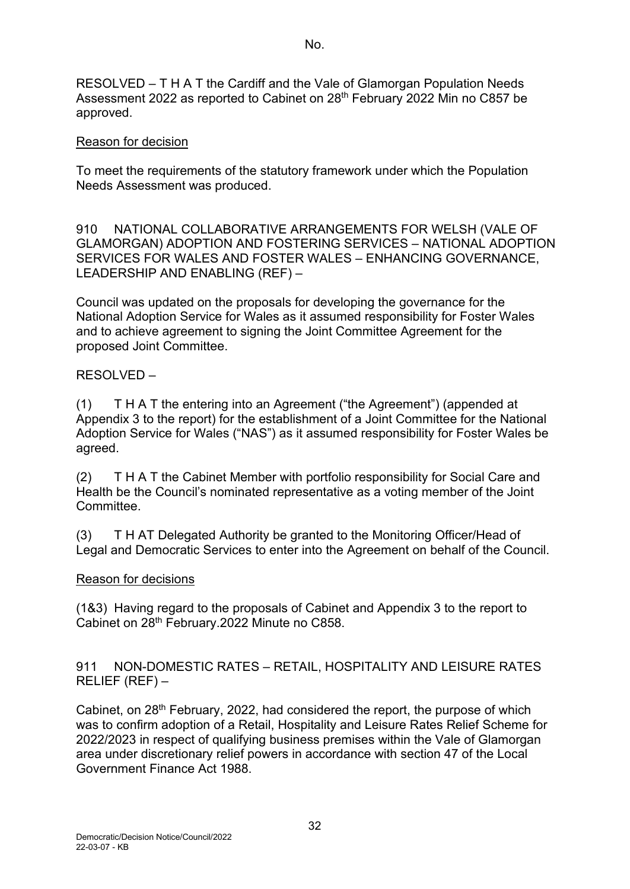RESOLVED – T H A T the Cardiff and the Vale of Glamorgan Population Needs Assessment 2022 as reported to Cabinet on 28th February 2022 Min no C857 be approved.

Reason for decision

To meet the requirements of the statutory framework under which the Population Needs Assessment was produced.

910 NATIONAL COLLABORATIVE ARRANGEMENTS FOR WELSH (VALE OF GLAMORGAN) ADOPTION AND FOSTERING SERVICES – NATIONAL ADOPTION SERVICES FOR WALES AND FOSTER WALES – ENHANCING GOVERNANCE, LEADERSHIP AND ENABLING (REF) –

Council was updated on the proposals for developing the governance for the National Adoption Service for Wales as it assumed responsibility for Foster Wales and to achieve agreement to signing the Joint Committee Agreement for the proposed Joint Committee.

RESOLVED –

(1) T H A T the entering into an Agreement ("the Agreement") (appended at Appendix 3 to the report) for the establishment of a Joint Committee for the National Adoption Service for Wales ("NAS") as it assumed responsibility for Foster Wales be agreed.

(2) T H A T the Cabinet Member with portfolio responsibility for Social Care and Health be the Council's nominated representative as a voting member of the Joint Committee.

(3) T H AT Delegated Authority be granted to the Monitoring Officer/Head of Legal and Democratic Services to enter into the Agreement on behalf of the Council.

Reason for decisions

(1&3) Having regard to the proposals of Cabinet and Appendix 3 to the report to Cabinet on 28th February.2022 Minute no C858.

911 NON-DOMESTIC RATES – RETAIL, HOSPITALITY AND LEISURE RATES RELIEF (REF) –

Cabinet, on 28th February, 2022, had considered the report, the purpose of which was to confirm adoption of a Retail, Hospitality and Leisure Rates Relief Scheme for 2022/2023 in respect of qualifying business premises within the Vale of Glamorgan area under discretionary relief powers in accordance with section 47 of the Local Government Finance Act 1988.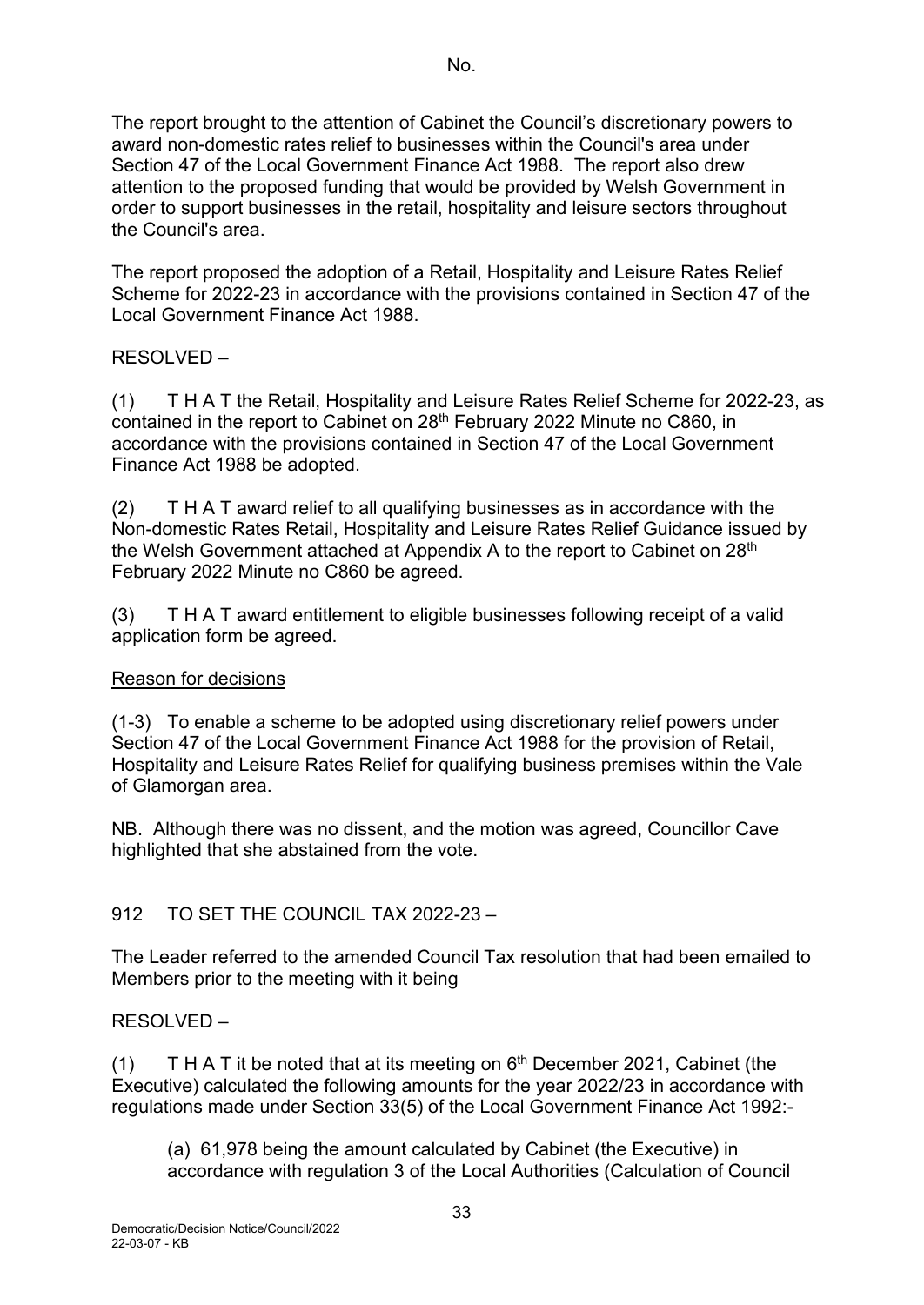The report brought to the attention of Cabinet the Council's discretionary powers to award non-domestic rates relief to businesses within the Council's area under Section 47 of the Local Government Finance Act 1988. The report also drew attention to the proposed funding that would be provided by Welsh Government in order to support businesses in the retail, hospitality and leisure sectors throughout the Council's area.

The report proposed the adoption of a Retail, Hospitality and Leisure Rates Relief Scheme for 2022-23 in accordance with the provisions contained in Section 47 of the Local Government Finance Act 1988.

RESOLVED –

(1) T H A T the Retail, Hospitality and Leisure Rates Relief Scheme for 2022-23, as contained in the report to Cabinet on 28th February 2022 Minute no C860, in accordance with the provisions contained in Section 47 of the Local Government Finance Act 1988 be adopted.

(2) T H A T award relief to all qualifying businesses as in accordance with the Non-domestic Rates Retail, Hospitality and Leisure Rates Relief Guidance issued by the Welsh Government attached at Appendix A to the report to Cabinet on 28th February 2022 Minute no C860 be agreed.

(3) T H A T award entitlement to eligible businesses following receipt of a valid application form be agreed.

Reason for decisions

(1-3) To enable a scheme to be adopted using discretionary relief powers under Section 47 of the Local Government Finance Act 1988 for the provision of Retail, Hospitality and Leisure Rates Relief for qualifying business premises within the Vale of Glamorgan area.

NB. Although there was no dissent, and the motion was agreed, Councillor Cave highlighted that she abstained from the vote.

912 TO SET THE COUNCIL TAX 2022-23 –

The Leader referred to the amended Council Tax resolution that had been emailed to Members prior to the meeting with it being

RESOLVED –

(1) T H A T it be noted that at its meeting on 6th December 2021, Cabinet (the Executive) calculated the following amounts for the year 2022/23 in accordance with regulations made under Section 33(5) of the Local Government Finance Act 1992:-

(a) 61,978 being the amount calculated by Cabinet (the Executive) in accordance with regulation 3 of the Local Authorities (Calculation of Council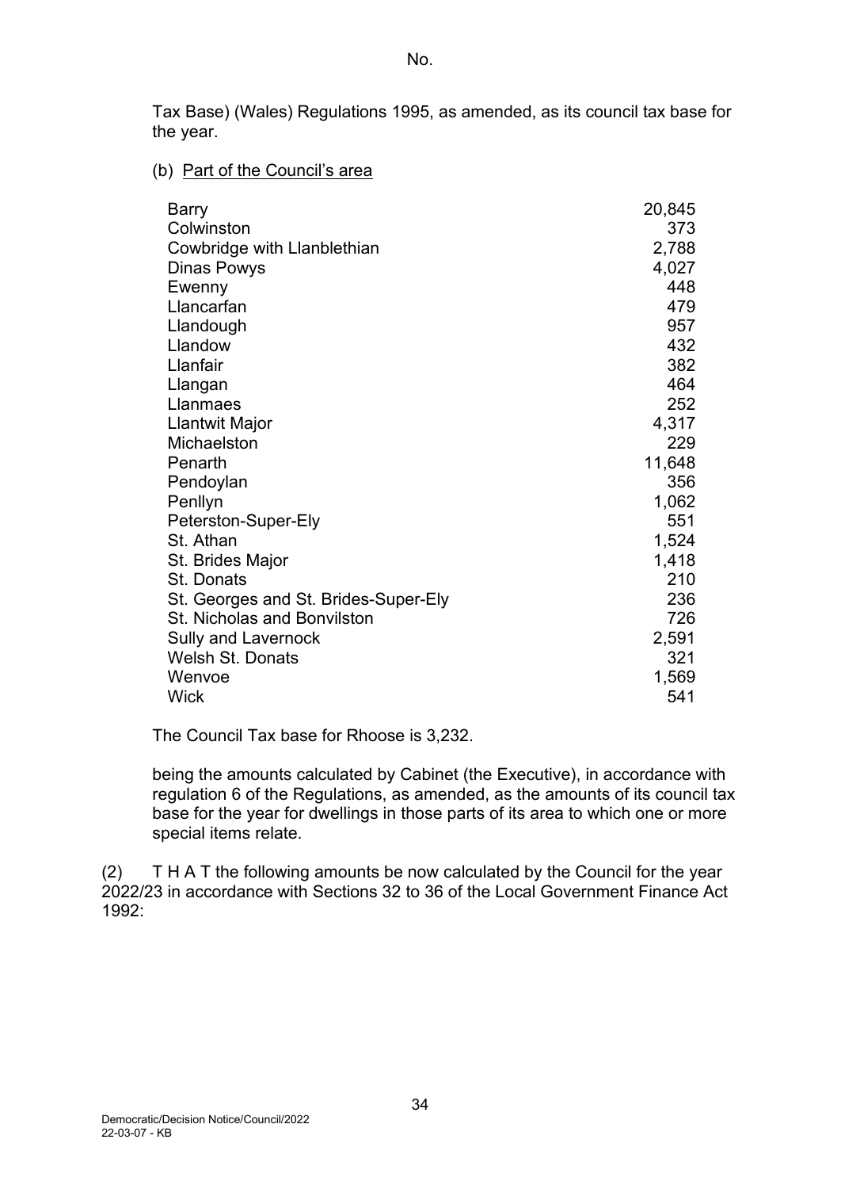Tax Base) (Wales) Regulations 1995, as amended, as its council tax base for the year.

(b) Part of the Council's area

| | |
|---|---|
| Barry | 20,845 |
| Colwinston | 373 |
| Cowbridge with Llanblethian | 2,788 |
| Dinas Powys | 4,027 |
| Ewenny | 448 |
| Llancarfan | 479 |
| Llandough | 957 |
| Llandow | 432 |
| Llanfair | 382 |
| Llangan | 464 |
| Llanmaes | 252 |
| Llantwit Major | 4,317 |
| Michaelston | 229 |
| Penarth | 11,648 |
| Pendoylan | 356 |
| Penllyn | 1,062 |
| Peterston-Super-Ely | 551 |
| St. Athan | 1,524 |
| St. Brides Major | 1,418 |
| St. Donats | 210 |
| St. Georges and St. Brides-Super-Ely | 236 |
| St. Nicholas and Bonvilston | 726 |
| Sully and Lavernock | 2,591 |
| Welsh St. Donats | 321 |
| Wenvoe | 1,569 |
| Wick | 541 |

The Council Tax base for Rhoose is 3,232.

being the amounts calculated by Cabinet (the Executive), in accordance with regulation 6 of the Regulations, as amended, as the amounts of its council tax base for the year for dwellings in those parts of its area to which one or more special items relate.

(2) T H A T the following amounts be now calculated by the Council for the year 2022/23 in accordance with Sections 32 to 36 of the Local Government Finance Act 1992: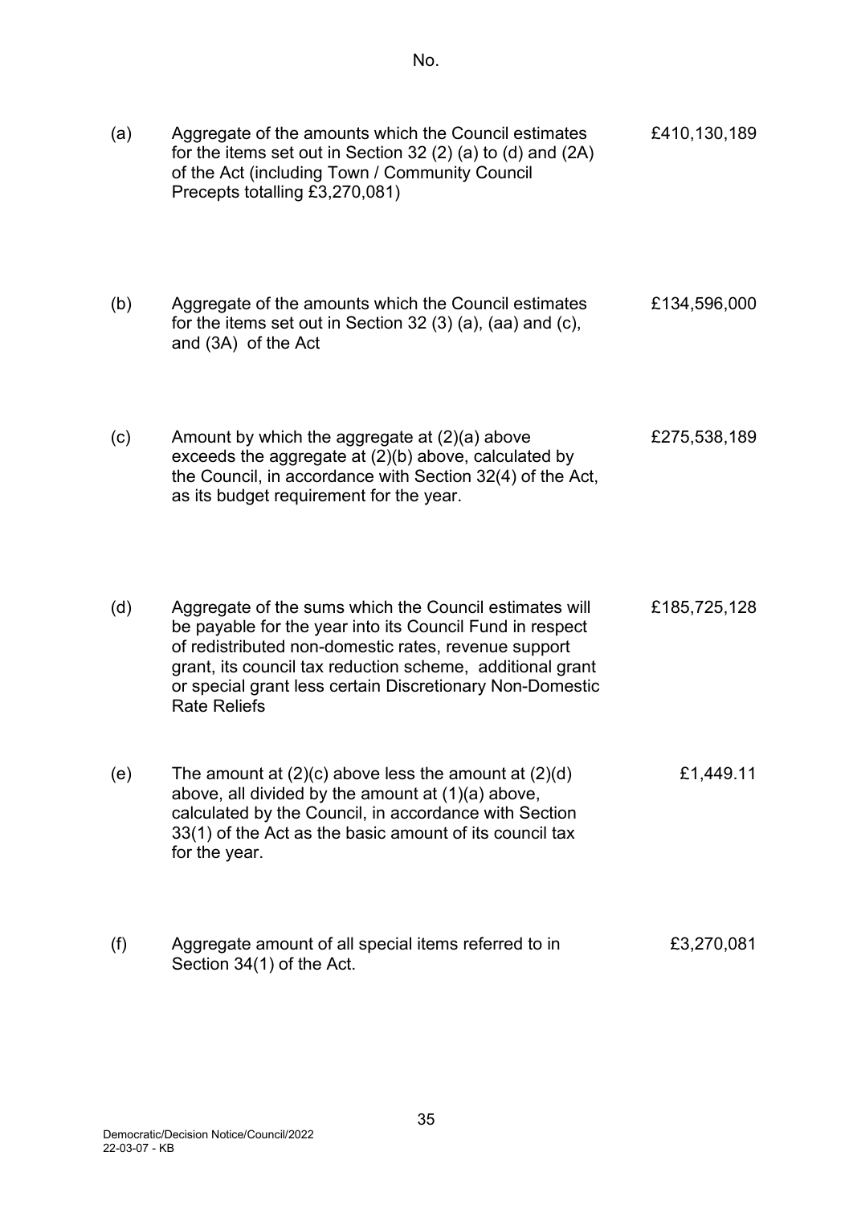| | | No. |
|---|---|---|
| (a) | Aggregate of the amounts which the Council estimates for the items set out in Section 32 (2) (a) to (d) and (2A) of the Act (including Town / Community Council Precepts totalling £3,270,081) | £410,130,189 |
| (b) | Aggregate of the amounts which the Council estimates for the items set out in Section 32 (3) (a), (aa) and (c), and (3A) of the Act | £134,596,000 |
| (c) | Amount by which the aggregate at (2)(a) above exceeds the aggregate at (2)(b) above, calculated by the Council, in accordance with Section 32(4) of the Act, as its budget requirement for the year. | £275,538,189 |
| (d) | Aggregate of the sums which the Council estimates will be payable for the year into its Council Fund in respect of redistributed non-domestic rates, revenue support grant, its council tax reduction scheme, additional grant or special grant less certain Discretionary Non-Domestic Rate Reliefs | £185,725,128 |
| (e) | The amount at (2)(c) above less the amount at (2)(d) above, all divided by the amount at (1)(a) above, calculated by the Council, in accordance with Section 33(1) of the Act as the basic amount of its council tax for the year. | £1,449.11 |
| (f) | Aggregate amount of all special items referred to in Section 34(1) of the Act. | £3,270,081 |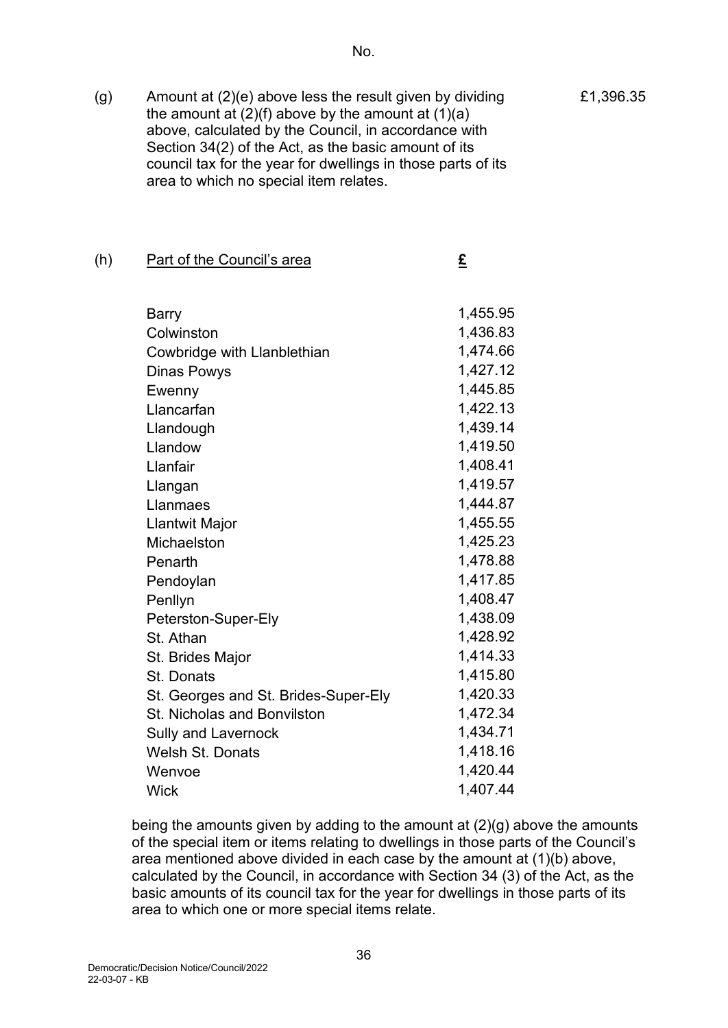No.

(g) Amount at (2)(e) above less the result given by dividing the amount at (2)(f) above by the amount at (1)(a) above, calculated by the Council, in accordance with Section 34(2) of the Act, as the basic amount of its council tax for the year for dwellings in those parts of its area to which no special item relates. £1,396.35

(h)

| Part of the Council's area | £ |
|---|---|
| Barry | 1,455.95 |
| Colwinston | 1,436.83 |
| Cowbridge with Llanblethian | 1,474.66 |
| Dinas Powys | 1,427.12 |
| Ewenny | 1,445.85 |
| Llancarfan | 1,422.13 |
| Llandough | 1,439.14 |
| Llandow | 1,419.50 |
| Llanfair | 1,408.41 |
| Llangan | 1,419.57 |
| Llanmaes | 1,444.87 |
| Llantwit Major | 1,455.55 |
| Michaelston | 1,425.23 |
| Penarth | 1,478.88 |
| Pendoylan | 1,417.85 |
| Penllyn | 1,408.47 |
| Peterston-Super-Ely | 1,438.09 |
| St. Athan | 1,428.92 |
| St. Brides Major | 1,414.33 |
| St. Donats | 1,415.80 |
| St. Georges and St. Brides-Super-Ely | 1,420.33 |
| St. Nicholas and Bonvilston | 1,472.34 |
| Sully and Lavernock | 1,434.71 |
| Welsh St. Donats | 1,418.16 |
| Wenvoe | 1,420.44 |
| Wick | 1,407.44 |

being the amounts given by adding to the amount at (2)(g) above the amounts of the special item or items relating to dwellings in those parts of the Council's area mentioned above divided in each case by the amount at (1)(b) above, calculated by the Council, in accordance with Section 34 (3) of the Act, as the basic amounts of its council tax for the year for dwellings in those parts of its area to which one or more special items relate.

Democratic/Decision Notice/Council/2022
22-03-07 - KB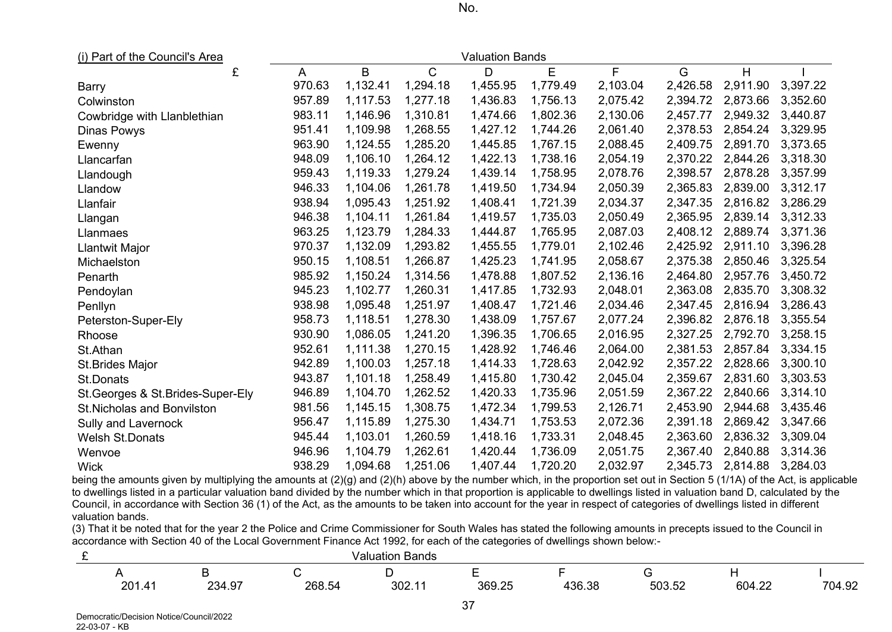No.

| (i) Part of the Council's Area | Valuation Bands | | | | | | | | |
|---|---|---|---|---|---|---|---|---|---|
| £ | A | B | C | D | E | F | G | H | I |
| Barry | 970.63 | 1,132.41 | 1,294.18 | 1,455.95 | 1,779.49 | 2,103.04 | 2,426.58 | 2,911.90 | 3,397.22 |
| Colwinston | 957.89 | 1,117.53 | 1,277.18 | 1,436.83 | 1,756.13 | 2,075.42 | 2,394.72 | 2,873.66 | 3,352.60 |
| Cowbridge with Llanblethian | 983.11 | 1,146.96 | 1,310.81 | 1,474.66 | 1,802.36 | 2,130.06 | 2,457.77 | 2,949.32 | 3,440.87 |
| Dinas Powys | 951.41 | 1,109.98 | 1,268.55 | 1,427.12 | 1,744.26 | 2,061.40 | 2,378.53 | 2,854.24 | 3,329.95 |
| Ewenny | 963.90 | 1,124.55 | 1,285.20 | 1,445.85 | 1,767.15 | 2,088.45 | 2,409.75 | 2,891.70 | 3,373.65 |
| Llancarfan | 948.09 | 1,106.10 | 1,264.12 | 1,422.13 | 1,738.16 | 2,054.19 | 2,370.22 | 2,844.26 | 3,318.30 |
| Llandough | 959.43 | 1,119.33 | 1,279.24 | 1,439.14 | 1,758.95 | 2,078.76 | 2,398.57 | 2,878.28 | 3,357.99 |
| Llandow | 946.33 | 1,104.06 | 1,261.78 | 1,419.50 | 1,734.94 | 2,050.39 | 2,365.83 | 2,839.00 | 3,312.17 |
| Llanfair | 938.94 | 1,095.43 | 1,251.92 | 1,408.41 | 1,721.39 | 2,034.37 | 2,347.35 | 2,816.82 | 3,286.29 |
| Llangan | 946.38 | 1,104.11 | 1,261.84 | 1,419.57 | 1,735.03 | 2,050.49 | 2,365.95 | 2,839.14 | 3,312.33 |
| Llanmaes | 963.25 | 1,123.79 | 1,284.33 | 1,444.87 | 1,765.95 | 2,087.03 | 2,408.12 | 2,889.74 | 3,371.36 |
| Llantwit Major | 970.37 | 1,132.09 | 1,293.82 | 1,455.55 | 1,779.01 | 2,102.46 | 2,425.92 | 2,911.10 | 3,396.28 |
| Michaelston | 950.15 | 1,108.51 | 1,266.87 | 1,425.23 | 1,741.95 | 2,058.67 | 2,375.38 | 2,850.46 | 3,325.54 |
| Penarth | 985.92 | 1,150.24 | 1,314.56 | 1,478.88 | 1,807.52 | 2,136.16 | 2,464.80 | 2,957.76 | 3,450.72 |
| Pendoylan | 945.23 | 1,102.77 | 1,260.31 | 1,417.85 | 1,732.93 | 2,048.01 | 2,363.08 | 2,835.70 | 3,308.32 |
| Penllyn | 938.98 | 1,095.48 | 1,251.97 | 1,408.47 | 1,721.46 | 2,034.46 | 2,347.45 | 2,816.94 | 3,286.43 |
| Peterston-Super-Ely | 958.73 | 1,118.51 | 1,278.30 | 1,438.09 | 1,757.67 | 2,077.24 | 2,396.82 | 2,876.18 | 3,355.54 |
| Rhoose | 930.90 | 1,086.05 | 1,241.20 | 1,396.35 | 1,706.65 | 2,016.95 | 2,327.25 | 2,792.70 | 3,258.15 |
| St.Athan | 952.61 | 1,111.38 | 1,270.15 | 1,428.92 | 1,746.46 | 2,064.00 | 2,381.53 | 2,857.84 | 3,334.15 |
| St.Brides Major | 942.89 | 1,100.03 | 1,257.18 | 1,414.33 | 1,728.63 | 2,042.92 | 2,357.22 | 2,828.66 | 3,300.10 |
| St.Donats | 943.87 | 1,101.18 | 1,258.49 | 1,415.80 | 1,730.42 | 2,045.04 | 2,359.67 | 2,831.60 | 3,303.53 |
| St.Georges & St.Brides-Super-Ely | 946.89 | 1,104.70 | 1,262.52 | 1,420.33 | 1,735.96 | 2,051.59 | 2,367.22 | 2,840.66 | 3,314.10 |
| St.Nicholas and Bonvilston | 981.56 | 1,145.15 | 1,308.75 | 1,472.34 | 1,799.53 | 2,126.71 | 2,453.90 | 2,944.68 | 3,435.46 |
| Sully and Lavernock | 956.47 | 1,115.89 | 1,275.30 | 1,434.71 | 1,753.53 | 2,072.36 | 2,391.18 | 2,869.42 | 3,347.66 |
| Welsh St.Donats | 945.44 | 1,103.01 | 1,260.59 | 1,418.16 | 1,733.31 | 2,048.45 | 2,363.60 | 2,836.32 | 3,309.04 |
| Wenvoe | 946.96 | 1,104.79 | 1,262.61 | 1,420.44 | 1,736.09 | 2,051.75 | 2,367.40 | 2,840.88 | 3,314.36 |
| Wick | 938.29 | 1,094.68 | 1,251.06 | 1,407.44 | 1,720.20 | 2,032.97 | 2,345.73 | 2,814.88 | 3,284.03 |

being the amounts given by multiplying the amounts at (2)(g) and (2)(h) above by the number which, in the proportion set out in Section 5 (1/1A) of the Act, is applicable to dwellings listed in a particular valuation band divided by the number which in that proportion is applicable to dwellings listed in valuation band D, calculated by the Council, in accordance with Section 36 (1) of the Act, as the amounts to be taken into account for the year in respect of categories of dwellings listed in different valuation bands.

(3) That it be noted that for the year 2 the Police and Crime Commissioner for South Wales has stated the following amounts in precepts issued to the Council in accordance with Section 40 of the Local Government Finance Act 1992, for each of the categories of dwellings shown below:-

| £ | Valuation Bands | | | | | | | |
|---|---|---|---|---|---|---|---|---|
| A | B | C | D | E | F | G | H | I |
| 201.41 | 234.97 | 268.54 | 302.11 | 369.25 | 436.38 | 503.52 | 604.22 | 704.92 |

Democratic/Decision Notice/Council/2022
22-03-07 - KB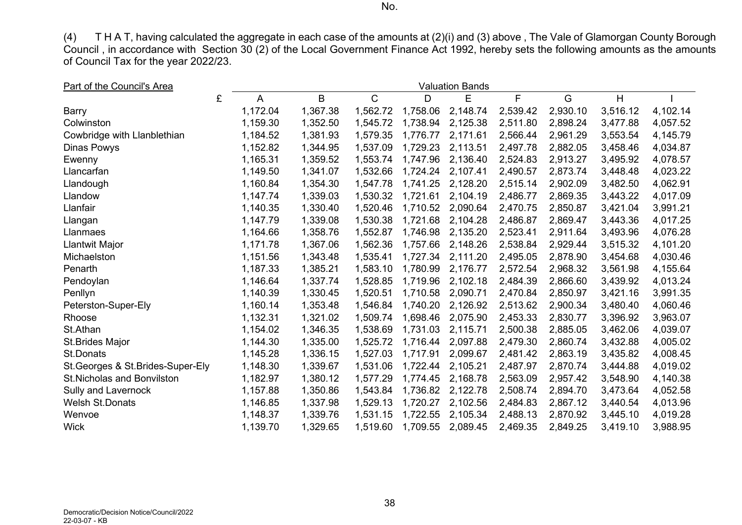(4) T H A T, having calculated the aggregate in each case of the amounts at (2)(i) and (3) above , The Vale of Glamorgan County Borough Council , in accordance with Section 30 (2) of the Local Government Finance Act 1992, hereby sets the following amounts as the amounts of Council Tax for the year 2022/23.

| Part of the Council's Area | Valuation Bands | | | | | | | | |
|---|---|---|---|---|---|---|---|---|---|
| £ | A | B | C | D | E | F | G | H | I |
| Barry | 1,172.04 | 1,367.38 | 1,562.72 | 1,758.06 | 2,148.74 | 2,539.42 | 2,930.10 | 3,516.12 | 4,102.14 |
| Colwinston | 1,159.30 | 1,352.50 | 1,545.72 | 1,738.94 | 2,125.38 | 2,511.80 | 2,898.24 | 3,477.88 | 4,057.52 |
| Cowbridge with Llanblethian | 1,184.52 | 1,381.93 | 1,579.35 | 1,776.77 | 2,171.61 | 2,566.44 | 2,961.29 | 3,553.54 | 4,145.79 |
| Dinas Powys | 1,152.82 | 1,344.95 | 1,537.09 | 1,729.23 | 2,113.51 | 2,497.78 | 2,882.05 | 3,458.46 | 4,034.87 |
| Ewenny | 1,165.31 | 1,359.52 | 1,553.74 | 1,747.96 | 2,136.40 | 2,524.83 | 2,913.27 | 3,495.92 | 4,078.57 |
| Llancarfan | 1,149.50 | 1,341.07 | 1,532.66 | 1,724.24 | 2,107.41 | 2,490.57 | 2,873.74 | 3,448.48 | 4,023.22 |
| Llandough | 1,160.84 | 1,354.30 | 1,547.78 | 1,741.25 | 2,128.20 | 2,515.14 | 2,902.09 | 3,482.50 | 4,062.91 |
| Llandow | 1,147.74 | 1,339.03 | 1,530.32 | 1,721.61 | 2,104.19 | 2,486.77 | 2,869.35 | 3,443.22 | 4,017.09 |
| Llanfair | 1,140.35 | 1,330.40 | 1,520.46 | 1,710.52 | 2,090.64 | 2,470.75 | 2,850.87 | 3,421.04 | 3,991.21 |
| Llangan | 1,147.79 | 1,339.08 | 1,530.38 | 1,721.68 | 2,104.28 | 2,486.87 | 2,869.47 | 3,443.36 | 4,017.25 |
| Llanmaes | 1,164.66 | 1,358.76 | 1,552.87 | 1,746.98 | 2,135.20 | 2,523.41 | 2,911.64 | 3,493.96 | 4,076.28 |
| Llantwit Major | 1,171.78 | 1,367.06 | 1,562.36 | 1,757.66 | 2,148.26 | 2,538.84 | 2,929.44 | 3,515.32 | 4,101.20 |
| Michaelston | 1,151.56 | 1,343.48 | 1,535.41 | 1,727.34 | 2,111.20 | 2,495.05 | 2,878.90 | 3,454.68 | 4,030.46 |
| Penarth | 1,187.33 | 1,385.21 | 1,583.10 | 1,780.99 | 2,176.77 | 2,572.54 | 2,968.32 | 3,561.98 | 4,155.64 |
| Pendoylan | 1,146.64 | 1,337.74 | 1,528.85 | 1,719.96 | 2,102.18 | 2,484.39 | 2,866.60 | 3,439.92 | 4,013.24 |
| Penllyn | 1,140.39 | 1,330.45 | 1,520.51 | 1,710.58 | 2,090.71 | 2,470.84 | 2,850.97 | 3,421.16 | 3,991.35 |
| Peterston-Super-Ely | 1,160.14 | 1,353.48 | 1,546.84 | 1,740.20 | 2,126.92 | 2,513.62 | 2,900.34 | 3,480.40 | 4,060.46 |
| Rhoose | 1,132.31 | 1,321.02 | 1,509.74 | 1,698.46 | 2,075.90 | 2,453.33 | 2,830.77 | 3,396.92 | 3,963.07 |
| St.Athan | 1,154.02 | 1,346.35 | 1,538.69 | 1,731.03 | 2,115.71 | 2,500.38 | 2,885.05 | 3,462.06 | 4,039.07 |
| St.Brides Major | 1,144.30 | 1,335.00 | 1,525.72 | 1,716.44 | 2,097.88 | 2,479.30 | 2,860.74 | 3,432.88 | 4,005.02 |
| St.Donats | 1,145.28 | 1,336.15 | 1,527.03 | 1,717.91 | 2,099.67 | 2,481.42 | 2,863.19 | 3,435.82 | 4,008.45 |
| St.Georges & St.Brides-Super-Ely | 1,148.30 | 1,339.67 | 1,531.06 | 1,722.44 | 2,105.21 | 2,487.97 | 2,870.74 | 3,444.88 | 4,019.02 |
| St.Nicholas and Bonvilston | 1,182.97 | 1,380.12 | 1,577.29 | 1,774.45 | 2,168.78 | 2,563.09 | 2,957.42 | 3,548.90 | 4,140.38 |
| Sully and Lavernock | 1,157.88 | 1,350.86 | 1,543.84 | 1,736.82 | 2,122.78 | 2,508.74 | 2,894.70 | 3,473.64 | 4,052.58 |
| Welsh St.Donats | 1,146.85 | 1,337.98 | 1,529.13 | 1,720.27 | 2,102.56 | 2,484.83 | 2,867.12 | 3,440.54 | 4,013.96 |
| Wenvoe | 1,148.37 | 1,339.76 | 1,531.15 | 1,722.55 | 2,105.34 | 2,488.13 | 2,870.92 | 3,445.10 | 4,019.28 |
| Wick | 1,139.70 | 1,329.65 | 1,519.60 | 1,709.55 | 2,089.45 | 2,469.35 | 2,849.25 | 3,419.10 | 3,988.95 |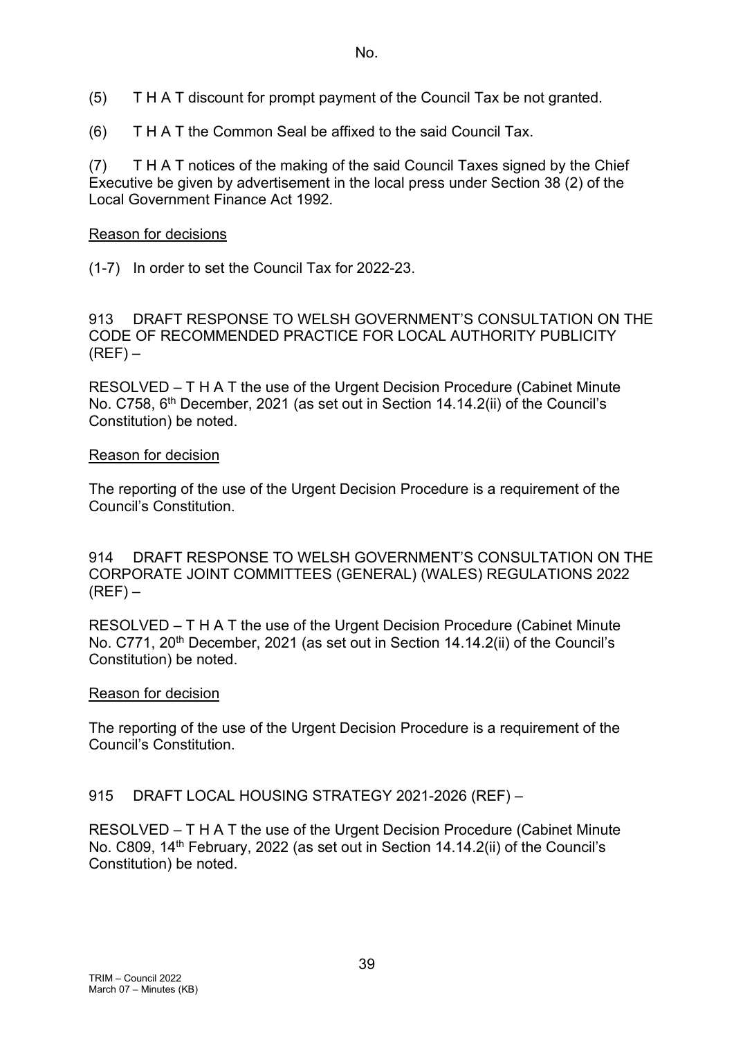(5) T H A T discount for prompt payment of the Council Tax be not granted.

(6) T H A T the Common Seal be affixed to the said Council Tax.

(7) T H A T notices of the making of the said Council Taxes signed by the Chief Executive be given by advertisement in the local press under Section 38 (2) of the Local Government Finance Act 1992.

Reason for decisions

(1-7) In order to set the Council Tax for 2022-23.

913 DRAFT RESPONSE TO WELSH GOVERNMENT'S CONSULTATION ON THE CODE OF RECOMMENDED PRACTICE FOR LOCAL AUTHORITY PUBLICITY (REF) –

RESOLVED – T H A T the use of the Urgent Decision Procedure (Cabinet Minute No. C758, 6th December, 2021 (as set out in Section 14.14.2(ii) of the Council's Constitution) be noted.

Reason for decision

The reporting of the use of the Urgent Decision Procedure is a requirement of the Council's Constitution.

914 DRAFT RESPONSE TO WELSH GOVERNMENT'S CONSULTATION ON THE CORPORATE JOINT COMMITTEES (GENERAL) (WALES) REGULATIONS 2022 (REF) –

RESOLVED – T H A T the use of the Urgent Decision Procedure (Cabinet Minute No. C771, 20th December, 2021 (as set out in Section 14.14.2(ii) of the Council's Constitution) be noted.

Reason for decision

The reporting of the use of the Urgent Decision Procedure is a requirement of the Council's Constitution.

915 DRAFT LOCAL HOUSING STRATEGY 2021-2026 (REF) –

RESOLVED – T H A T the use of the Urgent Decision Procedure (Cabinet Minute No. C809, 14th February, 2022 (as set out in Section 14.14.2(ii) of the Council's Constitution) be noted.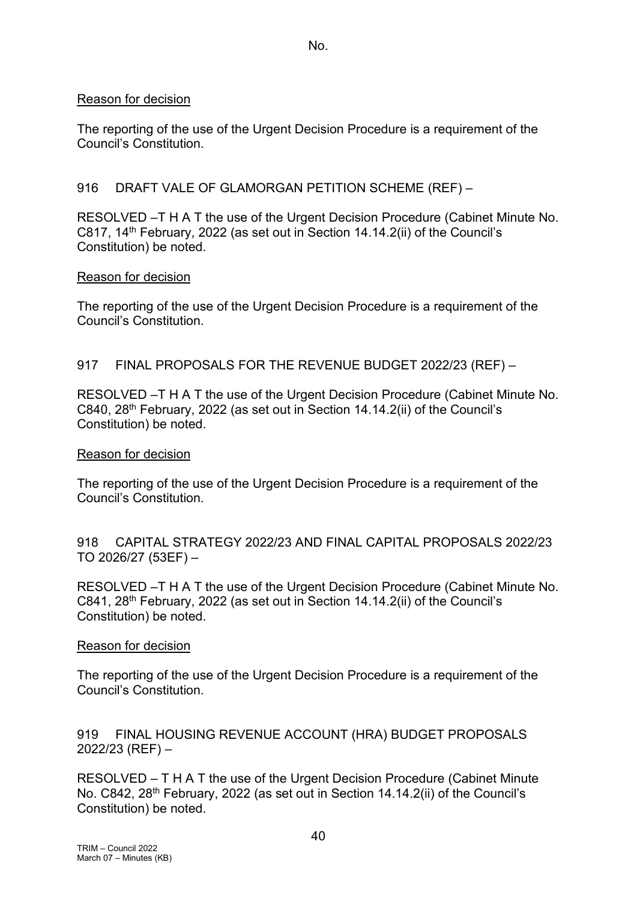No.

Reason for decision

The reporting of the use of the Urgent Decision Procedure is a requirement of the Council's Constitution.

916 DRAFT VALE OF GLAMORGAN PETITION SCHEME (REF) –

RESOLVED –T H A T the use of the Urgent Decision Procedure (Cabinet Minute No. C817, 14th February, 2022 (as set out in Section 14.14.2(ii) of the Council's Constitution) be noted.

Reason for decision

The reporting of the use of the Urgent Decision Procedure is a requirement of the Council's Constitution.

917 FINAL PROPOSALS FOR THE REVENUE BUDGET 2022/23 (REF) –

RESOLVED –T H A T the use of the Urgent Decision Procedure (Cabinet Minute No. C840, 28th February, 2022 (as set out in Section 14.14.2(ii) of the Council's Constitution) be noted.

Reason for decision

The reporting of the use of the Urgent Decision Procedure is a requirement of the Council's Constitution.

918 CAPITAL STRATEGY 2022/23 AND FINAL CAPITAL PROPOSALS 2022/23 TO 2026/27 (53EF) –

RESOLVED –T H A T the use of the Urgent Decision Procedure (Cabinet Minute No. C841, 28th February, 2022 (as set out in Section 14.14.2(ii) of the Council's Constitution) be noted.

Reason for decision

The reporting of the use of the Urgent Decision Procedure is a requirement of the Council's Constitution.

919 FINAL HOUSING REVENUE ACCOUNT (HRA) BUDGET PROPOSALS 2022/23 (REF) –

RESOLVED – T H A T the use of the Urgent Decision Procedure (Cabinet Minute No. C842, 28th February, 2022 (as set out in Section 14.14.2(ii) of the Council's Constitution) be noted.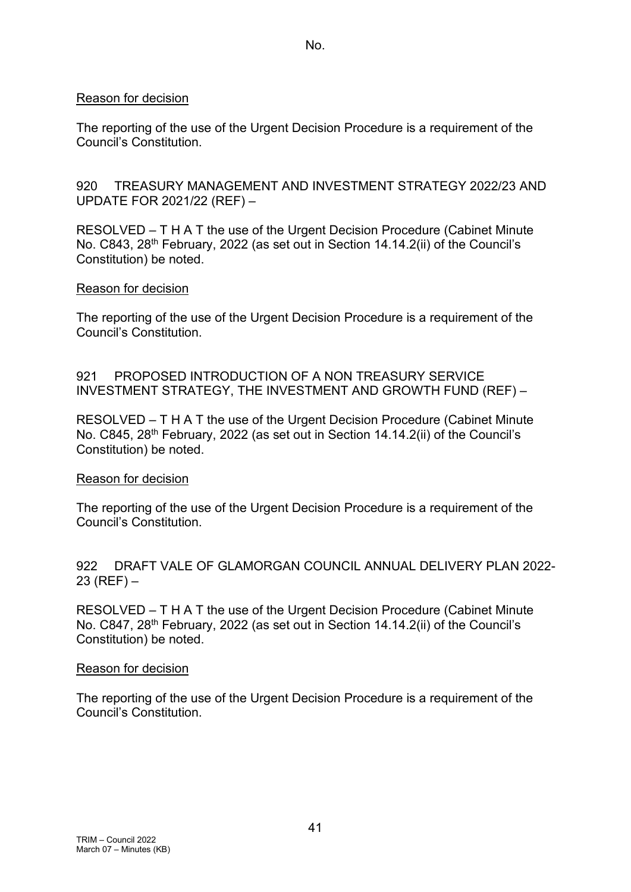Reason for decision

The reporting of the use of the Urgent Decision Procedure is a requirement of the Council's Constitution.

920 TREASURY MANAGEMENT AND INVESTMENT STRATEGY 2022/23 AND UPDATE FOR 2021/22 (REF) –

RESOLVED – T H A T the use of the Urgent Decision Procedure (Cabinet Minute No. C843, 28th February, 2022 (as set out in Section 14.14.2(ii) of the Council's Constitution) be noted.

Reason for decision

The reporting of the use of the Urgent Decision Procedure is a requirement of the Council's Constitution.

921 PROPOSED INTRODUCTION OF A NON TREASURY SERVICE INVESTMENT STRATEGY, THE INVESTMENT AND GROWTH FUND (REF) –

RESOLVED – T H A T the use of the Urgent Decision Procedure (Cabinet Minute No. C845, 28th February, 2022 (as set out in Section 14.14.2(ii) of the Council's Constitution) be noted.

Reason for decision

The reporting of the use of the Urgent Decision Procedure is a requirement of the Council's Constitution.

922 DRAFT VALE OF GLAMORGAN COUNCIL ANNUAL DELIVERY PLAN 2022-23 (REF) –

RESOLVED – T H A T the use of the Urgent Decision Procedure (Cabinet Minute No. C847, 28th February, 2022 (as set out in Section 14.14.2(ii) of the Council's Constitution) be noted.

Reason for decision

The reporting of the use of the Urgent Decision Procedure is a requirement of the Council's Constitution.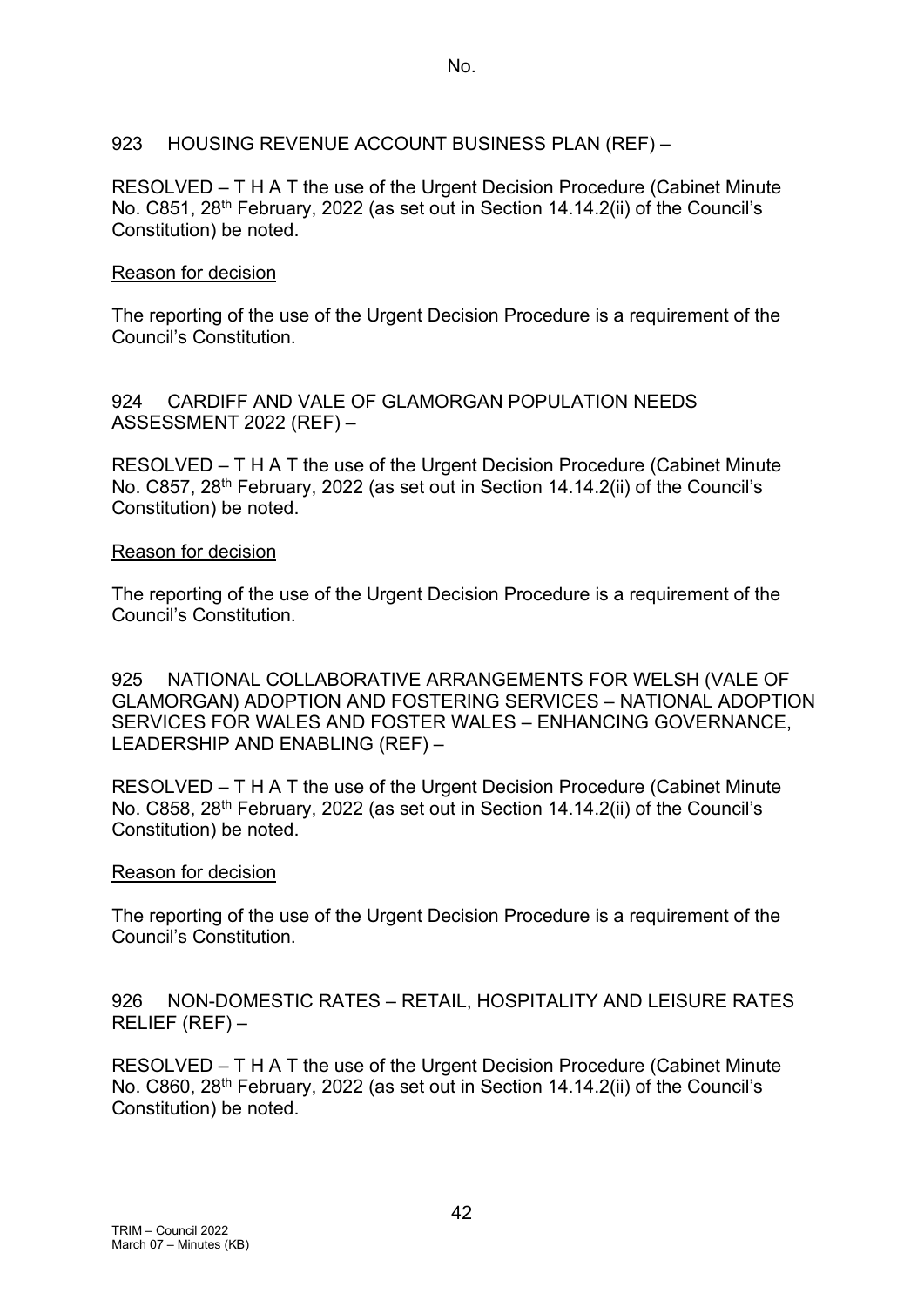923 HOUSING REVENUE ACCOUNT BUSINESS PLAN (REF) –

RESOLVED – T H A T the use of the Urgent Decision Procedure (Cabinet Minute No. C851, 28th February, 2022 (as set out in Section 14.14.2(ii) of the Council's Constitution) be noted.

Reason for decision

The reporting of the use of the Urgent Decision Procedure is a requirement of the Council's Constitution.

924 CARDIFF AND VALE OF GLAMORGAN POPULATION NEEDS ASSESSMENT 2022 (REF) –

RESOLVED – T H A T the use of the Urgent Decision Procedure (Cabinet Minute No. C857, 28th February, 2022 (as set out in Section 14.14.2(ii) of the Council's Constitution) be noted.

Reason for decision

The reporting of the use of the Urgent Decision Procedure is a requirement of the Council's Constitution.

925 NATIONAL COLLABORATIVE ARRANGEMENTS FOR WELSH (VALE OF GLAMORGAN) ADOPTION AND FOSTERING SERVICES – NATIONAL ADOPTION SERVICES FOR WALES AND FOSTER WALES – ENHANCING GOVERNANCE, LEADERSHIP AND ENABLING (REF) –

RESOLVED – T H A T the use of the Urgent Decision Procedure (Cabinet Minute No. C858, 28th February, 2022 (as set out in Section 14.14.2(ii) of the Council's Constitution) be noted.

Reason for decision

The reporting of the use of the Urgent Decision Procedure is a requirement of the Council's Constitution.

926 NON-DOMESTIC RATES – RETAIL, HOSPITALITY AND LEISURE RATES RELIEF (REF) –

RESOLVED – T H A T the use of the Urgent Decision Procedure (Cabinet Minute No. C860, 28th February, 2022 (as set out in Section 14.14.2(ii) of the Council's Constitution) be noted.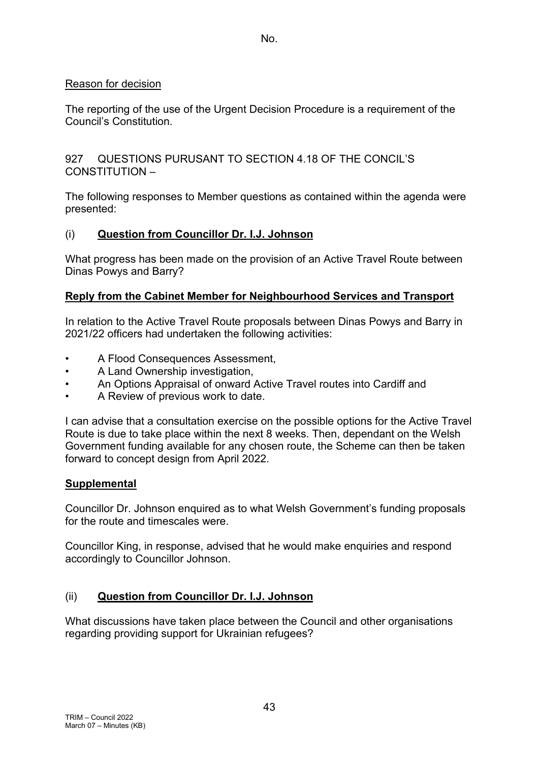No.

Reason for decision

The reporting of the use of the Urgent Decision Procedure is a requirement of the Council's Constitution.

927 QUESTIONS PURUSANT TO SECTION 4.18 OF THE CONCIL'S CONSTITUTION –

The following responses to Member questions as contained within the agenda were presented:

(i) **Question from Councillor Dr. I.J. Johnson**

What progress has been made on the provision of an Active Travel Route between Dinas Powys and Barry?

**Reply from the Cabinet Member for Neighbourhood Services and Transport**

In relation to the Active Travel Route proposals between Dinas Powys and Barry in 2021/22 officers had undertaken the following activities:

- A Flood Consequences Assessment,
- A Land Ownership investigation,
- An Options Appraisal of onward Active Travel routes into Cardiff and
- A Review of previous work to date.

I can advise that a consultation exercise on the possible options for the Active Travel Route is due to take place within the next 8 weeks. Then, dependant on the Welsh Government funding available for any chosen route, the Scheme can then be taken forward to concept design from April 2022.

**Supplemental**

Councillor Dr. Johnson enquired as to what Welsh Government's funding proposals for the route and timescales were.

Councillor King, in response, advised that he would make enquiries and respond accordingly to Councillor Johnson.

(ii) **Question from Councillor Dr. I.J. Johnson**

What discussions have taken place between the Council and other organisations regarding providing support for Ukrainian refugees?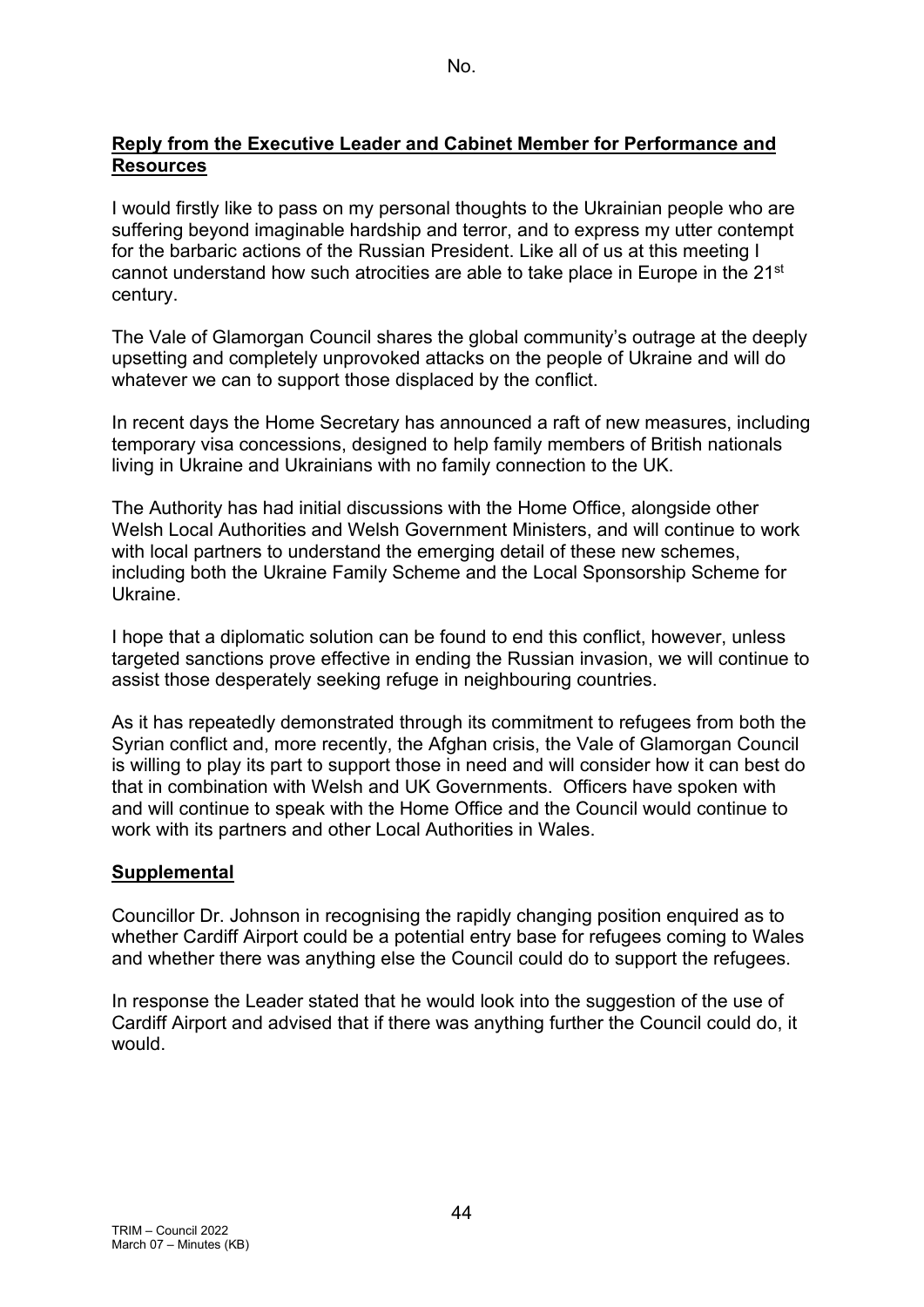No.

**Reply from the Executive Leader and Cabinet Member for Performance and Resources**

I would firstly like to pass on my personal thoughts to the Ukrainian people who are suffering beyond imaginable hardship and terror, and to express my utter contempt for the barbaric actions of the Russian President. Like all of us at this meeting I cannot understand how such atrocities are able to take place in Europe in the 21st century.

The Vale of Glamorgan Council shares the global community's outrage at the deeply upsetting and completely unprovoked attacks on the people of Ukraine and will do whatever we can to support those displaced by the conflict.

In recent days the Home Secretary has announced a raft of new measures, including temporary visa concessions, designed to help family members of British nationals living in Ukraine and Ukrainians with no family connection to the UK.

The Authority has had initial discussions with the Home Office, alongside other Welsh Local Authorities and Welsh Government Ministers, and will continue to work with local partners to understand the emerging detail of these new schemes, including both the Ukraine Family Scheme and the Local Sponsorship Scheme for Ukraine.

I hope that a diplomatic solution can be found to end this conflict, however, unless targeted sanctions prove effective in ending the Russian invasion, we will continue to assist those desperately seeking refuge in neighbouring countries.

As it has repeatedly demonstrated through its commitment to refugees from both the Syrian conflict and, more recently, the Afghan crisis, the Vale of Glamorgan Council is willing to play its part to support those in need and will consider how it can best do that in combination with Welsh and UK Governments. Officers have spoken with and will continue to speak with the Home Office and the Council would continue to work with its partners and other Local Authorities in Wales.

**Supplemental**

Councillor Dr. Johnson in recognising the rapidly changing position enquired as to whether Cardiff Airport could be a potential entry base for refugees coming to Wales and whether there was anything else the Council could do to support the refugees.

In response the Leader stated that he would look into the suggestion of the use of Cardiff Airport and advised that if there was anything further the Council could do, it would.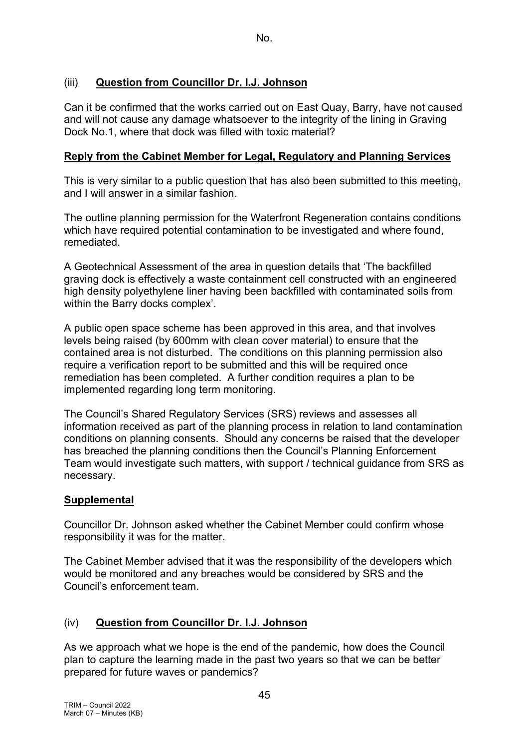No.

(iii) **Question from Councillor Dr. I.J. Johnson**

Can it be confirmed that the works carried out on East Quay, Barry, have not caused and will not cause any damage whatsoever to the integrity of the lining in Graving Dock No.1, where that dock was filled with toxic material?

**Reply from the Cabinet Member for Legal, Regulatory and Planning Services**

This is very similar to a public question that has also been submitted to this meeting, and I will answer in a similar fashion.

The outline planning permission for the Waterfront Regeneration contains conditions which have required potential contamination to be investigated and where found, remediated.

A Geotechnical Assessment of the area in question details that 'The backfilled graving dock is effectively a waste containment cell constructed with an engineered high density polyethylene liner having been backfilled with contaminated soils from within the Barry docks complex'.

A public open space scheme has been approved in this area, and that involves levels being raised (by 600mm with clean cover material) to ensure that the contained area is not disturbed. The conditions on this planning permission also require a verification report to be submitted and this will be required once remediation has been completed. A further condition requires a plan to be implemented regarding long term monitoring.

The Council's Shared Regulatory Services (SRS) reviews and assesses all information received as part of the planning process in relation to land contamination conditions on planning consents. Should any concerns be raised that the developer has breached the planning conditions then the Council's Planning Enforcement Team would investigate such matters, with support / technical guidance from SRS as necessary.

**Supplemental**

Councillor Dr. Johnson asked whether the Cabinet Member could confirm whose responsibility it was for the matter.

The Cabinet Member advised that it was the responsibility of the developers which would be monitored and any breaches would be considered by SRS and the Council's enforcement team.

(iv) **Question from Councillor Dr. I.J. Johnson**

As we approach what we hope is the end of the pandemic, how does the Council plan to capture the learning made in the past two years so that we can be better prepared for future waves or pandemics?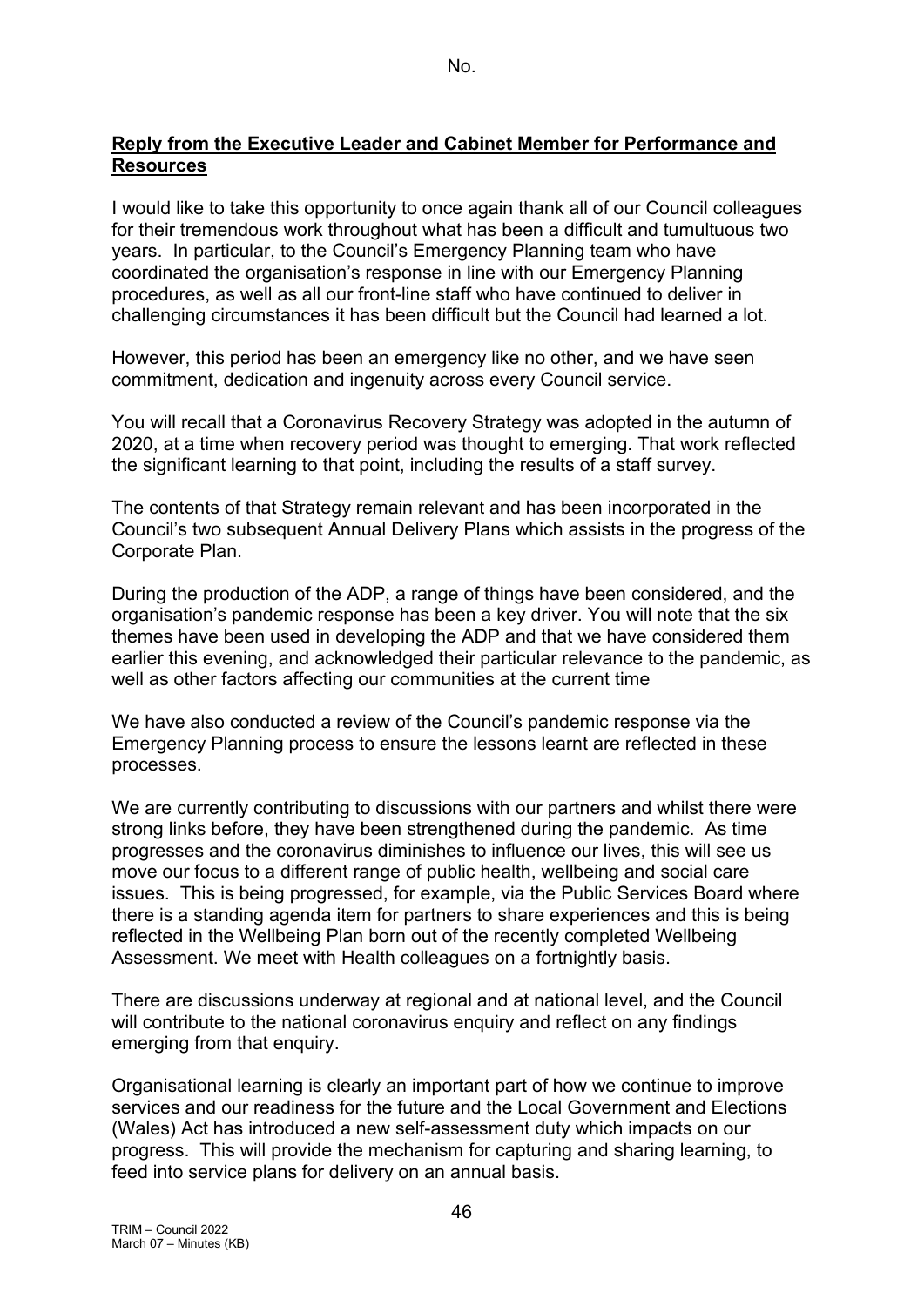No.

**Reply from the Executive Leader and Cabinet Member for Performance and Resources**

I would like to take this opportunity to once again thank all of our Council colleagues for their tremendous work throughout what has been a difficult and tumultuous two years. In particular, to the Council's Emergency Planning team who have coordinated the organisation's response in line with our Emergency Planning procedures, as well as all our front-line staff who have continued to deliver in challenging circumstances it has been difficult but the Council had learned a lot.

However, this period has been an emergency like no other, and we have seen commitment, dedication and ingenuity across every Council service.

You will recall that a Coronavirus Recovery Strategy was adopted in the autumn of 2020, at a time when recovery period was thought to emerging. That work reflected the significant learning to that point, including the results of a staff survey.

The contents of that Strategy remain relevant and has been incorporated in the Council's two subsequent Annual Delivery Plans which assists in the progress of the Corporate Plan.

During the production of the ADP, a range of things have been considered, and the organisation's pandemic response has been a key driver. You will note that the six themes have been used in developing the ADP and that we have considered them earlier this evening, and acknowledged their particular relevance to the pandemic, as well as other factors affecting our communities at the current time

We have also conducted a review of the Council's pandemic response via the Emergency Planning process to ensure the lessons learnt are reflected in these processes.

We are currently contributing to discussions with our partners and whilst there were strong links before, they have been strengthened during the pandemic. As time progresses and the coronavirus diminishes to influence our lives, this will see us move our focus to a different range of public health, wellbeing and social care issues. This is being progressed, for example, via the Public Services Board where there is a standing agenda item for partners to share experiences and this is being reflected in the Wellbeing Plan born out of the recently completed Wellbeing Assessment. We meet with Health colleagues on a fortnightly basis.

There are discussions underway at regional and at national level, and the Council will contribute to the national coronavirus enquiry and reflect on any findings emerging from that enquiry.

Organisational learning is clearly an important part of how we continue to improve services and our readiness for the future and the Local Government and Elections (Wales) Act has introduced a new self-assessment duty which impacts on our progress. This will provide the mechanism for capturing and sharing learning, to feed into service plans for delivery on an annual basis.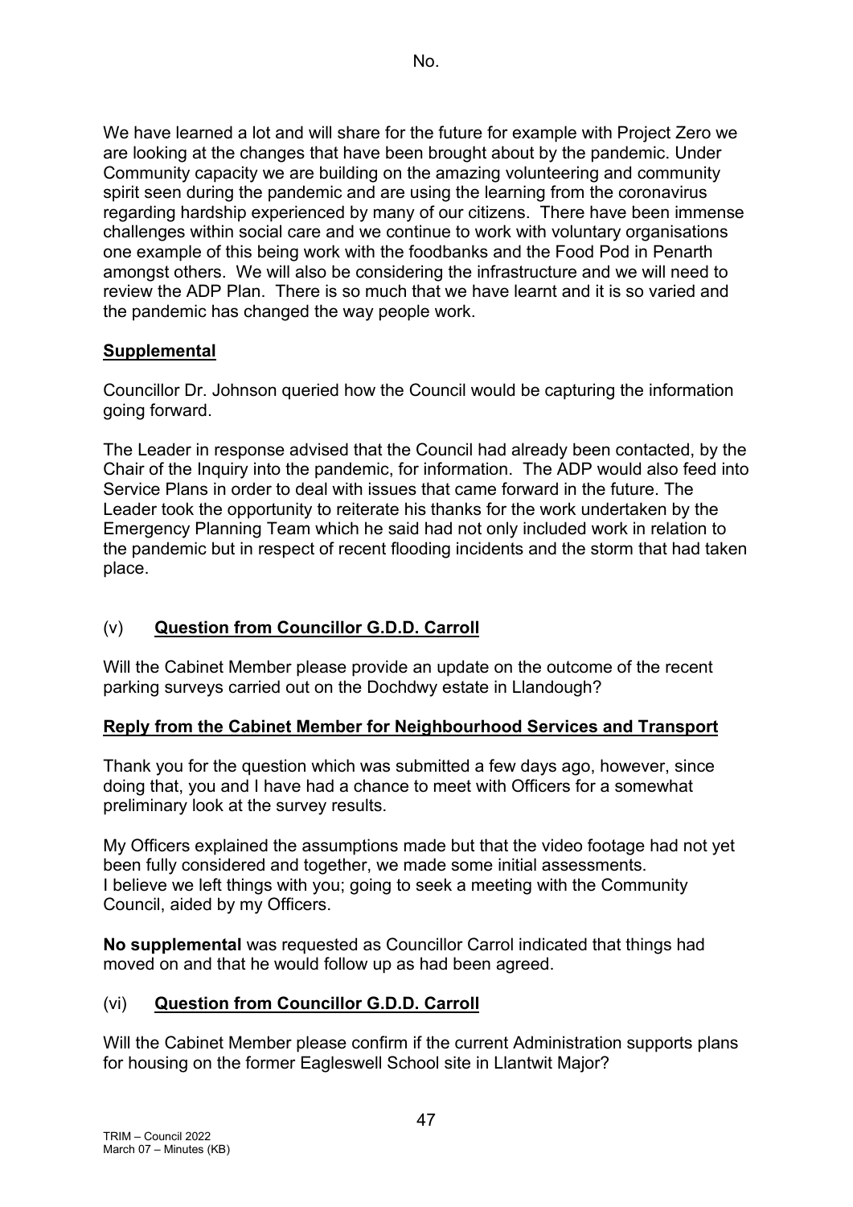We have learned a lot and will share for the future for example with Project Zero we are looking at the changes that have been brought about by the pandemic. Under Community capacity we are building on the amazing volunteering and community spirit seen during the pandemic and are using the learning from the coronavirus regarding hardship experienced by many of our citizens. There have been immense challenges within social care and we continue to work with voluntary organisations one example of this being work with the foodbanks and the Food Pod in Penarth amongst others. We will also be considering the infrastructure and we will need to review the ADP Plan. There is so much that we have learnt and it is so varied and the pandemic has changed the way people work.

**Supplemental**

Councillor Dr. Johnson queried how the Council would be capturing the information going forward.

The Leader in response advised that the Council had already been contacted, by the Chair of the Inquiry into the pandemic, for information. The ADP would also feed into Service Plans in order to deal with issues that came forward in the future. The Leader took the opportunity to reiterate his thanks for the work undertaken by the Emergency Planning Team which he said had not only included work in relation to the pandemic but in respect of recent flooding incidents and the storm that had taken place.

(v) **Question from Councillor G.D.D. Carroll**

Will the Cabinet Member please provide an update on the outcome of the recent parking surveys carried out on the Dochdwy estate in Llandough?

**Reply from the Cabinet Member for Neighbourhood Services and Transport**

Thank you for the question which was submitted a few days ago, however, since doing that, you and I have had a chance to meet with Officers for a somewhat preliminary look at the survey results.

My Officers explained the assumptions made but that the video footage had not yet been fully considered and together, we made some initial assessments.
I believe we left things with you; going to seek a meeting with the Community Council, aided by my Officers.

**No supplemental** was requested as Councillor Carrol indicated that things had moved on and that he would follow up as had been agreed.

(vi) **Question from Councillor G.D.D. Carroll**

Will the Cabinet Member please confirm if the current Administration supports plans for housing on the former Eagleswell School site in Llantwit Major?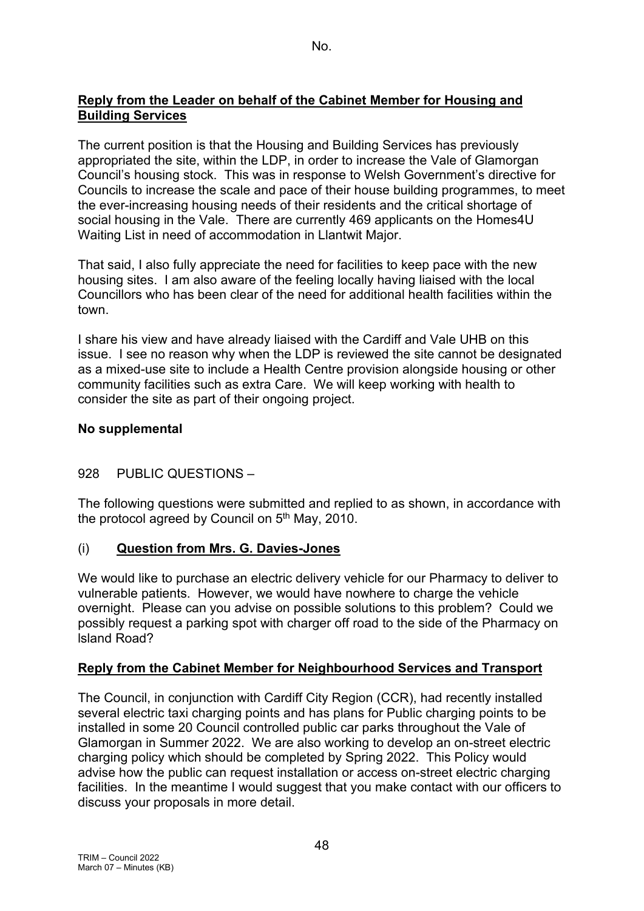No.

**Reply from the Leader on behalf of the Cabinet Member for Housing and Building Services**

The current position is that the Housing and Building Services has previously appropriated the site, within the LDP, in order to increase the Vale of Glamorgan Council's housing stock. This was in response to Welsh Government's directive for Councils to increase the scale and pace of their house building programmes, to meet the ever-increasing housing needs of their residents and the critical shortage of social housing in the Vale. There are currently 469 applicants on the Homes4U Waiting List in need of accommodation in Llantwit Major.

That said, I also fully appreciate the need for facilities to keep pace with the new housing sites. I am also aware of the feeling locally having liaised with the local Councillors who has been clear of the need for additional health facilities within the town.

I share his view and have already liaised with the Cardiff and Vale UHB on this issue. I see no reason why when the LDP is reviewed the site cannot be designated as a mixed-use site to include a Health Centre provision alongside housing or other community facilities such as extra Care. We will keep working with health to consider the site as part of their ongoing project.

**No supplemental**

928 PUBLIC QUESTIONS –

The following questions were submitted and replied to as shown, in accordance with the protocol agreed by Council on 5th May, 2010.

(i) **Question from Mrs. G. Davies-Jones**

We would like to purchase an electric delivery vehicle for our Pharmacy to deliver to vulnerable patients. However, we would have nowhere to charge the vehicle overnight. Please can you advise on possible solutions to this problem? Could we possibly request a parking spot with charger off road to the side of the Pharmacy on Island Road?

**Reply from the Cabinet Member for Neighbourhood Services and Transport**

The Council, in conjunction with Cardiff City Region (CCR), had recently installed several electric taxi charging points and has plans for Public charging points to be installed in some 20 Council controlled public car parks throughout the Vale of Glamorgan in Summer 2022. We are also working to develop an on-street electric charging policy which should be completed by Spring 2022. This Policy would advise how the public can request installation or access on-street electric charging facilities. In the meantime I would suggest that you make contact with our officers to discuss your proposals in more detail.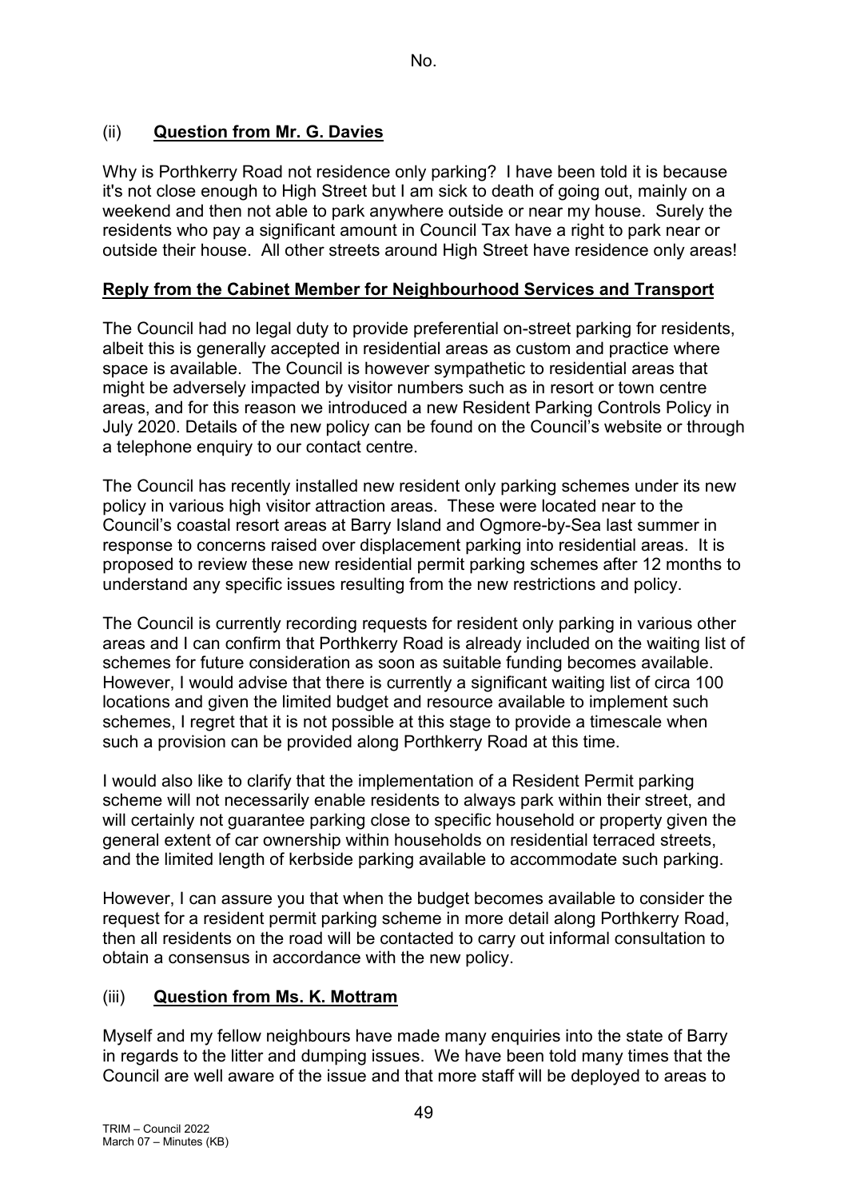No.

## (ii) **Question from Mr. G. Davies**

Why is Porthkerry Road not residence only parking? I have been told it is because it's not close enough to High Street but I am sick to death of going out, mainly on a weekend and then not able to park anywhere outside or near my house. Surely the residents who pay a significant amount in Council Tax have a right to park near or outside their house. All other streets around High Street have residence only areas!

**Reply from the Cabinet Member for Neighbourhood Services and Transport**

The Council had no legal duty to provide preferential on-street parking for residents, albeit this is generally accepted in residential areas as custom and practice where space is available. The Council is however sympathetic to residential areas that might be adversely impacted by visitor numbers such as in resort or town centre areas, and for this reason we introduced a new Resident Parking Controls Policy in July 2020. Details of the new policy can be found on the Council's website or through a telephone enquiry to our contact centre.

The Council has recently installed new resident only parking schemes under its new policy in various high visitor attraction areas. These were located near to the Council's coastal resort areas at Barry Island and Ogmore-by-Sea last summer in response to concerns raised over displacement parking into residential areas. It is proposed to review these new residential permit parking schemes after 12 months to understand any specific issues resulting from the new restrictions and policy.

The Council is currently recording requests for resident only parking in various other areas and I can confirm that Porthkerry Road is already included on the waiting list of schemes for future consideration as soon as suitable funding becomes available. However, I would advise that there is currently a significant waiting list of circa 100 locations and given the limited budget and resource available to implement such schemes, I regret that it is not possible at this stage to provide a timescale when such a provision can be provided along Porthkerry Road at this time.

I would also like to clarify that the implementation of a Resident Permit parking scheme will not necessarily enable residents to always park within their street, and will certainly not guarantee parking close to specific household or property given the general extent of car ownership within households on residential terraced streets, and the limited length of kerbside parking available to accommodate such parking.

However, I can assure you that when the budget becomes available to consider the request for a resident permit parking scheme in more detail along Porthkerry Road, then all residents on the road will be contacted to carry out informal consultation to obtain a consensus in accordance with the new policy.

## (iii) **Question from Ms. K. Mottram**

Myself and my fellow neighbours have made many enquiries into the state of Barry in regards to the litter and dumping issues. We have been told many times that the Council are well aware of the issue and that more staff will be deployed to areas to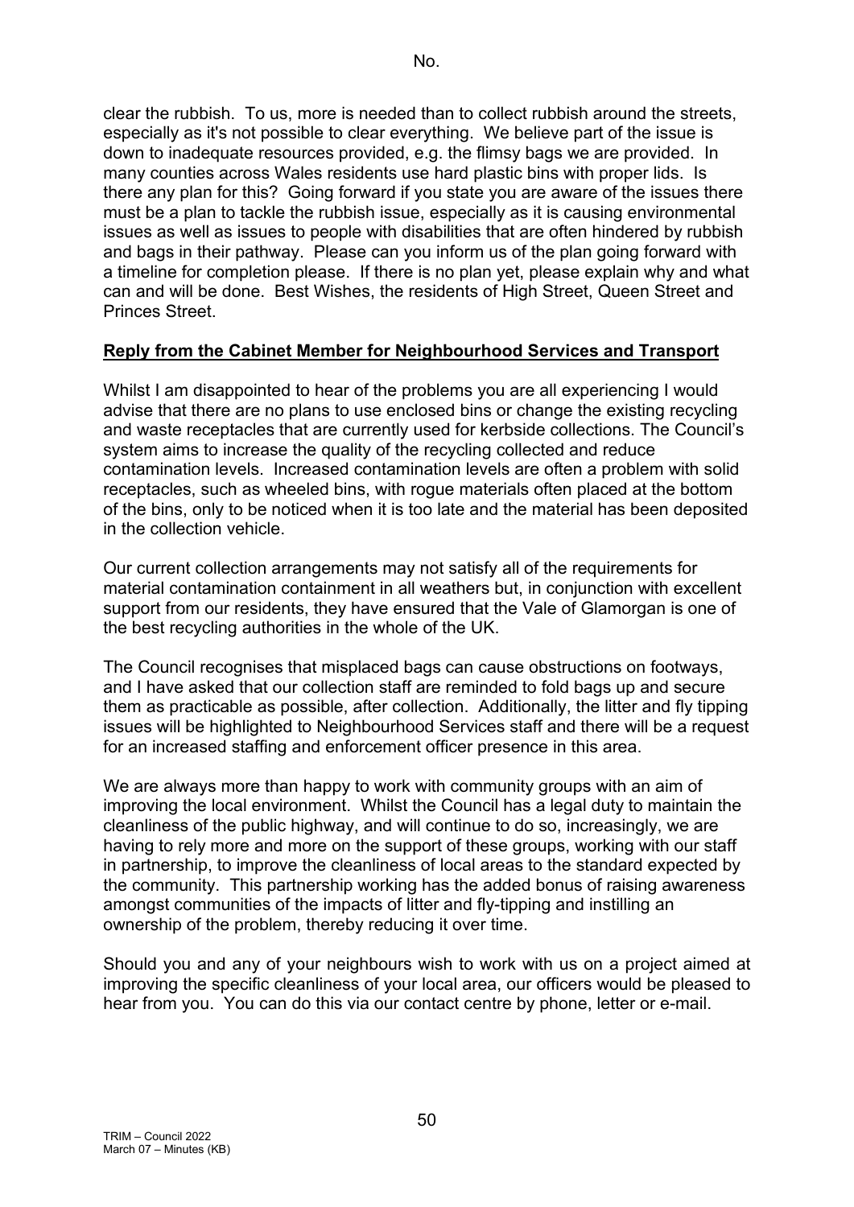clear the rubbish. To us, more is needed than to collect rubbish around the streets, especially as it's not possible to clear everything. We believe part of the issue is down to inadequate resources provided, e.g. the flimsy bags we are provided. In many counties across Wales residents use hard plastic bins with proper lids. Is there any plan for this? Going forward if you state you are aware of the issues there must be a plan to tackle the rubbish issue, especially as it is causing environmental issues as well as issues to people with disabilities that are often hindered by rubbish and bags in their pathway. Please can you inform us of the plan going forward with a timeline for completion please. If there is no plan yet, please explain why and what can and will be done. Best Wishes, the residents of High Street, Queen Street and Princes Street.

**Reply from the Cabinet Member for Neighbourhood Services and Transport**

Whilst I am disappointed to hear of the problems you are all experiencing I would advise that there are no plans to use enclosed bins or change the existing recycling and waste receptacles that are currently used for kerbside collections. The Council's system aims to increase the quality of the recycling collected and reduce contamination levels. Increased contamination levels are often a problem with solid receptacles, such as wheeled bins, with rogue materials often placed at the bottom of the bins, only to be noticed when it is too late and the material has been deposited in the collection vehicle.

Our current collection arrangements may not satisfy all of the requirements for material contamination containment in all weathers but, in conjunction with excellent support from our residents, they have ensured that the Vale of Glamorgan is one of the best recycling authorities in the whole of the UK.

The Council recognises that misplaced bags can cause obstructions on footways, and I have asked that our collection staff are reminded to fold bags up and secure them as practicable as possible, after collection. Additionally, the litter and fly tipping issues will be highlighted to Neighbourhood Services staff and there will be a request for an increased staffing and enforcement officer presence in this area.

We are always more than happy to work with community groups with an aim of improving the local environment. Whilst the Council has a legal duty to maintain the cleanliness of the public highway, and will continue to do so, increasingly, we are having to rely more and more on the support of these groups, working with our staff in partnership, to improve the cleanliness of local areas to the standard expected by the community. This partnership working has the added bonus of raising awareness amongst communities of the impacts of litter and fly-tipping and instilling an ownership of the problem, thereby reducing it over time.

Should you and any of your neighbours wish to work with us on a project aimed at improving the specific cleanliness of your local area, our officers would be pleased to hear from you. You can do this via our contact centre by phone, letter or e-mail.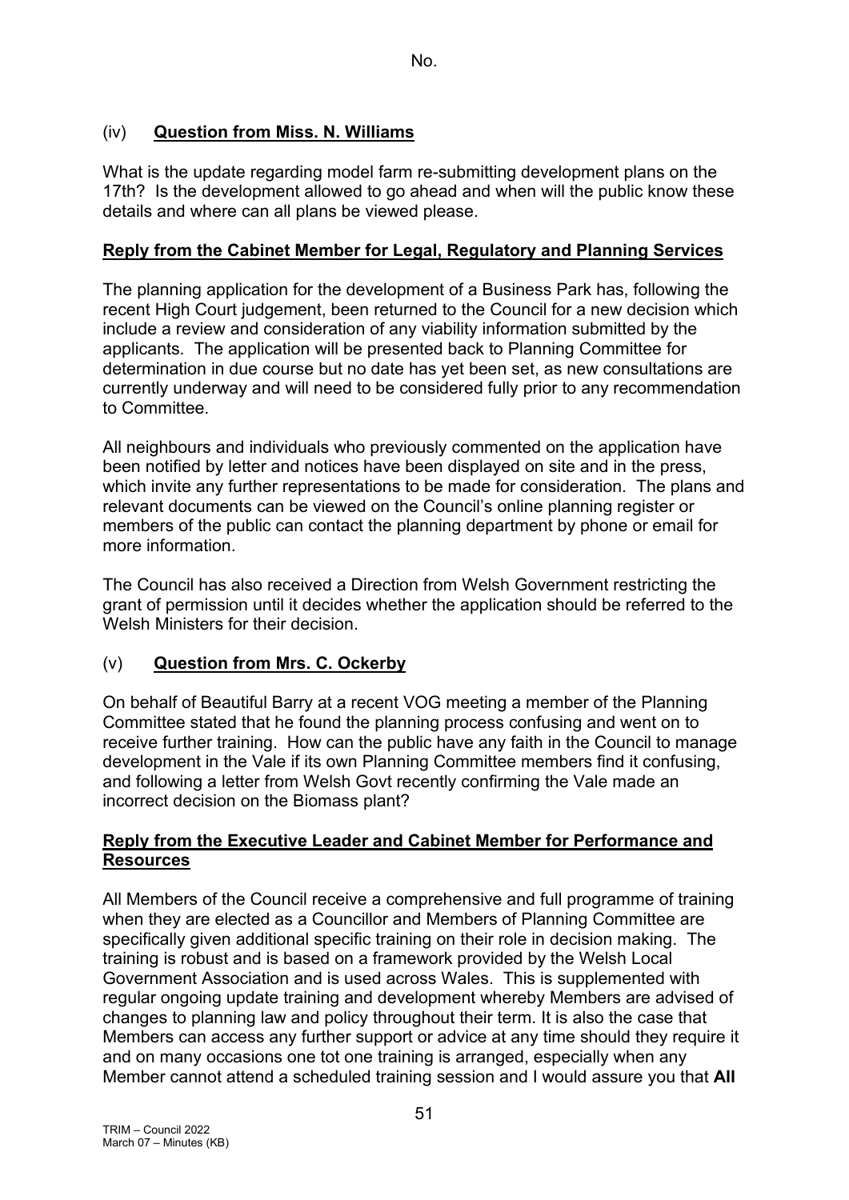No.

## (iv) **Question from Miss. N. Williams**

What is the update regarding model farm re-submitting development plans on the 17th? Is the development allowed to go ahead and when will the public know these details and where can all plans be viewed please.

### **Reply from the Cabinet Member for Legal, Regulatory and Planning Services**

The planning application for the development of a Business Park has, following the recent High Court judgement, been returned to the Council for a new decision which include a review and consideration of any viability information submitted by the applicants. The application will be presented back to Planning Committee for determination in due course but no date has yet been set, as new consultations are currently underway and will need to be considered fully prior to any recommendation to Committee.

All neighbours and individuals who previously commented on the application have been notified by letter and notices have been displayed on site and in the press, which invite any further representations to be made for consideration. The plans and relevant documents can be viewed on the Council's online planning register or members of the public can contact the planning department by phone or email for more information.

The Council has also received a Direction from Welsh Government restricting the grant of permission until it decides whether the application should be referred to the Welsh Ministers for their decision.

## (v) **Question from Mrs. C. Ockerby**

On behalf of Beautiful Barry at a recent VOG meeting a member of the Planning Committee stated that he found the planning process confusing and went on to receive further training. How can the public have any faith in the Council to manage development in the Vale if its own Planning Committee members find it confusing, and following a letter from Welsh Govt recently confirming the Vale made an incorrect decision on the Biomass plant?

### **Reply from the Executive Leader and Cabinet Member for Performance and Resources**

All Members of the Council receive a comprehensive and full programme of training when they are elected as a Councillor and Members of Planning Committee are specifically given additional specific training on their role in decision making. The training is robust and is based on a framework provided by the Welsh Local Government Association and is used across Wales. This is supplemented with regular ongoing update training and development whereby Members are advised of changes to planning law and policy throughout their term. It is also the case that Members can access any further support or advice at any time should they require it and on many occasions one tot one training is arranged, especially when any Member cannot attend a scheduled training session and I would assure you that **All**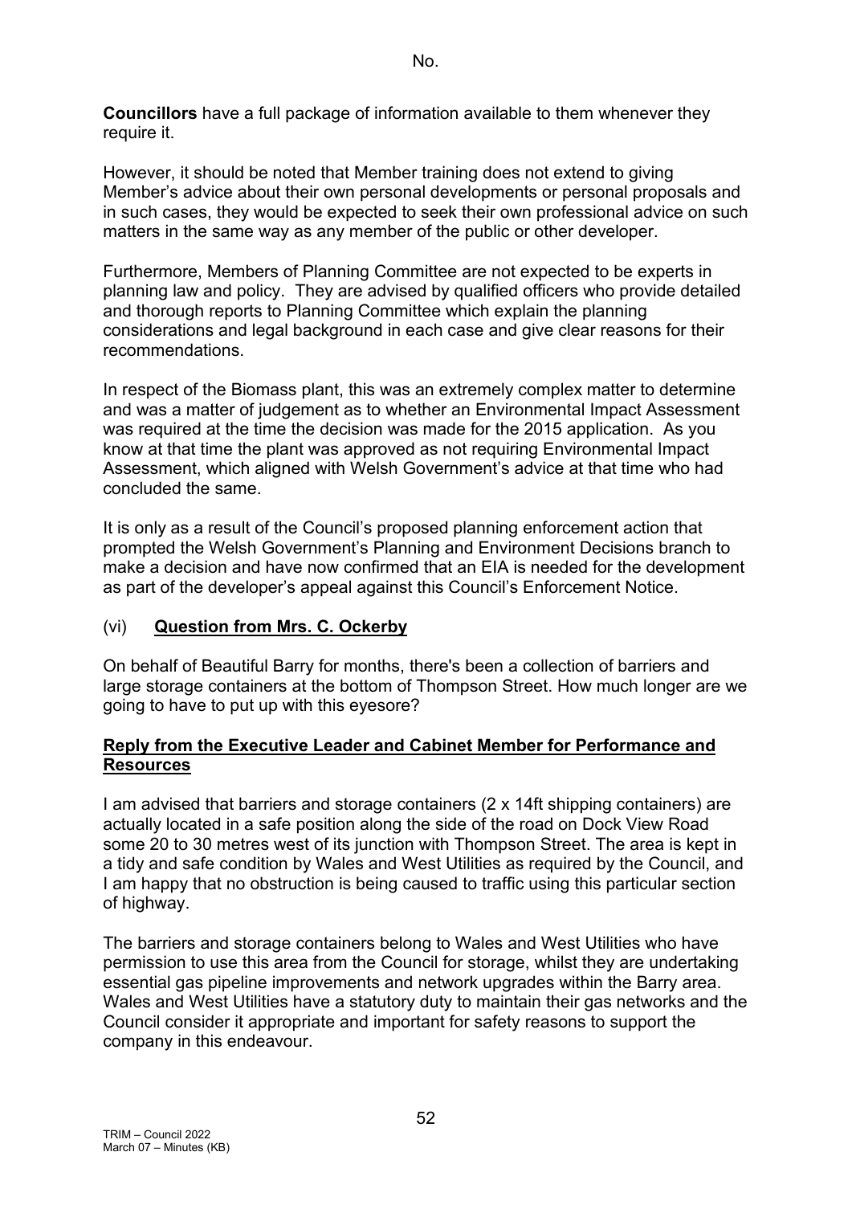**Councillors** have a full package of information available to them whenever they require it.

However, it should be noted that Member training does not extend to giving Member's advice about their own personal developments or personal proposals and in such cases, they would be expected to seek their own professional advice on such matters in the same way as any member of the public or other developer.

Furthermore, Members of Planning Committee are not expected to be experts in planning law and policy. They are advised by qualified officers who provide detailed and thorough reports to Planning Committee which explain the planning considerations and legal background in each case and give clear reasons for their recommendations.

In respect of the Biomass plant, this was an extremely complex matter to determine and was a matter of judgement as to whether an Environmental Impact Assessment was required at the time the decision was made for the 2015 application. As you know at that time the plant was approved as not requiring Environmental Impact Assessment, which aligned with Welsh Government's advice at that time who had concluded the same.

It is only as a result of the Council's proposed planning enforcement action that prompted the Welsh Government's Planning and Environment Decisions branch to make a decision and have now confirmed that an EIA is needed for the development as part of the developer's appeal against this Council's Enforcement Notice.

(vi) **Question from Mrs. C. Ockerby**

On behalf of Beautiful Barry for months, there's been a collection of barriers and large storage containers at the bottom of Thompson Street. How much longer are we going to have to put up with this eyesore?

**Reply from the Executive Leader and Cabinet Member for Performance and Resources**

I am advised that barriers and storage containers (2 x 14ft shipping containers) are actually located in a safe position along the side of the road on Dock View Road some 20 to 30 metres west of its junction with Thompson Street. The area is kept in a tidy and safe condition by Wales and West Utilities as required by the Council, and I am happy that no obstruction is being caused to traffic using this particular section of highway.

The barriers and storage containers belong to Wales and West Utilities who have permission to use this area from the Council for storage, whilst they are undertaking essential gas pipeline improvements and network upgrades within the Barry area. Wales and West Utilities have a statutory duty to maintain their gas networks and the Council consider it appropriate and important for safety reasons to support the company in this endeavour.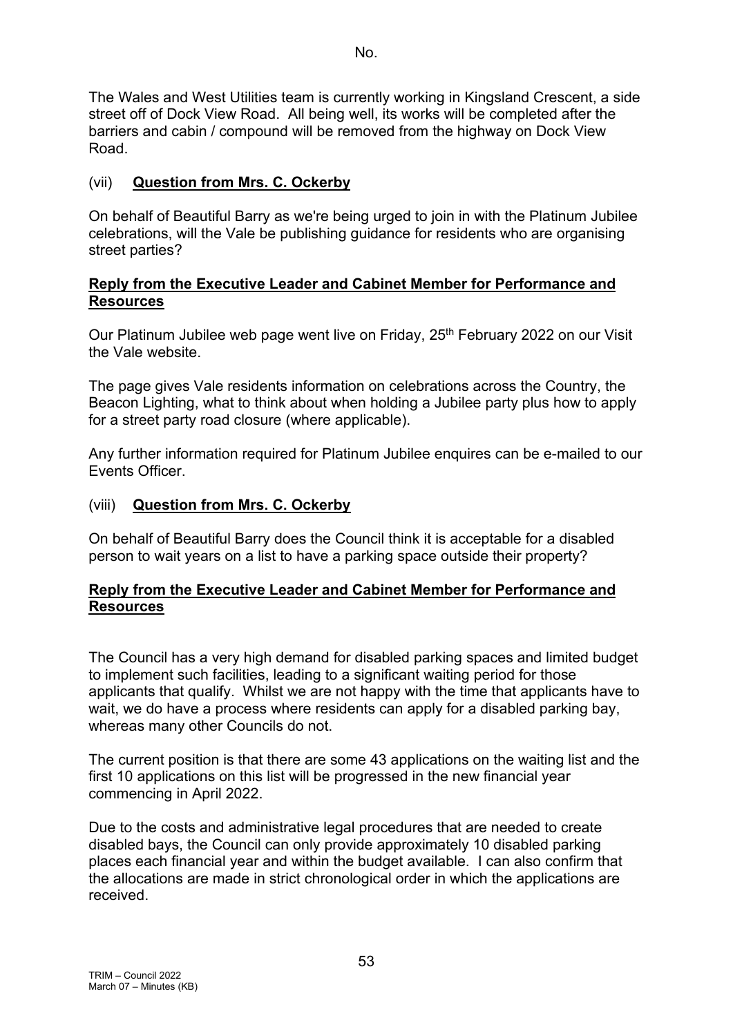No.

The Wales and West Utilities team is currently working in Kingsland Crescent, a side street off of Dock View Road. All being well, its works will be completed after the barriers and cabin / compound will be removed from the highway on Dock View Road.

(vii) **<u>Question from Mrs. C. Ockerby</u>**

On behalf of Beautiful Barry as we're being urged to join in with the Platinum Jubilee celebrations, will the Vale be publishing guidance for residents who are organising street parties?

**<u>Reply from the Executive Leader and Cabinet Member for Performance and Resources</u>**

Our Platinum Jubilee web page went live on Friday, 25th February 2022 on our Visit the Vale website.

The page gives Vale residents information on celebrations across the Country, the Beacon Lighting, what to think about when holding a Jubilee party plus how to apply for a street party road closure (where applicable).

Any further information required for Platinum Jubilee enquires can be e-mailed to our Events Officer.

(viii) **<u>Question from Mrs. C. Ockerby</u>**

On behalf of Beautiful Barry does the Council think it is acceptable for a disabled person to wait years on a list to have a parking space outside their property?

**<u>Reply from the Executive Leader and Cabinet Member for Performance and Resources</u>**

The Council has a very high demand for disabled parking spaces and limited budget to implement such facilities, leading to a significant waiting period for those applicants that qualify. Whilst we are not happy with the time that applicants have to wait, we do have a process where residents can apply for a disabled parking bay, whereas many other Councils do not.

The current position is that there are some 43 applications on the waiting list and the first 10 applications on this list will be progressed in the new financial year commencing in April 2022.

Due to the costs and administrative legal procedures that are needed to create disabled bays, the Council can only provide approximately 10 disabled parking places each financial year and within the budget available. I can also confirm that the allocations are made in strict chronological order in which the applications are received.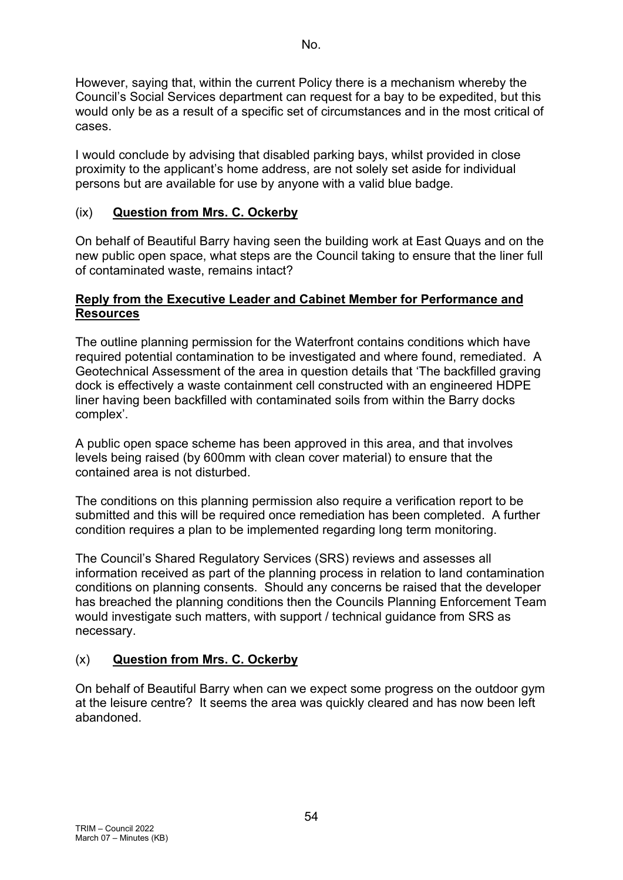No.

However, saying that, within the current Policy there is a mechanism whereby the Council's Social Services department can request for a bay to be expedited, but this would only be as a result of a specific set of circumstances and in the most critical of cases.

I would conclude by advising that disabled parking bays, whilst provided in close proximity to the applicant's home address, are not solely set aside for individual persons but are available for use by anyone with a valid blue badge.

(ix) **Question from Mrs. C. Ockerby**

On behalf of Beautiful Barry having seen the building work at East Quays and on the new public open space, what steps are the Council taking to ensure that the liner full of contaminated waste, remains intact?

**Reply from the Executive Leader and Cabinet Member for Performance and Resources**

The outline planning permission for the Waterfront contains conditions which have required potential contamination to be investigated and where found, remediated. A Geotechnical Assessment of the area in question details that 'The backfilled graving dock is effectively a waste containment cell constructed with an engineered HDPE liner having been backfilled with contaminated soils from within the Barry docks complex'.

A public open space scheme has been approved in this area, and that involves levels being raised (by 600mm with clean cover material) to ensure that the contained area is not disturbed.

The conditions on this planning permission also require a verification report to be submitted and this will be required once remediation has been completed. A further condition requires a plan to be implemented regarding long term monitoring.

The Council's Shared Regulatory Services (SRS) reviews and assesses all information received as part of the planning process in relation to land contamination conditions on planning consents. Should any concerns be raised that the developer has breached the planning conditions then the Councils Planning Enforcement Team would investigate such matters, with support / technical guidance from SRS as necessary.

(x) **Question from Mrs. C. Ockerby**

On behalf of Beautiful Barry when can we expect some progress on the outdoor gym at the leisure centre? It seems the area was quickly cleared and has now been left abandoned.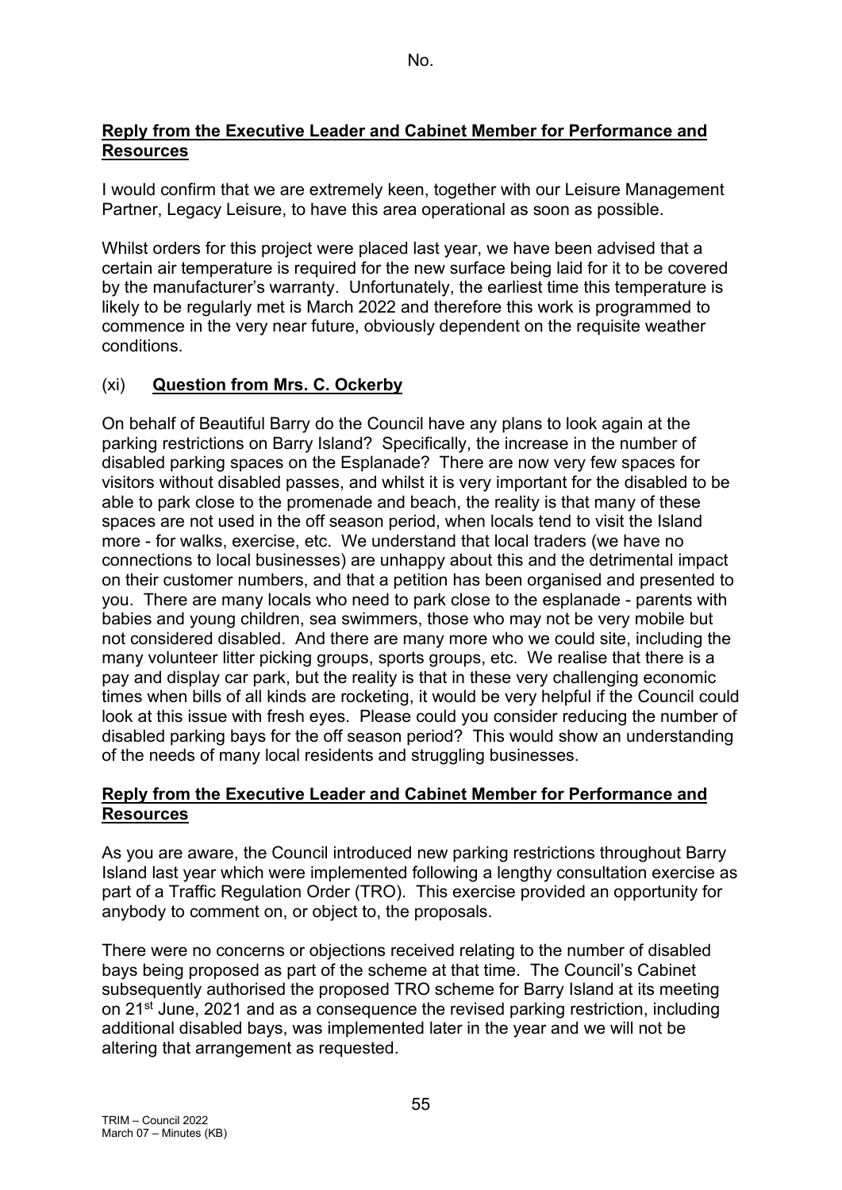No.

**Reply from the Executive Leader and Cabinet Member for Performance and Resources**

I would confirm that we are extremely keen, together with our Leisure Management Partner, Legacy Leisure, to have this area operational as soon as possible.

Whilst orders for this project were placed last year, we have been advised that a certain air temperature is required for the new surface being laid for it to be covered by the manufacturer's warranty. Unfortunately, the earliest time this temperature is likely to be regularly met is March 2022 and therefore this work is programmed to commence in the very near future, obviously dependent on the requisite weather conditions.

(xi) **Question from Mrs. C. Ockerby**

On behalf of Beautiful Barry do the Council have any plans to look again at the parking restrictions on Barry Island? Specifically, the increase in the number of disabled parking spaces on the Esplanade? There are now very few spaces for visitors without disabled passes, and whilst it is very important for the disabled to be able to park close to the promenade and beach, the reality is that many of these spaces are not used in the off season period, when locals tend to visit the Island more - for walks, exercise, etc. We understand that local traders (we have no connections to local businesses) are unhappy about this and the detrimental impact on their customer numbers, and that a petition has been organised and presented to you. There are many locals who need to park close to the esplanade - parents with babies and young children, sea swimmers, those who may not be very mobile but not considered disabled. And there are many more who we could site, including the many volunteer litter picking groups, sports groups, etc. We realise that there is a pay and display car park, but the reality is that in these very challenging economic times when bills of all kinds are rocketing, it would be very helpful if the Council could look at this issue with fresh eyes. Please could you consider reducing the number of disabled parking bays for the off season period? This would show an understanding of the needs of many local residents and struggling businesses.

**Reply from the Executive Leader and Cabinet Member for Performance and Resources**

As you are aware, the Council introduced new parking restrictions throughout Barry Island last year which were implemented following a lengthy consultation exercise as part of a Traffic Regulation Order (TRO). This exercise provided an opportunity for anybody to comment on, or object to, the proposals.

There were no concerns or objections received relating to the number of disabled bays being proposed as part of the scheme at that time. The Council's Cabinet subsequently authorised the proposed TRO scheme for Barry Island at its meeting on 21st June, 2021 and as a consequence the revised parking restriction, including additional disabled bays, was implemented later in the year and we will not be altering that arrangement as requested.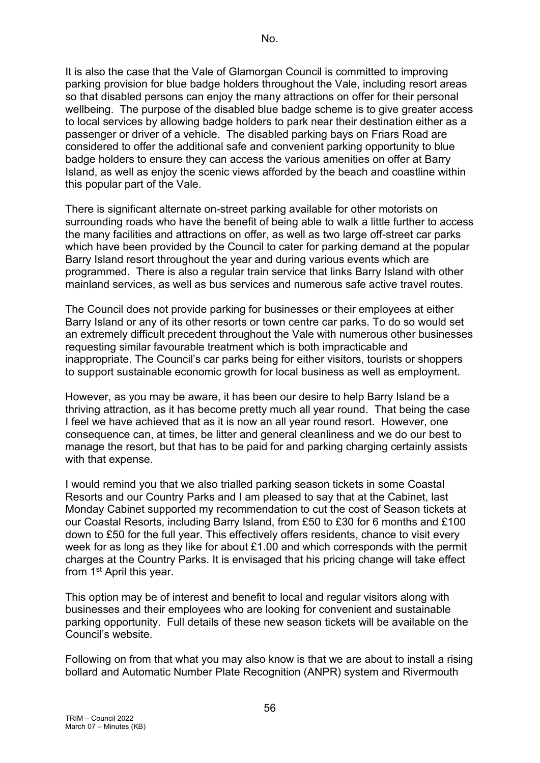No.

It is also the case that the Vale of Glamorgan Council is committed to improving parking provision for blue badge holders throughout the Vale, including resort areas so that disabled persons can enjoy the many attractions on offer for their personal wellbeing. The purpose of the disabled blue badge scheme is to give greater access to local services by allowing badge holders to park near their destination either as a passenger or driver of a vehicle. The disabled parking bays on Friars Road are considered to offer the additional safe and convenient parking opportunity to blue badge holders to ensure they can access the various amenities on offer at Barry Island, as well as enjoy the scenic views afforded by the beach and coastline within this popular part of the Vale.

There is significant alternate on-street parking available for other motorists on surrounding roads who have the benefit of being able to walk a little further to access the many facilities and attractions on offer, as well as two large off-street car parks which have been provided by the Council to cater for parking demand at the popular Barry Island resort throughout the year and during various events which are programmed. There is also a regular train service that links Barry Island with other mainland services, as well as bus services and numerous safe active travel routes.

The Council does not provide parking for businesses or their employees at either Barry Island or any of its other resorts or town centre car parks. To do so would set an extremely difficult precedent throughout the Vale with numerous other businesses requesting similar favourable treatment which is both impracticable and inappropriate. The Council's car parks being for either visitors, tourists or shoppers to support sustainable economic growth for local business as well as employment.

However, as you may be aware, it has been our desire to help Barry Island be a thriving attraction, as it has become pretty much all year round. That being the case I feel we have achieved that as it is now an all year round resort. However, one consequence can, at times, be litter and general cleanliness and we do our best to manage the resort, but that has to be paid for and parking charging certainly assists with that expense.

I would remind you that we also trialled parking season tickets in some Coastal Resorts and our Country Parks and I am pleased to say that at the Cabinet, last Monday Cabinet supported my recommendation to cut the cost of Season tickets at our Coastal Resorts, including Barry Island, from £50 to £30 for 6 months and £100 down to £50 for the full year. This effectively offers residents, chance to visit every week for as long as they like for about £1.00 and which corresponds with the permit charges at the Country Parks. It is envisaged that his pricing change will take effect from 1st April this year.

This option may be of interest and benefit to local and regular visitors along with businesses and their employees who are looking for convenient and sustainable parking opportunity. Full details of these new season tickets will be available on the Council's website.

Following on from that what you may also know is that we are about to install a rising bollard and Automatic Number Plate Recognition (ANPR) system and Rivermouth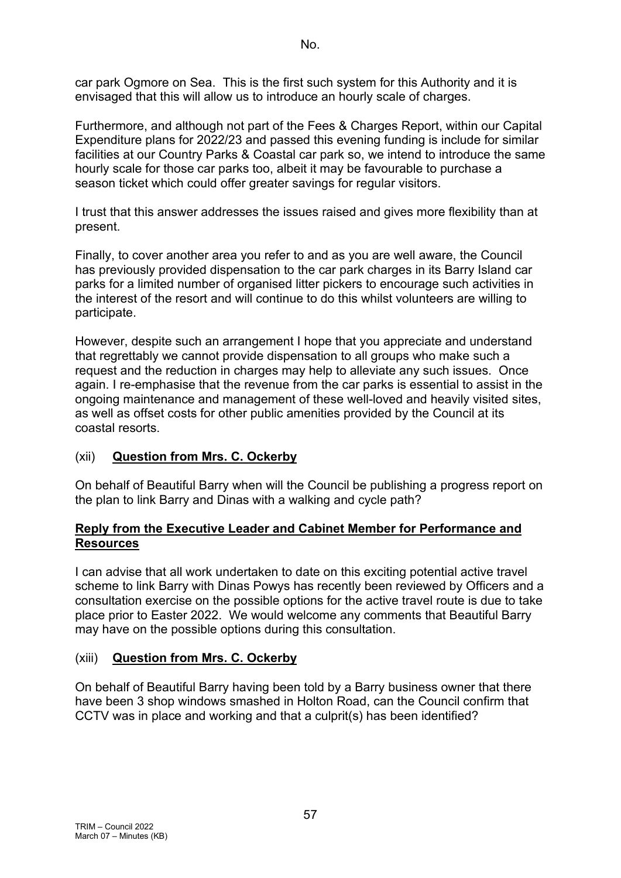car park Ogmore on Sea. This is the first such system for this Authority and it is envisaged that this will allow us to introduce an hourly scale of charges.

Furthermore, and although not part of the Fees & Charges Report, within our Capital Expenditure plans for 2022/23 and passed this evening funding is include for similar facilities at our Country Parks & Coastal car park so, we intend to introduce the same hourly scale for those car parks too, albeit it may be favourable to purchase a season ticket which could offer greater savings for regular visitors.

I trust that this answer addresses the issues raised and gives more flexibility than at present.

Finally, to cover another area you refer to and as you are well aware, the Council has previously provided dispensation to the car park charges in its Barry Island car parks for a limited number of organised litter pickers to encourage such activities in the interest of the resort and will continue to do this whilst volunteers are willing to participate.

However, despite such an arrangement I hope that you appreciate and understand that regrettably we cannot provide dispensation to all groups who make such a request and the reduction in charges may help to alleviate any such issues. Once again. I re-emphasise that the revenue from the car parks is essential to assist in the ongoing maintenance and management of these well-loved and heavily visited sites, as well as offset costs for other public amenities provided by the Council at its coastal resorts.

(xii) **Question from Mrs. C. Ockerby**

On behalf of Beautiful Barry when will the Council be publishing a progress report on the plan to link Barry and Dinas with a walking and cycle path?

**Reply from the Executive Leader and Cabinet Member for Performance and Resources**

I can advise that all work undertaken to date on this exciting potential active travel scheme to link Barry with Dinas Powys has recently been reviewed by Officers and a consultation exercise on the possible options for the active travel route is due to take place prior to Easter 2022. We would welcome any comments that Beautiful Barry may have on the possible options during this consultation.

(xiii) **Question from Mrs. C. Ockerby**

On behalf of Beautiful Barry having been told by a Barry business owner that there have been 3 shop windows smashed in Holton Road, can the Council confirm that CCTV was in place and working and that a culprit(s) has been identified?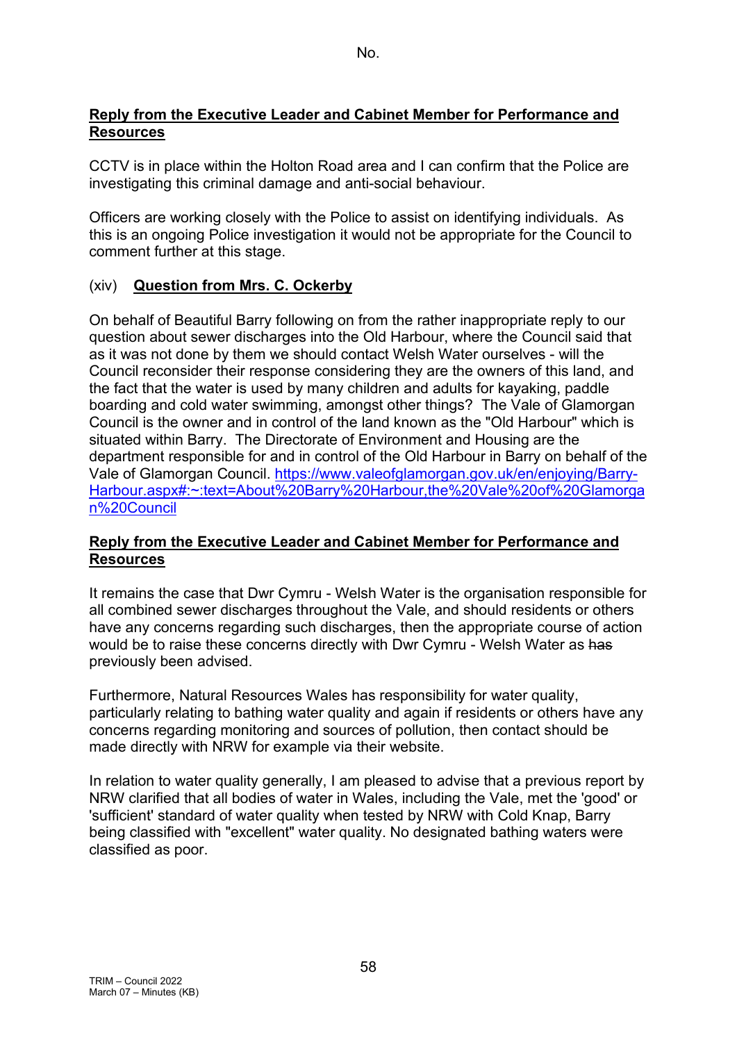No.

**Reply from the Executive Leader and Cabinet Member for Performance and Resources**

CCTV is in place within the Holton Road area and I can confirm that the Police are investigating this criminal damage and anti-social behaviour.

Officers are working closely with the Police to assist on identifying individuals. As this is an ongoing Police investigation it would not be appropriate for the Council to comment further at this stage.

(xiv) **Question from Mrs. C. Ockerby**

On behalf of Beautiful Barry following on from the rather inappropriate reply to our question about sewer discharges into the Old Harbour, where the Council said that as it was not done by them we should contact Welsh Water ourselves - will the Council reconsider their response considering they are the owners of this land, and the fact that the water is used by many children and adults for kayaking, paddle boarding and cold water swimming, amongst other things? The Vale of Glamorgan Council is the owner and in control of the land known as the "Old Harbour" which is situated within Barry. The Directorate of Environment and Housing are the department responsible for and in control of the Old Harbour in Barry on behalf of the Vale of Glamorgan Council. [https://www.valeofglamorgan.gov.uk/en/enjoying/Barry-Harbour.aspx#:~:text=About%20Barry%20Harbour,the%20Vale%20of%20Glamorgan%20Council](https://www.valeofglamorgan.gov.uk/en/enjoying/Barry-Harbour.aspx#:~:text=About%20Barry%20Harbour,the%20Vale%20of%20Glamorgan%20Council)

**Reply from the Executive Leader and Cabinet Member for Performance and Resources**

It remains the case that Dwr Cymru - Welsh Water is the organisation responsible for all combined sewer discharges throughout the Vale, and should residents or others have any concerns regarding such discharges, then the appropriate course of action would be to raise these concerns directly with Dwr Cymru - Welsh Water as ~~has~~ previously been advised.

Furthermore, Natural Resources Wales has responsibility for water quality, particularly relating to bathing water quality and again if residents or others have any concerns regarding monitoring and sources of pollution, then contact should be made directly with NRW for example via their website.

In relation to water quality generally, I am pleased to advise that a previous report by NRW clarified that all bodies of water in Wales, including the Vale, met the 'good' or 'sufficient' standard of water quality when tested by NRW with Cold Knap, Barry being classified with "excellent" water quality. No designated bathing waters were classified as poor.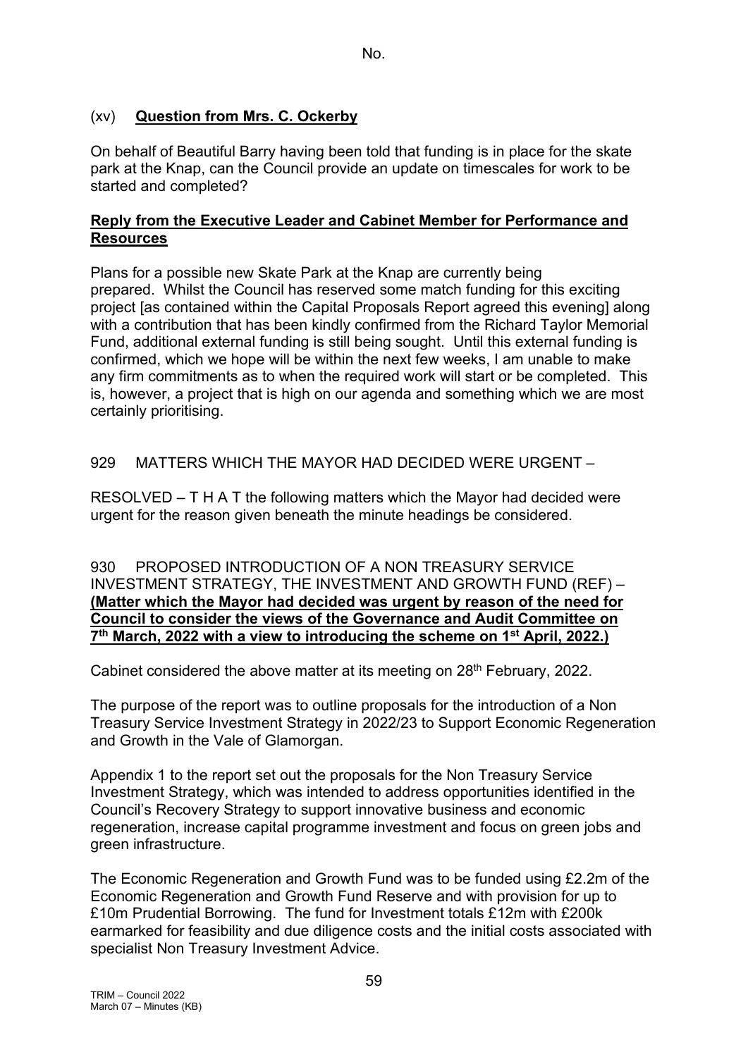No.

(xv) **Question from Mrs. C. Ockerby**

On behalf of Beautiful Barry having been told that funding is in place for the skate park at the Knap, can the Council provide an update on timescales for work to be started and completed?

**Reply from the Executive Leader and Cabinet Member for Performance and Resources**

Plans for a possible new Skate Park at the Knap are currently being prepared. Whilst the Council has reserved some match funding for this exciting project [as contained within the Capital Proposals Report agreed this evening] along with a contribution that has been kindly confirmed from the Richard Taylor Memorial Fund, additional external funding is still being sought. Until this external funding is confirmed, which we hope will be within the next few weeks, I am unable to make any firm commitments as to when the required work will start or be completed. This is, however, a project that is high on our agenda and something which we are most certainly prioritising.

929 MATTERS WHICH THE MAYOR HAD DECIDED WERE URGENT –

RESOLVED – T H A T the following matters which the Mayor had decided were urgent for the reason given beneath the minute headings be considered.

930 PROPOSED INTRODUCTION OF A NON TREASURY SERVICE INVESTMENT STRATEGY, THE INVESTMENT AND GROWTH FUND (REF) – **(Matter which the Mayor had decided was urgent by reason of the need for Council to consider the views of the Governance and Audit Committee on 7th March, 2022 with a view to introducing the scheme on 1st April, 2022.)**

Cabinet considered the above matter at its meeting on 28th February, 2022.

The purpose of the report was to outline proposals for the introduction of a Non Treasury Service Investment Strategy in 2022/23 to Support Economic Regeneration and Growth in the Vale of Glamorgan.

Appendix 1 to the report set out the proposals for the Non Treasury Service Investment Strategy, which was intended to address opportunities identified in the Council's Recovery Strategy to support innovative business and economic regeneration, increase capital programme investment and focus on green jobs and green infrastructure.

The Economic Regeneration and Growth Fund was to be funded using £2.2m of the Economic Regeneration and Growth Fund Reserve and with provision for up to £10m Prudential Borrowing. The fund for Investment totals £12m with £200k earmarked for feasibility and due diligence costs and the initial costs associated with specialist Non Treasury Investment Advice.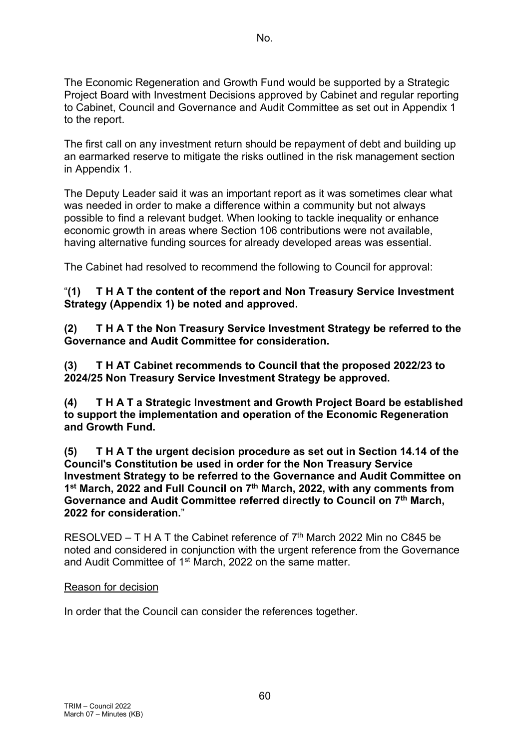The Economic Regeneration and Growth Fund would be supported by a Strategic Project Board with Investment Decisions approved by Cabinet and regular reporting to Cabinet, Council and Governance and Audit Committee as set out in Appendix 1 to the report.

The first call on any investment return should be repayment of debt and building up an earmarked reserve to mitigate the risks outlined in the risk management section in Appendix 1.

The Deputy Leader said it was an important report as it was sometimes clear what was needed in order to make a difference within a community but not always possible to find a relevant budget. When looking to tackle inequality or enhance economic growth in areas where Section 106 contributions were not available, having alternative funding sources for already developed areas was essential.

The Cabinet had resolved to recommend the following to Council for approval:

"**(1) T H A T the content of the report and Non Treasury Service Investment Strategy (Appendix 1) be noted and approved.**

**(2) T H A T the Non Treasury Service Investment Strategy be referred to the Governance and Audit Committee for consideration.**

**(3) T H AT Cabinet recommends to Council that the proposed 2022/23 to 2024/25 Non Treasury Service Investment Strategy be approved.**

**(4) T H A T a Strategic Investment and Growth Project Board be established to support the implementation and operation of the Economic Regeneration and Growth Fund.**

**(5) T H A T the urgent decision procedure as set out in Section 14.14 of the Council's Constitution be used in order for the Non Treasury Service Investment Strategy to be referred to the Governance and Audit Committee on 1st March, 2022 and Full Council on 7th March, 2022, with any comments from Governance and Audit Committee referred directly to Council on 7th March, 2022 for consideration.**"

RESOLVED – T H A T the Cabinet reference of 7th March 2022 Min no C845 be noted and considered in conjunction with the urgent reference from the Governance and Audit Committee of 1st March, 2022 on the same matter.

Reason for decision

In order that the Council can consider the references together.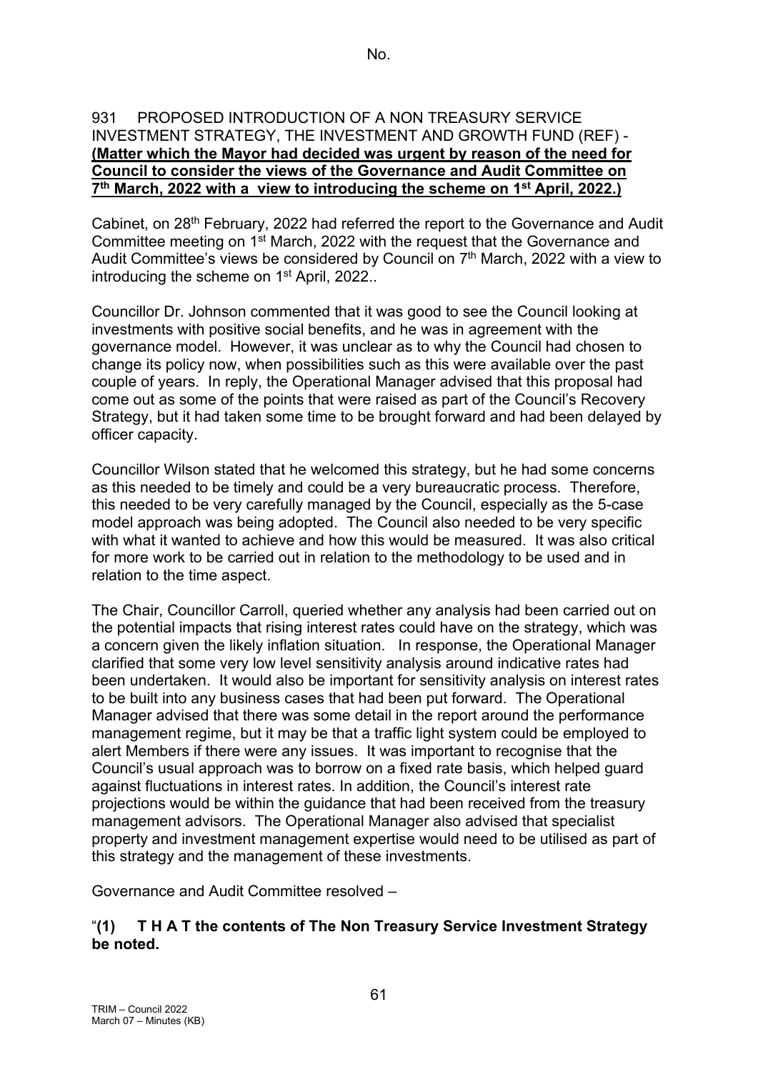931 PROPOSED INTRODUCTION OF A NON TREASURY SERVICE INVESTMENT STRATEGY, THE INVESTMENT AND GROWTH FUND (REF) - **(Matter which the Mayor had decided was urgent by reason of the need for Council to consider the views of the Governance and Audit Committee on 7th March, 2022 with a view to introducing the scheme on 1st April, 2022.)**

Cabinet, on 28th February, 2022 had referred the report to the Governance and Audit Committee meeting on 1st March, 2022 with the request that the Governance and Audit Committee's views be considered by Council on 7th March, 2022 with a view to introducing the scheme on 1st April, 2022..

Councillor Dr. Johnson commented that it was good to see the Council looking at investments with positive social benefits, and he was in agreement with the governance model. However, it was unclear as to why the Council had chosen to change its policy now, when possibilities such as this were available over the past couple of years. In reply, the Operational Manager advised that this proposal had come out as some of the points that were raised as part of the Council's Recovery Strategy, but it had taken some time to be brought forward and had been delayed by officer capacity.

Councillor Wilson stated that he welcomed this strategy, but he had some concerns as this needed to be timely and could be a very bureaucratic process. Therefore, this needed to be very carefully managed by the Council, especially as the 5-case model approach was being adopted. The Council also needed to be very specific with what it wanted to achieve and how this would be measured. It was also critical for more work to be carried out in relation to the methodology to be used and in relation to the time aspect.

The Chair, Councillor Carroll, queried whether any analysis had been carried out on the potential impacts that rising interest rates could have on the strategy, which was a concern given the likely inflation situation. In response, the Operational Manager clarified that some very low level sensitivity analysis around indicative rates had been undertaken. It would also be important for sensitivity analysis on interest rates to be built into any business cases that had been put forward. The Operational Manager advised that there was some detail in the report around the performance management regime, but it may be that a traffic light system could be employed to alert Members if there were any issues. It was important to recognise that the Council's usual approach was to borrow on a fixed rate basis, which helped guard against fluctuations in interest rates. In addition, the Council's interest rate projections would be within the guidance that had been received from the treasury management advisors. The Operational Manager also advised that specialist property and investment management expertise would need to be utilised as part of this strategy and the management of these investments.

Governance and Audit Committee resolved –

"**(1) T H A T the contents of The Non Treasury Service Investment Strategy be noted.**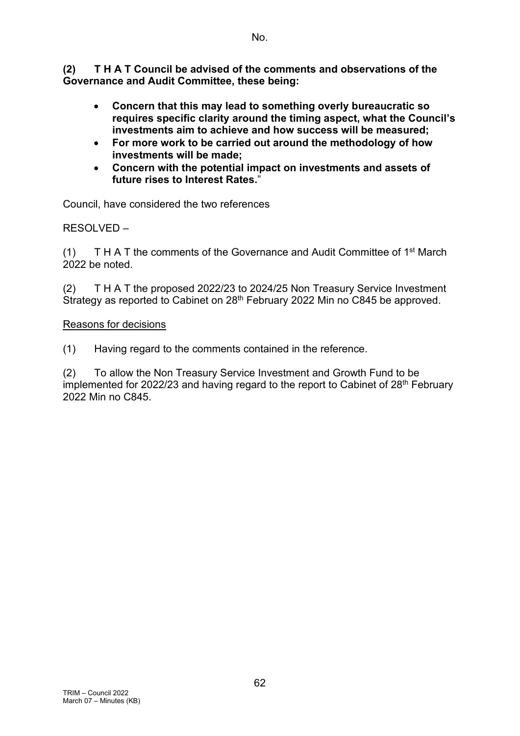No.

**(2) T H A T Council be advised of the comments and observations of the Governance and Audit Committee, these being:**

- **Concern that this may lead to something overly bureaucratic so requires specific clarity around the timing aspect, what the Council's investments aim to achieve and how success will be measured;**
- **For more work to be carried out around the methodology of how investments will be made;**
- **Concern with the potential impact on investments and assets of future rises to Interest Rates.**"

Council, have considered the two references

RESOLVED –

(1) T H A T the comments of the Governance and Audit Committee of 1st March 2022 be noted.

(2) T H A T the proposed 2022/23 to 2024/25 Non Treasury Service Investment Strategy as reported to Cabinet on 28th February 2022 Min no C845 be approved.

Reasons for decisions

(1) Having regard to the comments contained in the reference.

(2) To allow the Non Treasury Service Investment and Growth Fund to be implemented for 2022/23 and having regard to the report to Cabinet of 28th February 2022 Min no C845.